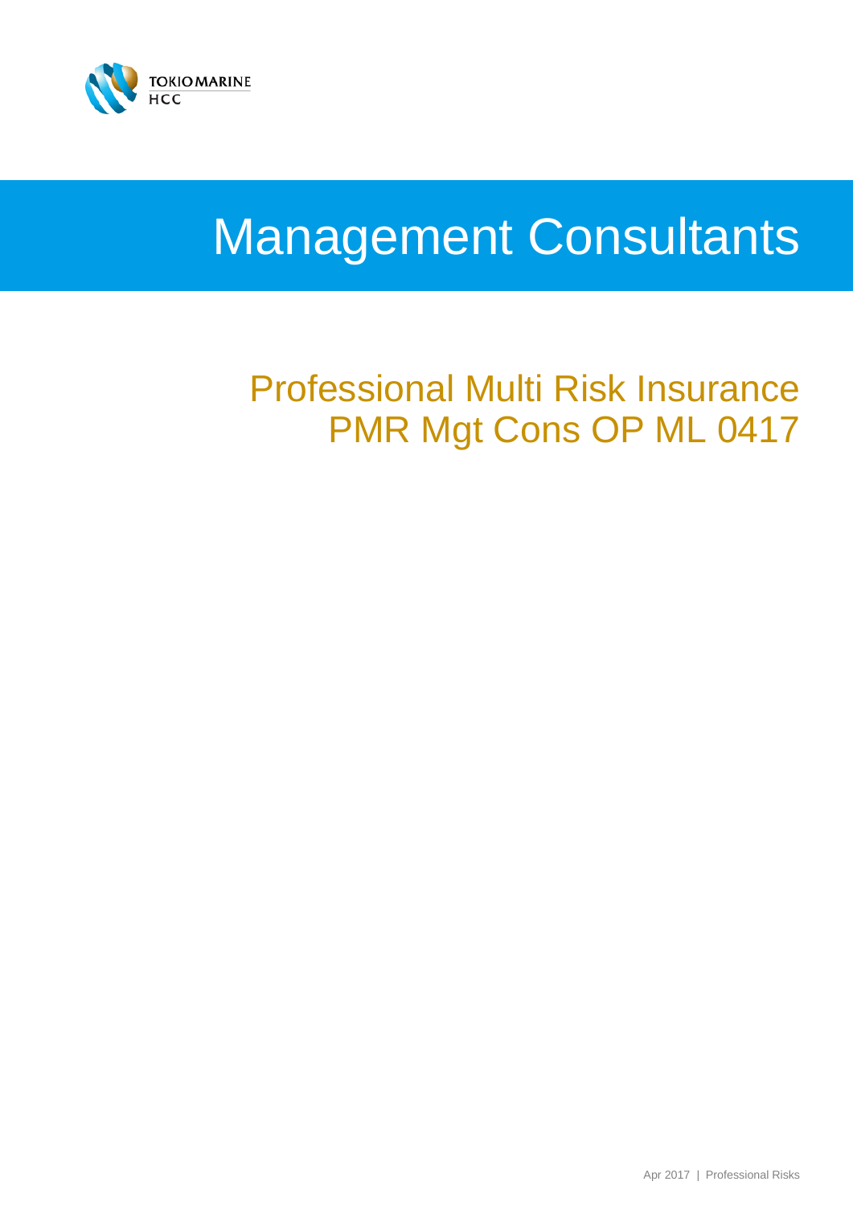TOKIO MARINE HCC

# Management Consultants

## Professional Multi Risk Insurance PMR Mgt Cons OP ML 0417

Apr 2017 | Professional Risks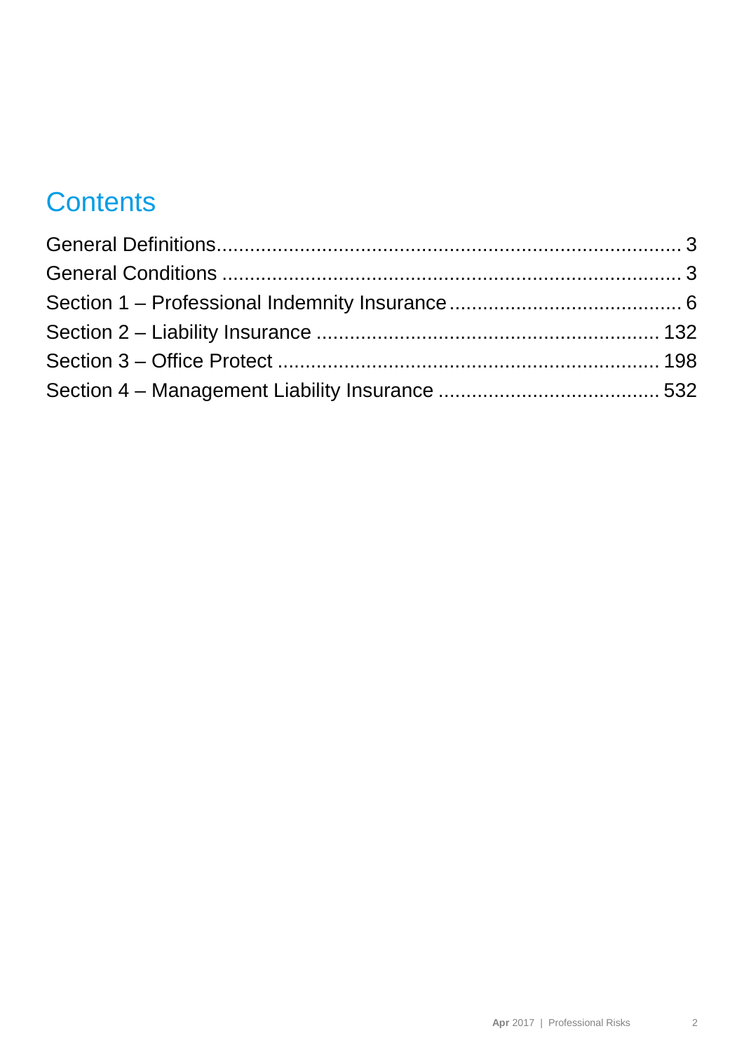# Contents

General Definitions .................................................................................. 3
General Conditions .................................................................................. 3
Section 1 – Professional Indemnity Insurance ......................................... 6
Section 2 – Liability Insurance ............................................................. 132
Section 3 – Office Protect .................................................................... 198
Section 4 – Management Liability Insurance ....................................... 532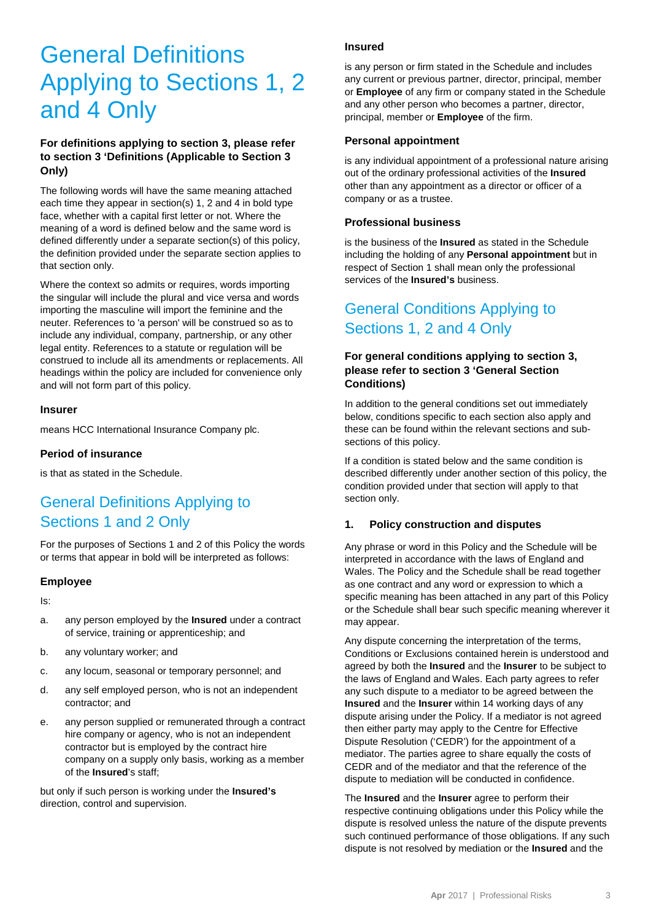# General Definitions Applying to Sections 1, 2 and 4 Only

### For definitions applying to section 3, please refer to section 3 'Definitions (Applicable to Section 3 Only)

The following words will have the same meaning attached each time they appear in section(s) 1, 2 and 4 in bold type face, whether with a capital first letter or not. Where the meaning of a word is defined below and the same word is defined differently under a separate section(s) of this policy, the definition provided under the separate section applies to that section only.

Where the context so admits or requires, words importing the singular will include the plural and vice versa and words importing the masculine will import the feminine and the neuter. References to 'a person' will be construed so as to include any individual, company, partnership, or any other legal entity. References to a statute or regulation will be construed to include all its amendments or replacements. All headings within the policy are included for convenience only and will not form part of this policy.

### Insurer

means HCC International Insurance Company plc.

### Period of insurance

is that as stated in the Schedule.

## General Definitions Applying to Sections 1 and 2 Only

For the purposes of Sections 1 and 2 of this Policy the words or terms that appear in bold will be interpreted as follows:

### Employee

Is:

a. any person employed by the **Insured** under a contract of service, training or apprenticeship; and

b. any voluntary worker; and

c. any locum, seasonal or temporary personnel; and

d. any self employed person, who is not an independent contractor; and

e. any person supplied or remunerated through a contract hire company or agency, who is not an independent contractor but is employed by the contract hire company on a supply only basis, working as a member of the **Insured**'s staff;

but only if such person is working under the **Insured's** direction, control and supervision.

### Insured

is any person or firm stated in the Schedule and includes any current or previous partner, director, principal, member or **Employee** of any firm or company stated in the Schedule and any other person who becomes a partner, director, principal, member or **Employee** of the firm.

### Personal appointment

is any individual appointment of a professional nature arising out of the ordinary professional activities of the **Insured** other than any appointment as a director or officer of a company or as a trustee.

### Professional business

is the business of the **Insured** as stated in the Schedule including the holding of any **Personal appointment** but in respect of Section 1 shall mean only the professional services of the **Insured's** business.

## General Conditions Applying to Sections 1, 2 and 4 Only

### For general conditions applying to section 3, please refer to section 3 'General Section Conditions)

In addition to the general conditions set out immediately below, conditions specific to each section also apply and these can be found within the relevant sections and sub-sections of this policy.

If a condition is stated below and the same condition is described differently under another section of this policy, the condition provided under that section will apply to that section only.

### 1. Policy construction and disputes

Any phrase or word in this Policy and the Schedule will be interpreted in accordance with the laws of England and Wales. The Policy and the Schedule shall be read together as one contract and any word or expression to which a specific meaning has been attached in any part of this Policy or the Schedule shall bear such specific meaning wherever it may appear.

Any dispute concerning the interpretation of the terms, Conditions or Exclusions contained herein is understood and agreed by both the **Insured** and the **Insurer** to be subject to the laws of England and Wales. Each party agrees to refer any such dispute to a mediator to be agreed between the **Insured** and the **Insurer** within 14 working days of any dispute arising under the Policy. If a mediator is not agreed then either party may apply to the Centre for Effective Dispute Resolution ('CEDR') for the appointment of a mediator. The parties agree to share equally the costs of CEDR and of the mediator and that the reference of the dispute to mediation will be conducted in confidence.

The **Insured** and the **Insurer** agree to perform their respective continuing obligations under this Policy while the dispute is resolved unless the nature of the dispute prevents such continued performance of those obligations. If any such dispute is not resolved by mediation or the **Insured** and the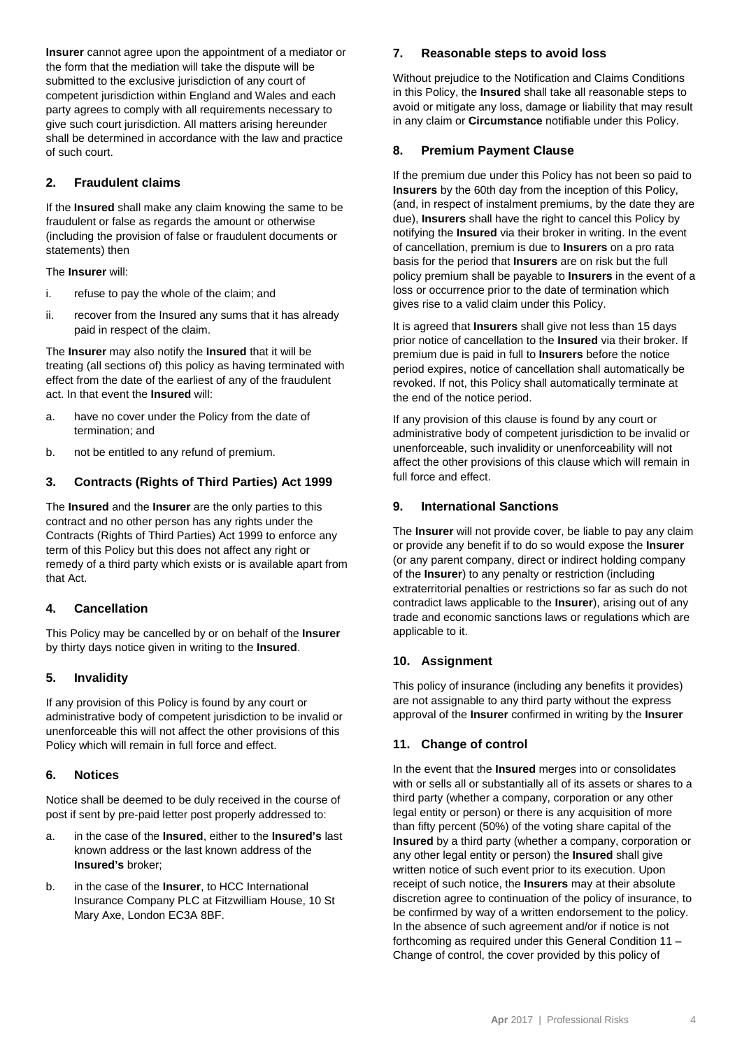**Insurer** cannot agree upon the appointment of a mediator or the form that the mediation will take the dispute will be submitted to the exclusive jurisdiction of any court of competent jurisdiction within England and Wales and each party agrees to comply with all requirements necessary to give such court jurisdiction. All matters arising hereunder shall be determined in accordance with the law and practice of such court.

### 2. Fraudulent claims

If the **Insured** shall make any claim knowing the same to be fraudulent or false as regards the amount or otherwise (including the provision of false or fraudulent documents or statements) then

The **Insurer** will:

i. refuse to pay the whole of the claim; and

ii. recover from the Insured any sums that it has already paid in respect of the claim.

The **Insurer** may also notify the **Insured** that it will be treating (all sections of) this policy as having terminated with effect from the date of the earliest of any of the fraudulent act. In that event the **Insured** will:

a. have no cover under the Policy from the date of termination; and

b. not be entitled to any refund of premium.

### 3. Contracts (Rights of Third Parties) Act 1999

The **Insured** and the **Insurer** are the only parties to this contract and no other person has any rights under the Contracts (Rights of Third Parties) Act 1999 to enforce any term of this Policy but this does not affect any right or remedy of a third party which exists or is available apart from that Act.

### 4. Cancellation

This Policy may be cancelled by or on behalf of the **Insurer** by thirty days notice given in writing to the **Insured**.

### 5. Invalidity

If any provision of this Policy is found by any court or administrative body of competent jurisdiction to be invalid or unenforceable this will not affect the other provisions of this Policy which will remain in full force and effect.

### 6. Notices

Notice shall be deemed to be duly received in the course of post if sent by pre-paid letter post properly addressed to:

a. in the case of the **Insured**, either to the **Insured's** last known address or the last known address of the **Insured's** broker;

b. in the case of the **Insurer**, to HCC International Insurance Company PLC at Fitzwilliam House, 10 St Mary Axe, London EC3A 8BF.

### 7. Reasonable steps to avoid loss

Without prejudice to the Notification and Claims Conditions in this Policy, the **Insured** shall take all reasonable steps to avoid or mitigate any loss, damage or liability that may result in any claim or **Circumstance** notifiable under this Policy.

### 8. Premium Payment Clause

If the premium due under this Policy has not been so paid to **Insurers** by the 60th day from the inception of this Policy, (and, in respect of instalment premiums, by the date they are due), **Insurers** shall have the right to cancel this Policy by notifying the **Insured** via their broker in writing. In the event of cancellation, premium is due to **Insurers** on a pro rata basis for the period that **Insurers** are on risk but the full policy premium shall be payable to **Insurers** in the event of a loss or occurrence prior to the date of termination which gives rise to a valid claim under this Policy.

It is agreed that **Insurers** shall give not less than 15 days prior notice of cancellation to the **Insured** via their broker. If premium due is paid in full to **Insurers** before the notice period expires, notice of cancellation shall automatically be revoked. If not, this Policy shall automatically terminate at the end of the notice period.

If any provision of this clause is found by any court or administrative body of competent jurisdiction to be invalid or unenforceable, such invalidity or unenforceability will not affect the other provisions of this clause which will remain in full force and effect.

### 9. International Sanctions

The **Insurer** will not provide cover, be liable to pay any claim or provide any benefit if to do so would expose the **Insurer** (or any parent company, direct or indirect holding company of the **Insurer**) to any penalty or restriction (including extraterritorial penalties or restrictions so far as such do not contradict laws applicable to the **Insurer**), arising out of any trade and economic sanctions laws or regulations which are applicable to it.

### 10. Assignment

This policy of insurance (including any benefits it provides) are not assignable to any third party without the express approval of the **Insurer** confirmed in writing by the **Insurer**

### 11. Change of control

In the event that the **Insured** merges into or consolidates with or sells all or substantially all of its assets or shares to a third party (whether a company, corporation or any other legal entity or person) or there is any acquisition of more than fifty percent (50%) of the voting share capital of the **Insured** by a third party (whether a company, corporation or any other legal entity or person) the **Insured** shall give written notice of such event prior to its execution. Upon receipt of such notice, the **Insurers** may at their absolute discretion agree to continuation of the policy of insurance, to be confirmed by way of a written endorsement to the policy. In the absence of such agreement and/or if notice is not forthcoming as required under this General Condition 11 – Change of control, the cover provided by this policy of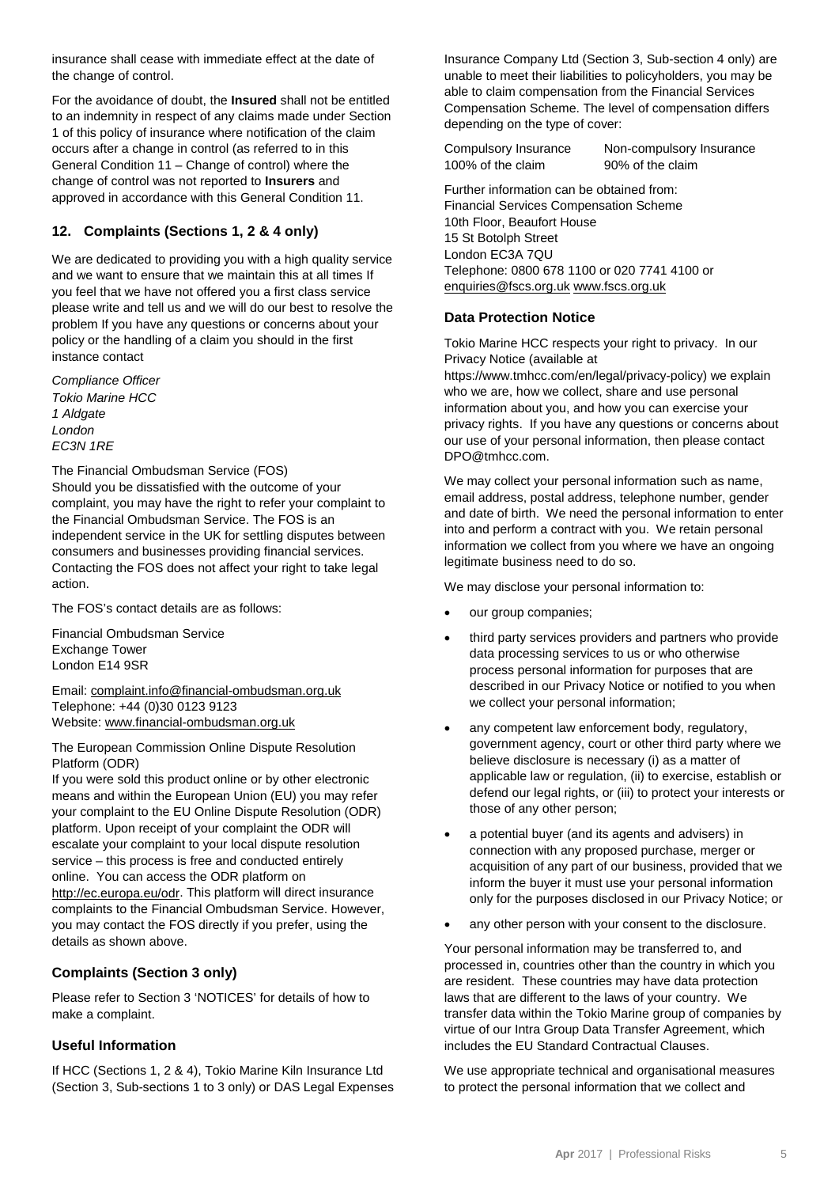insurance shall cease with immediate effect at the date of the change of control.

For the avoidance of doubt, the **Insured** shall not be entitled to an indemnity in respect of any claims made under Section 1 of this policy of insurance where notification of the claim occurs after a change in control (as referred to in this General Condition 11 – Change of control) where the change of control was not reported to **Insurers** and approved in accordance with this General Condition 11.

### 12. Complaints (Sections 1, 2 & 4 only)

We are dedicated to providing you with a high quality service and we want to ensure that we maintain this at all times If you feel that we have not offered you a first class service please write and tell us and we will do our best to resolve the problem If you have any questions or concerns about your policy or the handling of a claim you should in the first instance contact

*Compliance Officer*
*Tokio Marine HCC*
*1 Aldgate*
*London*
*EC3N 1RE*

The Financial Ombudsman Service (FOS)
Should you be dissatisfied with the outcome of your complaint, you may have the right to refer your complaint to the Financial Ombudsman Service. The FOS is an independent service in the UK for settling disputes between consumers and businesses providing financial services. Contacting the FOS does not affect your right to take legal action.

The FOS's contact details are as follows:

Financial Ombudsman Service
Exchange Tower
London E14 9SR

Email: complaint.info@financial-ombudsman.org.uk
Telephone: +44 (0)30 0123 9123
Website: www.financial-ombudsman.org.uk

The European Commission Online Dispute Resolution Platform (ODR)
If you were sold this product online or by other electronic means and within the European Union (EU) you may refer your complaint to the EU Online Dispute Resolution (ODR) platform. Upon receipt of your complaint the ODR will escalate your complaint to your local dispute resolution service – this process is free and conducted entirely online. You can access the ODR platform on http://ec.europa.eu/odr. This platform will direct insurance complaints to the Financial Ombudsman Service. However, you may contact the FOS directly if you prefer, using the details as shown above.

### Complaints (Section 3 only)

Please refer to Section 3 'NOTICES' for details of how to make a complaint.

### Useful Information

If HCC (Sections 1, 2 & 4), Tokio Marine Kiln Insurance Ltd (Section 3, Sub-sections 1 to 3 only) or DAS Legal Expenses Insurance Company Ltd (Section 3, Sub-section 4 only) are unable to meet their liabilities to policyholders, you may be able to claim compensation from the Financial Services Compensation Scheme. The level of compensation differs depending on the type of cover:

| Compulsory Insurance | Non-compulsory Insurance |
|---|---|
| 100% of the claim | 90% of the claim |

Further information can be obtained from:
Financial Services Compensation Scheme
10th Floor, Beaufort House
15 St Botolph Street
London EC3A 7QU
Telephone: 0800 678 1100 or 020 7741 4100 or
enquiries@fscs.org.uk www.fscs.org.uk

### Data Protection Notice

Tokio Marine HCC respects your right to privacy. In our Privacy Notice (available at https://www.tmhcc.com/en/legal/privacy-policy) we explain who we are, how we collect, share and use personal information about you, and how you can exercise your privacy rights. If you have any questions or concerns about our use of your personal information, then please contact DPO@tmhcc.com.

We may collect your personal information such as name, email address, postal address, telephone number, gender and date of birth. We need the personal information to enter into and perform a contract with you. We retain personal information we collect from you where we have an ongoing legitimate business need to do so.

We may disclose your personal information to:

- our group companies;
- third party services providers and partners who provide data processing services to us or who otherwise process personal information for purposes that are described in our Privacy Notice or notified to you when we collect your personal information;
- any competent law enforcement body, regulatory, government agency, court or other third party where we believe disclosure is necessary (i) as a matter of applicable law or regulation, (ii) to exercise, establish or defend our legal rights, or (iii) to protect your interests or those of any other person;
- a potential buyer (and its agents and advisers) in connection with any proposed purchase, merger or acquisition of any part of our business, provided that we inform the buyer it must use your personal information only for the purposes disclosed in our Privacy Notice; or
- any other person with your consent to the disclosure.

Your personal information may be transferred to, and processed in, countries other than the country in which you are resident. These countries may have data protection laws that are different to the laws of your country. We transfer data within the Tokio Marine group of companies by virtue of our Intra Group Data Transfer Agreement, which includes the EU Standard Contractual Clauses.

We use appropriate technical and organisational measures to protect the personal information that we collect and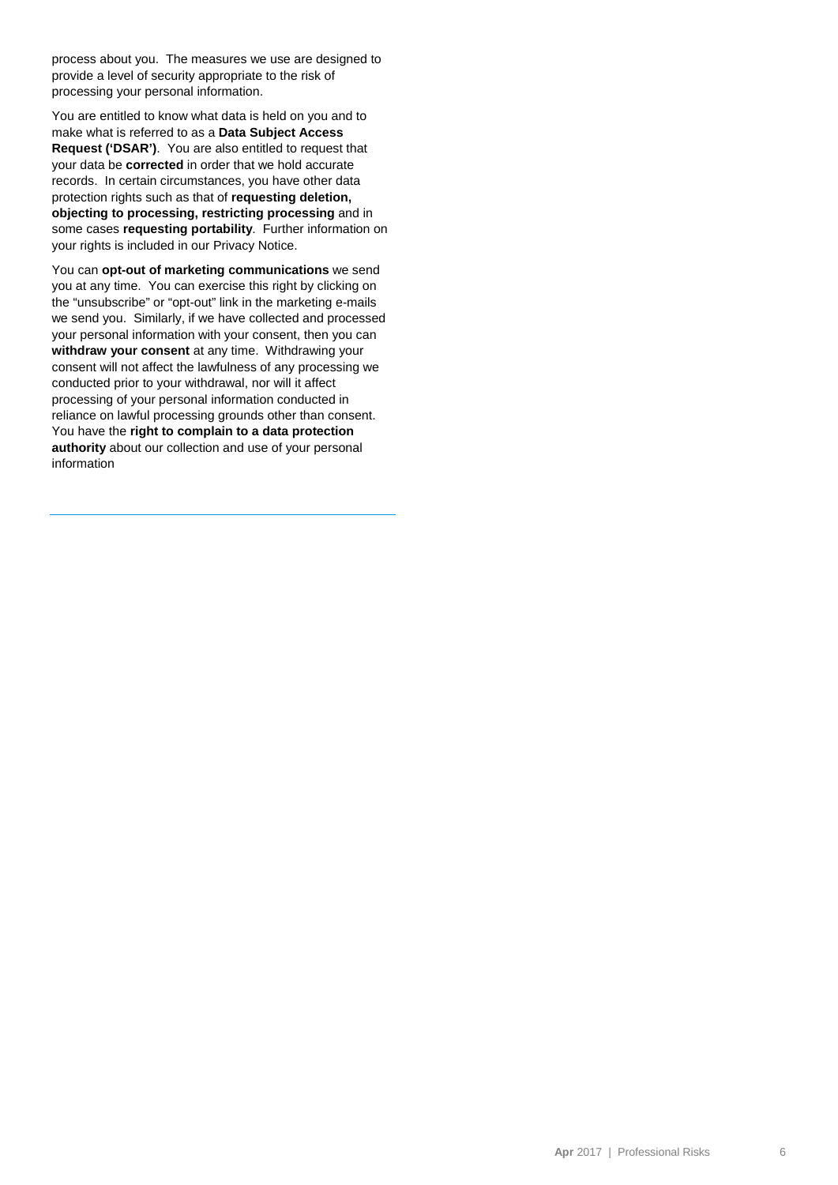process about you. The measures we use are designed to provide a level of security appropriate to the risk of processing your personal information.

You are entitled to know what data is held on you and to make what is referred to as a **Data Subject Access Request ('DSAR')**. You are also entitled to request that your data be **corrected** in order that we hold accurate records. In certain circumstances, you have other data protection rights such as that of **requesting deletion, objecting to processing, restricting processing** and in some cases **requesting portability**. Further information on your rights is included in our Privacy Notice.

You can **opt-out of marketing communications** we send you at any time. You can exercise this right by clicking on the "unsubscribe" or "opt-out" link in the marketing e-mails we send you. Similarly, if we have collected and processed your personal information with your consent, then you can **withdraw your consent** at any time. Withdrawing your consent will not affect the lawfulness of any processing we conducted prior to your withdrawal, nor will it affect processing of your personal information conducted in reliance on lawful processing grounds other than consent. You have the **right to complain to a data protection authority** about our collection and use of your personal information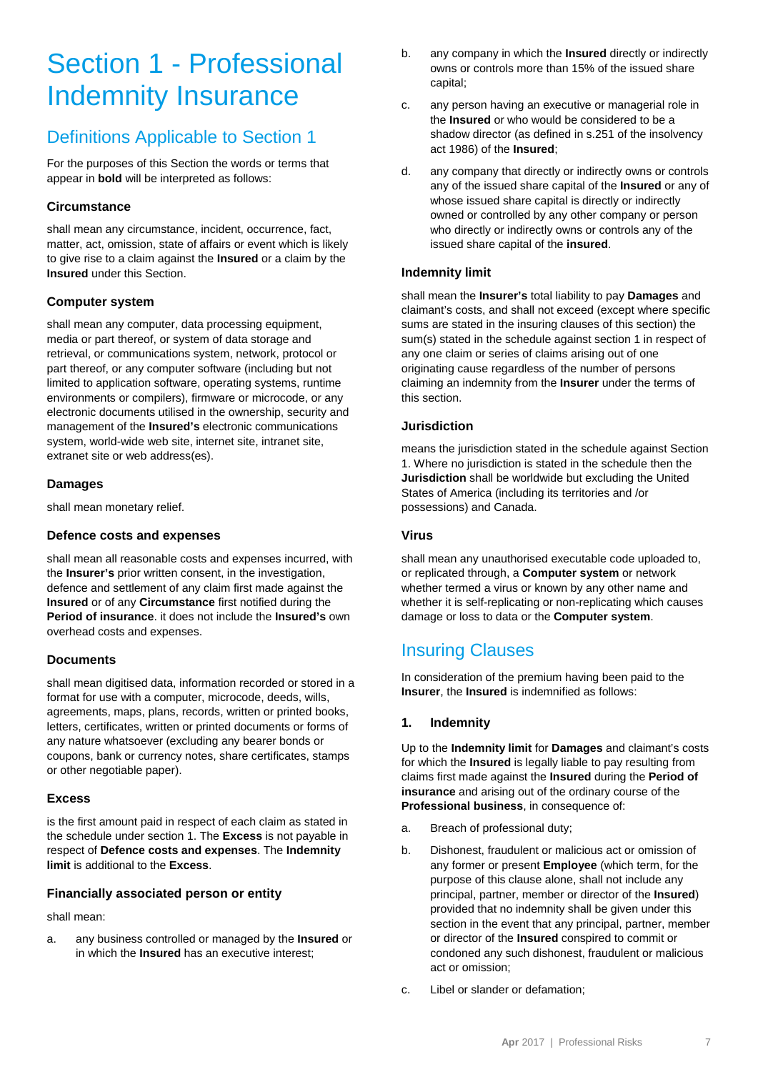# Section 1 - Professional Indemnity Insurance

## Definitions Applicable to Section 1

For the purposes of this Section the words or terms that appear in **bold** will be interpreted as follows:

### Circumstance

shall mean any circumstance, incident, occurrence, fact, matter, act, omission, state of affairs or event which is likely to give rise to a claim against the **Insured** or a claim by the **Insured** under this Section.

### Computer system

shall mean any computer, data processing equipment, media or part thereof, or system of data storage and retrieval, or communications system, network, protocol or part thereof, or any computer software (including but not limited to application software, operating systems, runtime environments or compilers), firmware or microcode, or any electronic documents utilised in the ownership, security and management of the **Insured's** electronic communications system, world-wide web site, internet site, intranet site, extranet site or web address(es).

### Damages

shall mean monetary relief.

### Defence costs and expenses

shall mean all reasonable costs and expenses incurred, with the **Insurer's** prior written consent, in the investigation, defence and settlement of any claim first made against the **Insured** or of any **Circumstance** first notified during the **Period of insurance**. it does not include the **Insured's** own overhead costs and expenses.

### Documents

shall mean digitised data, information recorded or stored in a format for use with a computer, microcode, deeds, wills, agreements, maps, plans, records, written or printed books, letters, certificates, written or printed documents or forms of any nature whatsoever (excluding any bearer bonds or coupons, bank or currency notes, share certificates, stamps or other negotiable paper).

### Excess

is the first amount paid in respect of each claim as stated in the schedule under section 1. The **Excess** is not payable in respect of **Defence costs and expenses**. The **Indemnity limit** is additional to the **Excess**.

### Financially associated person or entity

shall mean:

a. any business controlled or managed by the **Insured** or in which the **Insured** has an executive interest;

b. any company in which the **Insured** directly or indirectly owns or controls more than 15% of the issued share capital;

c. any person having an executive or managerial role in the **Insured** or who would be considered to be a shadow director (as defined in s.251 of the insolvency act 1986) of the **Insured**;

d. any company that directly or indirectly owns or controls any of the issued share capital of the **Insured** or any of whose issued share capital is directly or indirectly owned or controlled by any other company or person who directly or indirectly owns or controls any of the issued share capital of the **insured**.

### Indemnity limit

shall mean the **Insurer's** total liability to pay **Damages** and claimant's costs, and shall not exceed (except where specific sums are stated in the insuring clauses of this section) the sum(s) stated in the schedule against section 1 in respect of any one claim or series of claims arising out of one originating cause regardless of the number of persons claiming an indemnity from the **Insurer** under the terms of this section.

### Jurisdiction

means the jurisdiction stated in the schedule against Section 1. Where no jurisdiction is stated in the schedule then the **Jurisdiction** shall be worldwide but excluding the United States of America (including its territories and /or possessions) and Canada.

### Virus

shall mean any unauthorised executable code uploaded to, or replicated through, a **Computer system** or network whether termed a virus or known by any other name and whether it is self-replicating or non-replicating which causes damage or loss to data or the **Computer system**.

## Insuring Clauses

In consideration of the premium having been paid to the **Insurer**, the **Insured** is indemnified as follows:

### 1. Indemnity

Up to the **Indemnity limit** for **Damages** and claimant's costs for which the **Insured** is legally liable to pay resulting from claims first made against the **Insured** during the **Period of insurance** and arising out of the ordinary course of the **Professional business**, in consequence of:

a. Breach of professional duty;

b. Dishonest, fraudulent or malicious act or omission of any former or present **Employee** (which term, for the purpose of this clause alone, shall not include any principal, partner, member or director of the **Insured**) provided that no indemnity shall be given under this section in the event that any principal, partner, member or director of the **Insured** conspired to commit or condoned any such dishonest, fraudulent or malicious act or omission;

c. Libel or slander or defamation;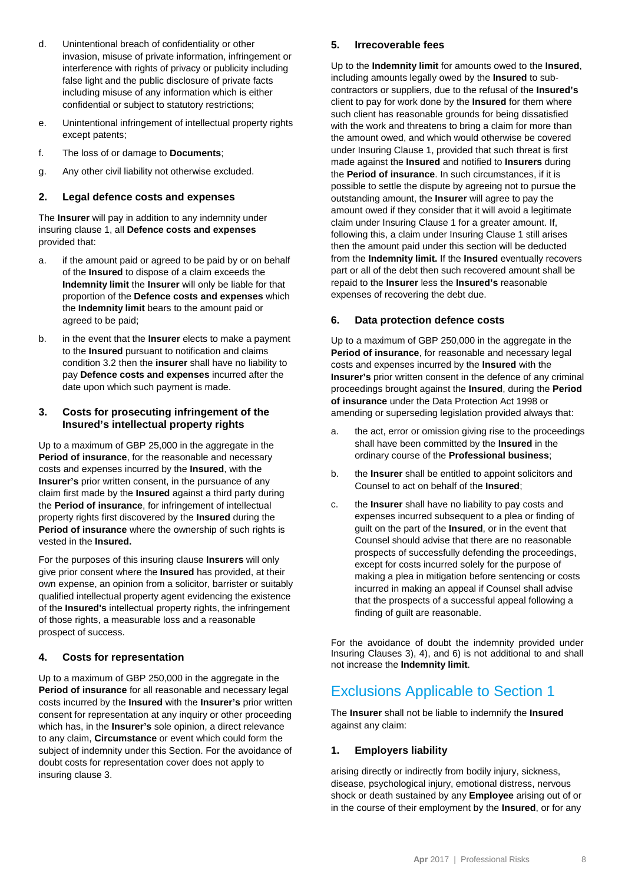d. Unintentional breach of confidentiality or other invasion, misuse of private information, infringement or interference with rights of privacy or publicity including false light and the public disclosure of private facts including misuse of any information which is either confidential or subject to statutory restrictions;

e. Unintentional infringement of intellectual property rights except patents;

f. The loss of or damage to **Documents**;

g. Any other civil liability not otherwise excluded.

### 2. Legal defence costs and expenses

The **Insurer** will pay in addition to any indemnity under insuring clause 1, all **Defence costs and expenses** provided that:

a. if the amount paid or agreed to be paid by or on behalf of the **Insured** to dispose of a claim exceeds the **Indemnity limit** the **Insurer** will only be liable for that proportion of the **Defence costs and expenses** which the **Indemnity limit** bears to the amount paid or agreed to be paid;

b. in the event that the **Insurer** elects to make a payment to the **Insured** pursuant to notification and claims condition 3.2 then the **insurer** shall have no liability to pay **Defence costs and expenses** incurred after the date upon which such payment is made.

### 3. Costs for prosecuting infringement of the Insured's intellectual property rights

Up to a maximum of GBP 25,000 in the aggregate in the **Period of insurance**, for the reasonable and necessary costs and expenses incurred by the **Insured**, with the **Insurer's** prior written consent, in the pursuance of any claim first made by the **Insured** against a third party during the **Period of insurance**, for infringement of intellectual property rights first discovered by the **Insured** during the **Period of insurance** where the ownership of such rights is vested in the **Insured.**

For the purposes of this insuring clause **Insurers** will only give prior consent where the **Insured** has provided, at their own expense, an opinion from a solicitor, barrister or suitably qualified intellectual property agent evidencing the existence of the **Insured's** intellectual property rights, the infringement of those rights, a measurable loss and a reasonable prospect of success.

### 4. Costs for representation

Up to a maximum of GBP 250,000 in the aggregate in the **Period of insurance** for all reasonable and necessary legal costs incurred by the **Insured** with the **Insurer's** prior written consent for representation at any inquiry or other proceeding which has, in the **Insurer's** sole opinion, a direct relevance to any claim, **Circumstance** or event which could form the subject of indemnity under this Section. For the avoidance of doubt costs for representation cover does not apply to insuring clause 3.

### 5. Irrecoverable fees

Up to the **Indemnity limit** for amounts owed to the **Insured**, including amounts legally owed by the **Insured** to sub-contractors or suppliers, due to the refusal of the **Insured's** client to pay for work done by the **Insured** for them where such client has reasonable grounds for being dissatisfied with the work and threatens to bring a claim for more than the amount owed, and which would otherwise be covered under Insuring Clause 1, provided that such threat is first made against the **Insured** and notified to **Insurers** during the **Period of insurance**. In such circumstances, if it is possible to settle the dispute by agreeing not to pursue the outstanding amount, the **Insurer** will agree to pay the amount owed if they consider that it will avoid a legitimate claim under Insuring Clause 1 for a greater amount. If, following this, a claim under Insuring Clause 1 still arises then the amount paid under this section will be deducted from the **Indemnity limit.** If the **Insured** eventually recovers part or all of the debt then such recovered amount shall be repaid to the **Insurer** less the **Insured's** reasonable expenses of recovering the debt due.

### 6. Data protection defence costs

Up to a maximum of GBP 250,000 in the aggregate in the **Period of insurance**, for reasonable and necessary legal costs and expenses incurred by the **Insured** with the **Insurer's** prior written consent in the defence of any criminal proceedings brought against the **Insured**, during the **Period of insurance** under the Data Protection Act 1998 or amending or superseding legislation provided always that:

a. the act, error or omission giving rise to the proceedings shall have been committed by the **Insured** in the ordinary course of the **Professional business**;

b. the **Insurer** shall be entitled to appoint solicitors and Counsel to act on behalf of the **Insured**;

c. the **Insurer** shall have no liability to pay costs and expenses incurred subsequent to a plea or finding of guilt on the part of the **Insured**, or in the event that Counsel should advise that there are no reasonable prospects of successfully defending the proceedings, except for costs incurred solely for the purpose of making a plea in mitigation before sentencing or costs incurred in making an appeal if Counsel shall advise that the prospects of a successful appeal following a finding of guilt are reasonable.

For the avoidance of doubt the indemnity provided under Insuring Clauses 3), 4), and 6) is not additional to and shall not increase the **Indemnity limit**.

## Exclusions Applicable to Section 1

The **Insurer** shall not be liable to indemnify the **Insured** against any claim:

### 1. Employers liability

arising directly or indirectly from bodily injury, sickness, disease, psychological injury, emotional distress, nervous shock or death sustained by any **Employee** arising out of or in the course of their employment by the **Insured**, or for any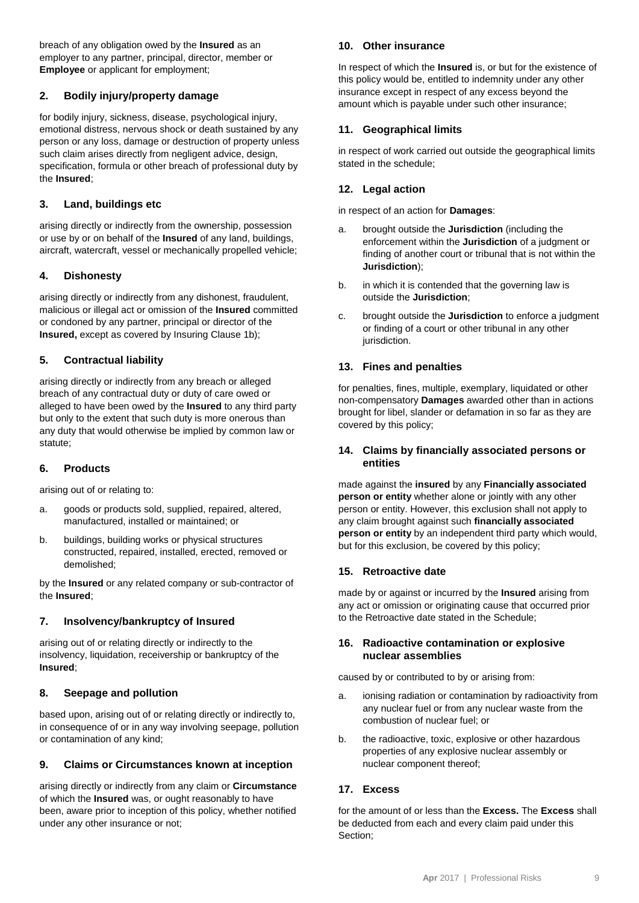breach of any obligation owed by the **Insured** as an employer to any partner, principal, director, member or **Employee** or applicant for employment;

## 2. Bodily injury/property damage

for bodily injury, sickness, disease, psychological injury, emotional distress, nervous shock or death sustained by any person or any loss, damage or destruction of property unless such claim arises directly from negligent advice, design, specification, formula or other breach of professional duty by the **Insured**;

## 3. Land, buildings etc

arising directly or indirectly from the ownership, possession or use by or on behalf of the **Insured** of any land, buildings, aircraft, watercraft, vessel or mechanically propelled vehicle;

## 4. Dishonesty

arising directly or indirectly from any dishonest, fraudulent, malicious or illegal act or omission of the **Insured** committed or condoned by any partner, principal or director of the **Insured,** except as covered by Insuring Clause 1b);

## 5. Contractual liability

arising directly or indirectly from any breach or alleged breach of any contractual duty or duty of care owed or alleged to have been owed by the **Insured** to any third party but only to the extent that such duty is more onerous than any duty that would otherwise be implied by common law or statute;

## 6. Products

arising out of or relating to:

a. goods or products sold, supplied, repaired, altered, manufactured, installed or maintained; or

b. buildings, building works or physical structures constructed, repaired, installed, erected, removed or demolished;

by the **Insured** or any related company or sub-contractor of the **Insured**;

## 7. Insolvency/bankruptcy of Insured

arising out of or relating directly or indirectly to the insolvency, liquidation, receivership or bankruptcy of the **Insured**;

## 8. Seepage and pollution

based upon, arising out of or relating directly or indirectly to, in consequence of or in any way involving seepage, pollution or contamination of any kind;

## 9. Claims or Circumstances known at inception

arising directly or indirectly from any claim or **Circumstance** of which the **Insured** was, or ought reasonably to have been, aware prior to inception of this policy, whether notified under any other insurance or not;

## 10. Other insurance

In respect of which the **Insured** is, or but for the existence of this policy would be, entitled to indemnity under any other insurance except in respect of any excess beyond the amount which is payable under such other insurance;

## 11. Geographical limits

in respect of work carried out outside the geographical limits stated in the schedule;

## 12. Legal action

in respect of an action for **Damages**:

a. brought outside the **Jurisdiction** (including the enforcement within the **Jurisdiction** of a judgment or finding of another court or tribunal that is not within the **Jurisdiction**);

b. in which it is contended that the governing law is outside the **Jurisdiction**;

c. brought outside the **Jurisdiction** to enforce a judgment or finding of a court or other tribunal in any other jurisdiction.

## 13. Fines and penalties

for penalties, fines, multiple, exemplary, liquidated or other non-compensatory **Damages** awarded other than in actions brought for libel, slander or defamation in so far as they are covered by this policy;

## 14. Claims by financially associated persons or entities

made against the **insured** by any **Financially associated person or entity** whether alone or jointly with any other person or entity. However, this exclusion shall not apply to any claim brought against such **financially associated person or entity** by an independent third party which would, but for this exclusion, be covered by this policy;

## 15. Retroactive date

made by or against or incurred by the **Insured** arising from any act or omission or originating cause that occurred prior to the Retroactive date stated in the Schedule;

## 16. Radioactive contamination or explosive nuclear assemblies

caused by or contributed to by or arising from:

a. ionising radiation or contamination by radioactivity from any nuclear fuel or from any nuclear waste from the combustion of nuclear fuel; or

b. the radioactive, toxic, explosive or other hazardous properties of any explosive nuclear assembly or nuclear component thereof;

## 17. Excess

for the amount of or less than the **Excess.** The **Excess** shall be deducted from each and every claim paid under this Section;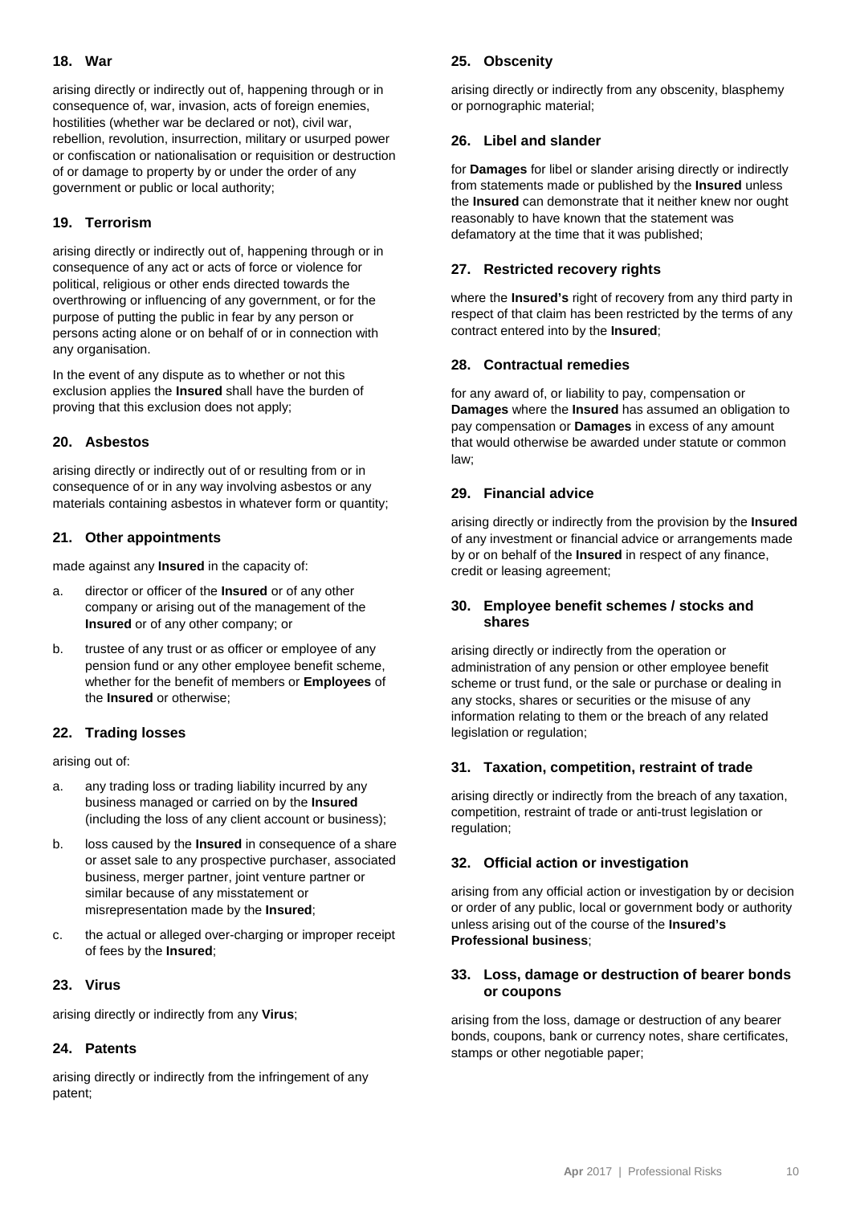### 18. War

arising directly or indirectly out of, happening through or in consequence of, war, invasion, acts of foreign enemies, hostilities (whether war be declared or not), civil war, rebellion, revolution, insurrection, military or usurped power or confiscation or nationalisation or requisition or destruction of or damage to property by or under the order of any government or public or local authority;

### 19. Terrorism

arising directly or indirectly out of, happening through or in consequence of any act or acts of force or violence for political, religious or other ends directed towards the overthrowing or influencing of any government, or for the purpose of putting the public in fear by any person or persons acting alone or on behalf of or in connection with any organisation.

In the event of any dispute as to whether or not this exclusion applies the **Insured** shall have the burden of proving that this exclusion does not apply;

### 20. Asbestos

arising directly or indirectly out of or resulting from or in consequence of or in any way involving asbestos or any materials containing asbestos in whatever form or quantity;

### 21. Other appointments

made against any **Insured** in the capacity of:

a. director or officer of the **Insured** or of any other company or arising out of the management of the **Insured** or of any other company; or

b. trustee of any trust or as officer or employee of any pension fund or any other employee benefit scheme, whether for the benefit of members or **Employees** of the **Insured** or otherwise;

### 22. Trading losses

arising out of:

a. any trading loss or trading liability incurred by any business managed or carried on by the **Insured** (including the loss of any client account or business);

b. loss caused by the **Insured** in consequence of a share or asset sale to any prospective purchaser, associated business, merger partner, joint venture partner or similar because of any misstatement or misrepresentation made by the **Insured**;

c. the actual or alleged over-charging or improper receipt of fees by the **Insured**;

### 23. Virus

arising directly or indirectly from any **Virus**;

### 24. Patents

arising directly or indirectly from the infringement of any patent;

### 25. Obscenity

arising directly or indirectly from any obscenity, blasphemy or pornographic material;

### 26. Libel and slander

for **Damages** for libel or slander arising directly or indirectly from statements made or published by the **Insured** unless the **Insured** can demonstrate that it neither knew nor ought reasonably to have known that the statement was defamatory at the time that it was published;

### 27. Restricted recovery rights

where the **Insured's** right of recovery from any third party in respect of that claim has been restricted by the terms of any contract entered into by the **Insured**;

### 28. Contractual remedies

for any award of, or liability to pay, compensation or **Damages** where the **Insured** has assumed an obligation to pay compensation or **Damages** in excess of any amount that would otherwise be awarded under statute or common law;

### 29. Financial advice

arising directly or indirectly from the provision by the **Insured** of any investment or financial advice or arrangements made by or on behalf of the **Insured** in respect of any finance, credit or leasing agreement;

### 30. Employee benefit schemes / stocks and shares

arising directly or indirectly from the operation or administration of any pension or other employee benefit scheme or trust fund, or the sale or purchase or dealing in any stocks, shares or securities or the misuse of any information relating to them or the breach of any related legislation or regulation;

### 31. Taxation, competition, restraint of trade

arising directly or indirectly from the breach of any taxation, competition, restraint of trade or anti-trust legislation or regulation;

### 32. Official action or investigation

arising from any official action or investigation by or decision or order of any public, local or government body or authority unless arising out of the course of the **Insured's Professional business**;

### 33. Loss, damage or destruction of bearer bonds or coupons

arising from the loss, damage or destruction of any bearer bonds, coupons, bank or currency notes, share certificates, stamps or other negotiable paper;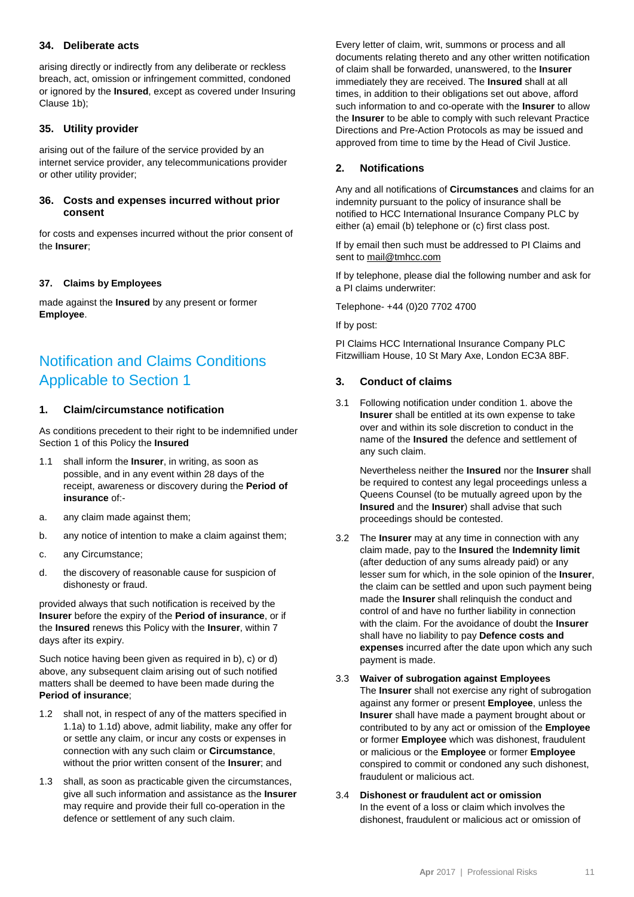### 34. Deliberate acts

arising directly or indirectly from any deliberate or reckless breach, act, omission or infringement committed, condoned or ignored by the **Insured**, except as covered under Insuring Clause 1b);

### 35. Utility provider

arising out of the failure of the service provided by an internet service provider, any telecommunications provider or other utility provider;

### 36. Costs and expenses incurred without prior consent

for costs and expenses incurred without the prior consent of the **Insurer**;

### 37. Claims by Employees

made against the **Insured** by any present or former **Employee**.

## Notification and Claims Conditions Applicable to Section 1

### 1. Claim/circumstance notification

As conditions precedent to their right to be indemnified under Section 1 of this Policy the **Insured**

1.1 shall inform the **Insurer**, in writing, as soon as possible, and in any event within 28 days of the receipt, awareness or discovery during the **Period of insurance** of:-

a. any claim made against them;

b. any notice of intention to make a claim against them;

c. any Circumstance;

d. the discovery of reasonable cause for suspicion of dishonesty or fraud.

provided always that such notification is received by the **Insurer** before the expiry of the **Period of insurance**, or if the **Insured** renews this Policy with the **Insurer**, within 7 days after its expiry.

Such notice having been given as required in b), c) or d) above, any subsequent claim arising out of such notified matters shall be deemed to have been made during the **Period of insurance**;

1.2 shall not, in respect of any of the matters specified in 1.1a) to 1.1d) above, admit liability, make any offer for or settle any claim, or incur any costs or expenses in connection with any such claim or **Circumstance**, without the prior written consent of the **Insurer**; and

1.3 shall, as soon as practicable given the circumstances, give all such information and assistance as the **Insurer** may require and provide their full co-operation in the defence or settlement of any such claim.

Every letter of claim, writ, summons or process and all documents relating thereto and any other written notification of claim shall be forwarded, unanswered, to the **Insurer** immediately they are received. The **Insured** shall at all times, in addition to their obligations set out above, afford such information to and co-operate with the **Insurer** to allow the **Insurer** to be able to comply with such relevant Practice Directions and Pre-Action Protocols as may be issued and approved from time to time by the Head of Civil Justice.

### 2. Notifications

Any and all notifications of **Circumstances** and claims for an indemnity pursuant to the policy of insurance shall be notified to HCC International Insurance Company PLC by either (a) email (b) telephone or (c) first class post.

If by email then such must be addressed to PI Claims and sent to mail@tmhcc.com

If by telephone, please dial the following number and ask for a PI claims underwriter:

Telephone- +44 (0)20 7702 4700

If by post:

PI Claims HCC International Insurance Company PLC Fitzwilliam House, 10 St Mary Axe, London EC3A 8BF.

### 3. Conduct of claims

3.1 Following notification under condition 1. above the **Insurer** shall be entitled at its own expense to take over and within its sole discretion to conduct in the name of the **Insured** the defence and settlement of any such claim.

Nevertheless neither the **Insured** nor the **Insurer** shall be required to contest any legal proceedings unless a Queens Counsel (to be mutually agreed upon by the **Insured** and the **Insurer**) shall advise that such proceedings should be contested.

3.2 The **Insurer** may at any time in connection with any claim made, pay to the **Insured** the **Indemnity limit** (after deduction of any sums already paid) or any lesser sum for which, in the sole opinion of the **Insurer**, the claim can be settled and upon such payment being made the **Insurer** shall relinquish the conduct and control of and have no further liability in connection with the claim. For the avoidance of doubt the **Insurer** shall have no liability to pay **Defence costs and expenses** incurred after the date upon which any such payment is made.

3.3 **Waiver of subrogation against Employees**
The **Insurer** shall not exercise any right of subrogation against any former or present **Employee**, unless the **Insurer** shall have made a payment brought about or contributed to by any act or omission of the **Employee** or former **Employee** which was dishonest, fraudulent or malicious or the **Employee** or former **Employee** conspired to commit or condoned any such dishonest, fraudulent or malicious act.

3.4 **Dishonest or fraudulent act or omission**
In the event of a loss or claim which involves the dishonest, fraudulent or malicious act or omission of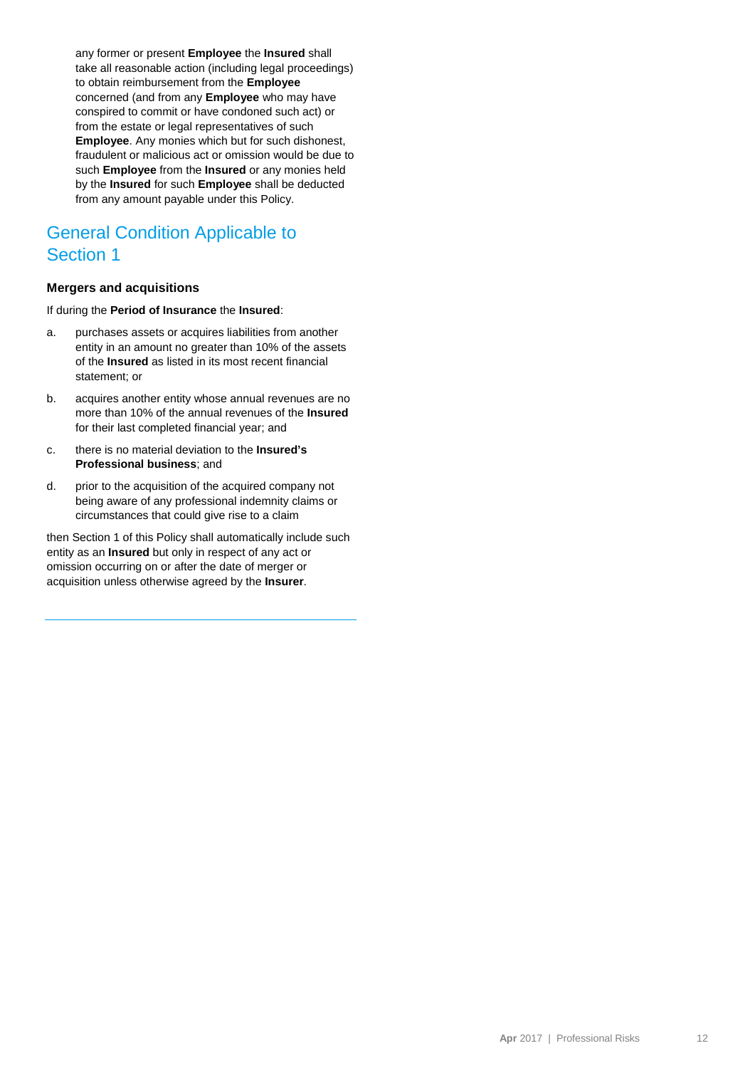any former or present **Employee** the **Insured** shall take all reasonable action (including legal proceedings) to obtain reimbursement from the **Employee** concerned (and from any **Employee** who may have conspired to commit or have condoned such act) or from the estate or legal representatives of such **Employee**. Any monies which but for such dishonest, fraudulent or malicious act or omission would be due to such **Employee** from the **Insured** or any monies held by the **Insured** for such **Employee** shall be deducted from any amount payable under this Policy.

## General Condition Applicable to Section 1

### Mergers and acquisitions

If during the **Period of Insurance** the **Insured**:

a. purchases assets or acquires liabilities from another entity in an amount no greater than 10% of the assets of the **Insured** as listed in its most recent financial statement; or

b. acquires another entity whose annual revenues are no more than 10% of the annual revenues of the **Insured** for their last completed financial year; and

c. there is no material deviation to the **Insured's Professional business**; and

d. prior to the acquisition of the acquired company not being aware of any professional indemnity claims or circumstances that could give rise to a claim

then Section 1 of this Policy shall automatically include such entity as an **Insured** but only in respect of any act or omission occurring on or after the date of merger or acquisition unless otherwise agreed by the **Insurer**.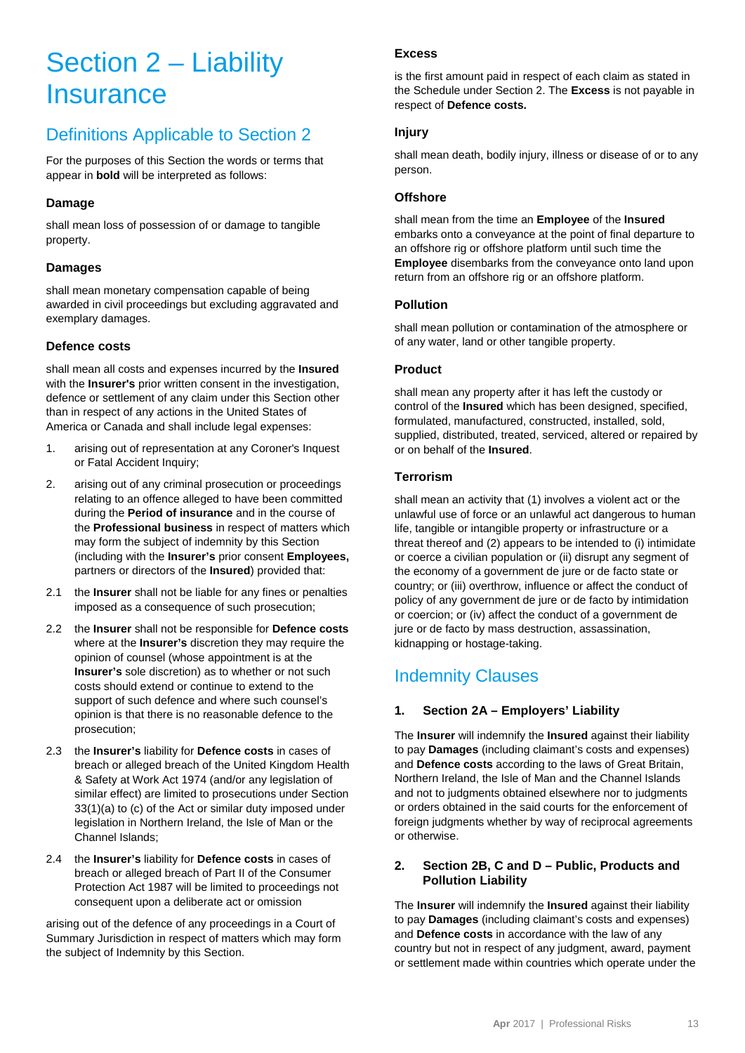# Section 2 – Liability Insurance

## Definitions Applicable to Section 2

For the purposes of this Section the words or terms that appear in **bold** will be interpreted as follows:

### Damage

shall mean loss of possession of or damage to tangible property.

### Damages

shall mean monetary compensation capable of being awarded in civil proceedings but excluding aggravated and exemplary damages.

### Defence costs

shall mean all costs and expenses incurred by the **Insured** with the **Insurer's** prior written consent in the investigation, defence or settlement of any claim under this Section other than in respect of any actions in the United States of America or Canada and shall include legal expenses:

1. arising out of representation at any Coroner's Inquest or Fatal Accident Inquiry;
2. arising out of any criminal prosecution or proceedings relating to an offence alleged to have been committed during the **Period of insurance** and in the course of the **Professional business** in respect of matters which may form the subject of indemnity by this Section (including with the **Insurer's** prior consent **Employees,** partners or directors of the **Insured**) provided that:

2.1 the **Insured** shall not be liable for any fines or penalties imposed as a consequence of such prosecution;

2.2 the **Insured** shall not be responsible for **Defence costs** where at the **Insurer's** discretion they may require the opinion of counsel (whose appointment is at the **Insurer's** sole discretion) as to whether or not such costs should extend or continue to extend to the support of such defence and where such counsel's opinion is that there is no reasonable defence to the prosecution;

2.3 the **Insurer's** liability for **Defence costs** in cases of breach or alleged breach of the United Kingdom Health & Safety at Work Act 1974 (and/or any legislation of similar effect) are limited to prosecutions under Section 33(1)(a) to (c) of the Act or similar duty imposed under legislation in Northern Ireland, the Isle of Man or the Channel Islands;

2.4 the **Insurer's** liability for **Defence costs** in cases of breach or alleged breach of Part II of the Consumer Protection Act 1987 will be limited to proceedings not consequent upon a deliberate act or omission

arising out of the defence of any proceedings in a Court of Summary Jurisdiction in respect of matters which may form the subject of Indemnity by this Section.

### Excess

is the first amount paid in respect of each claim as stated in the Schedule under Section 2. The **Excess** is not payable in respect of **Defence costs.**

### Injury

shall mean death, bodily injury, illness or disease of or to any person.

### Offshore

shall mean from the time an **Employee** of the **Insured** embarks onto a conveyance at the point of final departure to an offshore rig or offshore platform until such time the **Employee** disembarks from the conveyance onto land upon return from an offshore rig or an offshore platform.

### Pollution

shall mean pollution or contamination of the atmosphere or of any water, land or other tangible property.

### Product

shall mean any property after it has left the custody or control of the **Insured** which has been designed, specified, formulated, manufactured, constructed, installed, sold, supplied, distributed, treated, serviced, altered or repaired by or on behalf of the **Insured**.

### Terrorism

shall mean an activity that (1) involves a violent act or the unlawful use of force or an unlawful act dangerous to human life, tangible or intangible property or infrastructure or a threat thereof and (2) appears to be intended to (i) intimidate or coerce a civilian population or (ii) disrupt any segment of the economy of a government de jure or de facto state or country; or (iii) overthrow, influence or affect the conduct of policy of any government de jure or de facto by intimidation or coercion; or (iv) affect the conduct of a government de jure or de facto by mass destruction, assassination, kidnapping or hostage-taking.

## Indemnity Clauses

### 1. Section 2A – Employers' Liability

The **Insurer** will indemnify the **Insured** against their liability to pay **Damages** (including claimant's costs and expenses) and **Defence costs** according to the laws of Great Britain, Northern Ireland, the Isle of Man and the Channel Islands and not to judgments obtained elsewhere nor to judgments or orders obtained in the said courts for the enforcement of foreign judgments whether by way of reciprocal agreements or otherwise.

### 2. Section 2B, C and D – Public, Products and Pollution Liability

The **Insurer** will indemnify the **Insured** against their liability to pay **Damages** (including claimant's costs and expenses) and **Defence costs** in accordance with the law of any country but not in respect of any judgment, award, payment or settlement made within countries which operate under the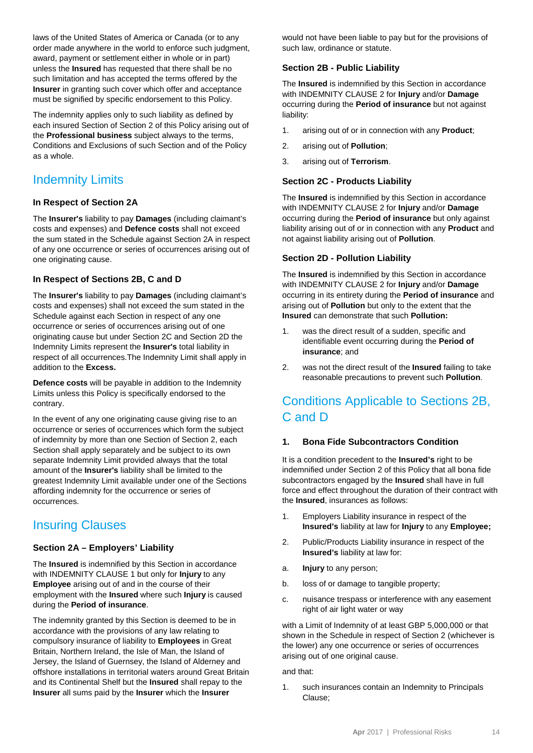laws of the United States of America or Canada (or to any order made anywhere in the world to enforce such judgment, award, payment or settlement either in whole or in part) unless the **Insured** has requested that there shall be no such limitation and has accepted the terms offered by the **Insurer** in granting such cover which offer and acceptance must be signified by specific endorsement to this Policy.

The indemnity applies only to such liability as defined by each insured Section of Section 2 of this Policy arising out of the **Professional business** subject always to the terms, Conditions and Exclusions of such Section and of the Policy as a whole.

## Indemnity Limits

### In Respect of Section 2A

The **Insurer's** liability to pay **Damages** (including claimant's costs and expenses) and **Defence costs** shall not exceed the sum stated in the Schedule against Section 2A in respect of any one occurrence or series of occurrences arising out of one originating cause.

### In Respect of Sections 2B, C and D

The **Insurer's** liability to pay **Damages** (including claimant's costs and expenses) shall not exceed the sum stated in the Schedule against each Section in respect of any one occurrence or series of occurrences arising out of one originating cause but under Section 2C and Section 2D the Indemnity Limits represent the **Insurer's** total liability in respect of all occurrences.The Indemnity Limit shall apply in addition to the **Excess.**

**Defence costs** will be payable in addition to the Indemnity Limits unless this Policy is specifically endorsed to the contrary.

In the event of any one originating cause giving rise to an occurrence or series of occurrences which form the subject of indemnity by more than one Section of Section 2, each Section shall apply separately and be subject to its own separate Indemnity Limit provided always that the total amount of the **Insurer's** liability shall be limited to the greatest Indemnity Limit available under one of the Sections affording indemnity for the occurrence or series of occurrences.

## Insuring Clauses

### Section 2A – Employers' Liability

The **Insured** is indemnified by this Section in accordance with INDEMNITY CLAUSE 1 but only for **Injury** to any **Employee** arising out of and in the course of their employment with the **Insured** where such **Injury** is caused during the **Period of insurance**.

The indemnity granted by this Section is deemed to be in accordance with the provisions of any law relating to compulsory insurance of liability to **Employees** in Great Britain, Northern Ireland, the Isle of Man, the Island of Jersey, the Island of Guernsey, the Island of Alderney and offshore installations in territorial waters around Great Britain and its Continental Shelf but the **Insured** shall repay to the **Insurer** all sums paid by the **Insurer** which the **Insurer** would not have been liable to pay but for the provisions of such law, ordinance or statute.

### Section 2B - Public Liability

The **Insured** is indemnified by this Section in accordance with INDEMNITY CLAUSE 2 for **Injury** and/or **Damage** occurring during the **Period of insurance** but not against liability:

1. arising out of or in connection with any **Product**;
2. arising out of **Pollution**;
3. arising out of **Terrorism**.

### Section 2C - Products Liability

The **Insured** is indemnified by this Section in accordance with INDEMNITY CLAUSE 2 for **Injury** and/or **Damage** occurring during the **Period of insurance** but only against liability arising out of or in connection with any **Product** and not against liability arising out of **Pollution**.

### Section 2D - Pollution Liability

The **Insured** is indemnified by this Section in accordance with INDEMNITY CLAUSE 2 for **Injury** and/or **Damage** occurring in its entirety during the **Period of insurance** and arising out of **Pollution** but only to the extent that the **Insured** can demonstrate that such **Pollution:**

1. was the direct result of a sudden, specific and identifiable event occurring during the **Period of insurance**; and
2. was not the direct result of the **Insured** failing to take reasonable precautions to prevent such **Pollution**.

## Conditions Applicable to Sections 2B, C and D

### 1. Bona Fide Subcontractors Condition

It is a condition precedent to the **Insured's** right to be indemnified under Section 2 of this Policy that all bona fide subcontractors engaged by the **Insured** shall have in full force and effect throughout the duration of their contract with the **Insured**, insurances as follows:

1. Employers Liability insurance in respect of the **Insured's** liability at law for **Injury** to any **Employee;**
2. Public/Products Liability insurance in respect of the **Insured's** liability at law for:

a. **Injury** to any person;

b. loss of or damage to tangible property;

c. nuisance trespass or interference with any easement right of air light water or way

with a Limit of Indemnity of at least GBP 5,000,000 or that shown in the Schedule in respect of Section 2 (whichever is the lower) any one occurrence or series of occurrences arising out of one original cause.

and that:

1. such insurances contain an Indemnity to Principals Clause;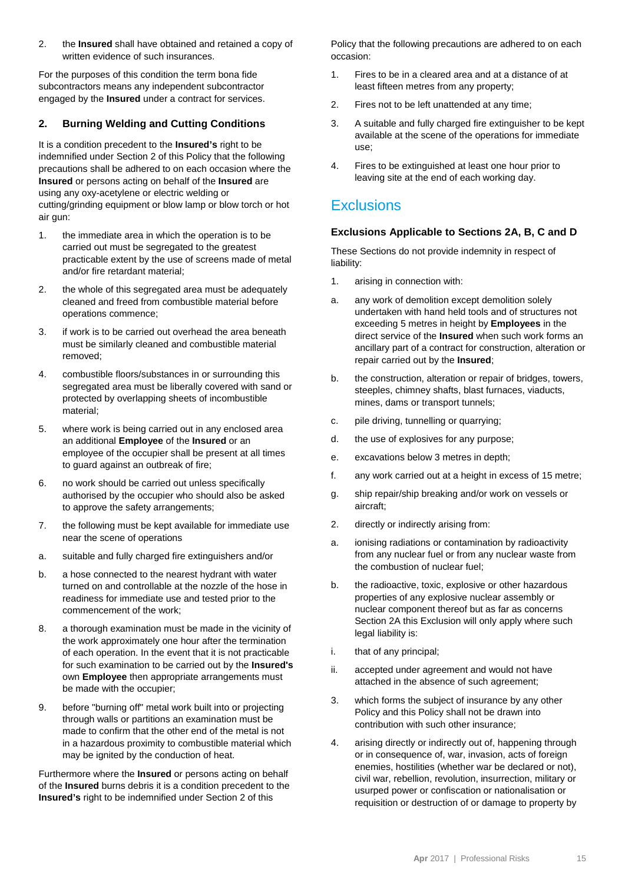2. the **Insured** shall have obtained and retained a copy of written evidence of such insurances.

For the purposes of this condition the term bona fide subcontractors means any independent subcontractor engaged by the **Insured** under a contract for services.

### 2. Burning Welding and Cutting Conditions

It is a condition precedent to the **Insured's** right to be indemnified under Section 2 of this Policy that the following precautions shall be adhered to on each occasion where the **Insured** or persons acting on behalf of the **Insured** are using any oxy-acetylene or electric welding or cutting/grinding equipment or blow lamp or blow torch or hot air gun:

1. the immediate area in which the operation is to be carried out must be segregated to the greatest practicable extent by the use of screens made of metal and/or fire retardant material;
2. the whole of this segregated area must be adequately cleaned and freed from combustible material before operations commence;
3. if work is to be carried out overhead the area beneath must be similarly cleaned and combustible material removed;
4. combustible floors/substances in or surrounding this segregated area must be liberally covered with sand or protected by overlapping sheets of incombustible material;
5. where work is being carried out in any enclosed area an additional **Employee** of the **Insured** or an employee of the occupier shall be present at all times to guard against an outbreak of fire;
6. no work should be carried out unless specifically authorised by the occupier who should also be asked to approve the safety arrangements;
7. the following must be kept available for immediate use near the scene of operations

a. suitable and fully charged fire extinguishers and/or

b. a hose connected to the nearest hydrant with water turned on and controllable at the nozzle of the hose in readiness for immediate use and tested prior to the commencement of the work;

8. a thorough examination must be made in the vicinity of the work approximately one hour after the termination of each operation. In the event that it is not practicable for such examination to be carried out by the **Insured's** own **Employee** then appropriate arrangements must be made with the occupier;
9. before "burning off" metal work built into or projecting through walls or partitions an examination must be made to confirm that the other end of the metal is not in a hazardous proximity to combustible material which may be ignited by the conduction of heat.

Furthermore where the **Insured** or persons acting on behalf of the **Insured** burns debris it is a condition precedent to the **Insured's** right to be indemnified under Section 2 of this Policy that the following precautions are adhered to on each occasion:

1. Fires to be in a cleared area and at a distance of at least fifteen metres from any property;
2. Fires not to be left unattended at any time;
3. A suitable and fully charged fire extinguisher to be kept available at the scene of the operations for immediate use;
4. Fires to be extinguished at least one hour prior to leaving site at the end of each working day.

# Exclusions

### Exclusions Applicable to Sections 2A, B, C and D

These Sections do not provide indemnity in respect of liability:

1. arising in connection with:

a. any work of demolition except demolition solely undertaken with hand held tools and of structures not exceeding 5 metres in height by **Employees** in the direct service of the **Insured** when such work forms an ancillary part of a contract for construction, alteration or repair carried out by the **Insured**;

b. the construction, alteration or repair of bridges, towers, steeples, chimney shafts, blast furnaces, viaducts, mines, dams or transport tunnels;

c. pile driving, tunnelling or quarrying;

d. the use of explosives for any purpose;

e. excavations below 3 metres in depth;

f. any work carried out at a height in excess of 15 metre;

g. ship repair/ship breaking and/or work on vessels or aircraft;

2. directly or indirectly arising from:

a. ionising radiations or contamination by radioactivity from any nuclear fuel or from any nuclear waste from the combustion of nuclear fuel;

b. the radioactive, toxic, explosive or other hazardous properties of any explosive nuclear assembly or nuclear component thereof but as far as concerns Section 2A this Exclusion will only apply where such legal liability is:

i. that of any principal;

ii. accepted under agreement and would not have attached in the absence of such agreement;

3. which forms the subject of insurance by any other Policy and this Policy shall not be drawn into contribution with such other insurance;
4. arising directly or indirectly out of, happening through or in consequence of, war, invasion, acts of foreign enemies, hostilities (whether war be declared or not), civil war, rebellion, revolution, insurrection, military or usurped power or confiscation or nationalisation or requisition or destruction of or damage to property by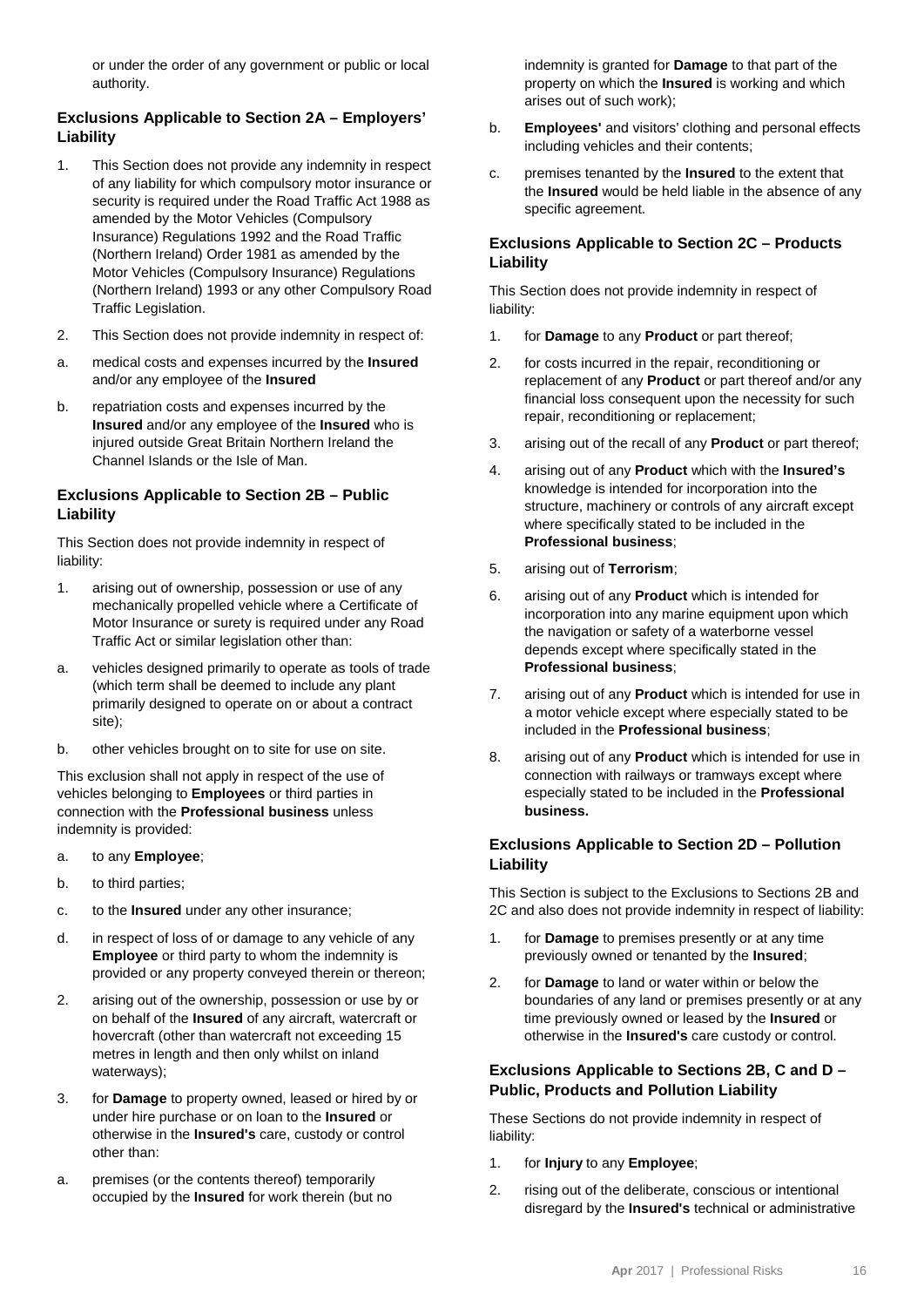or under the order of any government or public or local authority.

### Exclusions Applicable to Section 2A – Employers' Liability

1. This Section does not provide any indemnity in respect of any liability for which compulsory motor insurance or security is required under the Road Traffic Act 1988 as amended by the Motor Vehicles (Compulsory Insurance) Regulations 1992 and the Road Traffic (Northern Ireland) Order 1981 as amended by the Motor Vehicles (Compulsory Insurance) Regulations (Northern Ireland) 1993 or any other Compulsory Road Traffic Legislation.
2. This Section does not provide indemnity in respect of:

a. medical costs and expenses incurred by the **Insured** and/or any employee of the **Insured**

b. repatriation costs and expenses incurred by the **Insured** and/or any employee of the **Insured** who is injured outside Great Britain Northern Ireland the Channel Islands or the Isle of Man.

### Exclusions Applicable to Section 2B – Public Liability

This Section does not provide indemnity in respect of liability:

1. arising out of ownership, possession or use of any mechanically propelled vehicle where a Certificate of Motor Insurance or surety is required under any Road Traffic Act or similar legislation other than:

a. vehicles designed primarily to operate as tools of trade (which term shall be deemed to include any plant primarily designed to operate on or about a contract site);

b. other vehicles brought on to site for use on site.

This exclusion shall not apply in respect of the use of vehicles belonging to **Employees** or third parties in connection with the **Professional business** unless indemnity is provided:

a. to any **Employee**;

b. to third parties;

c. to the **Insured** under any other insurance;

d. in respect of loss of or damage to any vehicle of any **Employee** or third party to whom the indemnity is provided or any property conveyed therein or thereon;

2. arising out of the ownership, possession or use by or on behalf of the **Insured** of any aircraft, watercraft or hovercraft (other than watercraft not exceeding 15 metres in length and then only whilst on inland waterways);
3. for **Damage** to property owned, leased or hired by or under hire purchase or on loan to the **Insured** or otherwise in the **Insured's** care, custody or control other than:

a. premises (or the contents thereof) temporarily occupied by the **Insured** for work therein (but no indemnity is granted for **Damage** to that part of the property on which the **Insured** is working and which arises out of such work);

b. **Employees'** and visitors' clothing and personal effects including vehicles and their contents;

c. premises tenanted by the **Insured** to the extent that the **Insured** would be held liable in the absence of any specific agreement.

### Exclusions Applicable to Section 2C – Products Liability

This Section does not provide indemnity in respect of liability:

1. for **Damage** to any **Product** or part thereof;
2. for costs incurred in the repair, reconditioning or replacement of any **Product** or part thereof and/or any financial loss consequent upon the necessity for such repair, reconditioning or replacement;
3. arising out of the recall of any **Product** or part thereof;
4. arising out of any **Product** which with the **Insured's** knowledge is intended for incorporation into the structure, machinery or controls of any aircraft except where specifically stated to be included in the **Professional business**;
5. arising out of **Terrorism**;
6. arising out of any **Product** which is intended for incorporation into any marine equipment upon which the navigation or safety of a waterborne vessel depends except where specifically stated in the **Professional business**;
7. arising out of any **Product** which is intended for use in a motor vehicle except where especially stated to be included in the **Professional business**;
8. arising out of any **Product** which is intended for use in connection with railways or tramways except where especially stated to be included in the **Professional business.**

### Exclusions Applicable to Section 2D – Pollution Liability

This Section is subject to the Exclusions to Sections 2B and 2C and also does not provide indemnity in respect of liability:

1. for **Damage** to premises presently or at any time previously owned or tenanted by the **Insured**;
2. for **Damage** to land or water within or below the boundaries of any land or premises presently or at any time previously owned or leased by the **Insured** or otherwise in the **Insured's** care custody or control.

### Exclusions Applicable to Sections 2B, C and D – Public, Products and Pollution Liability

These Sections do not provide indemnity in respect of liability:

1. for **Injury** to any **Employee**;
2. rising out of the deliberate, conscious or intentional disregard by the **Insured's** technical or administrative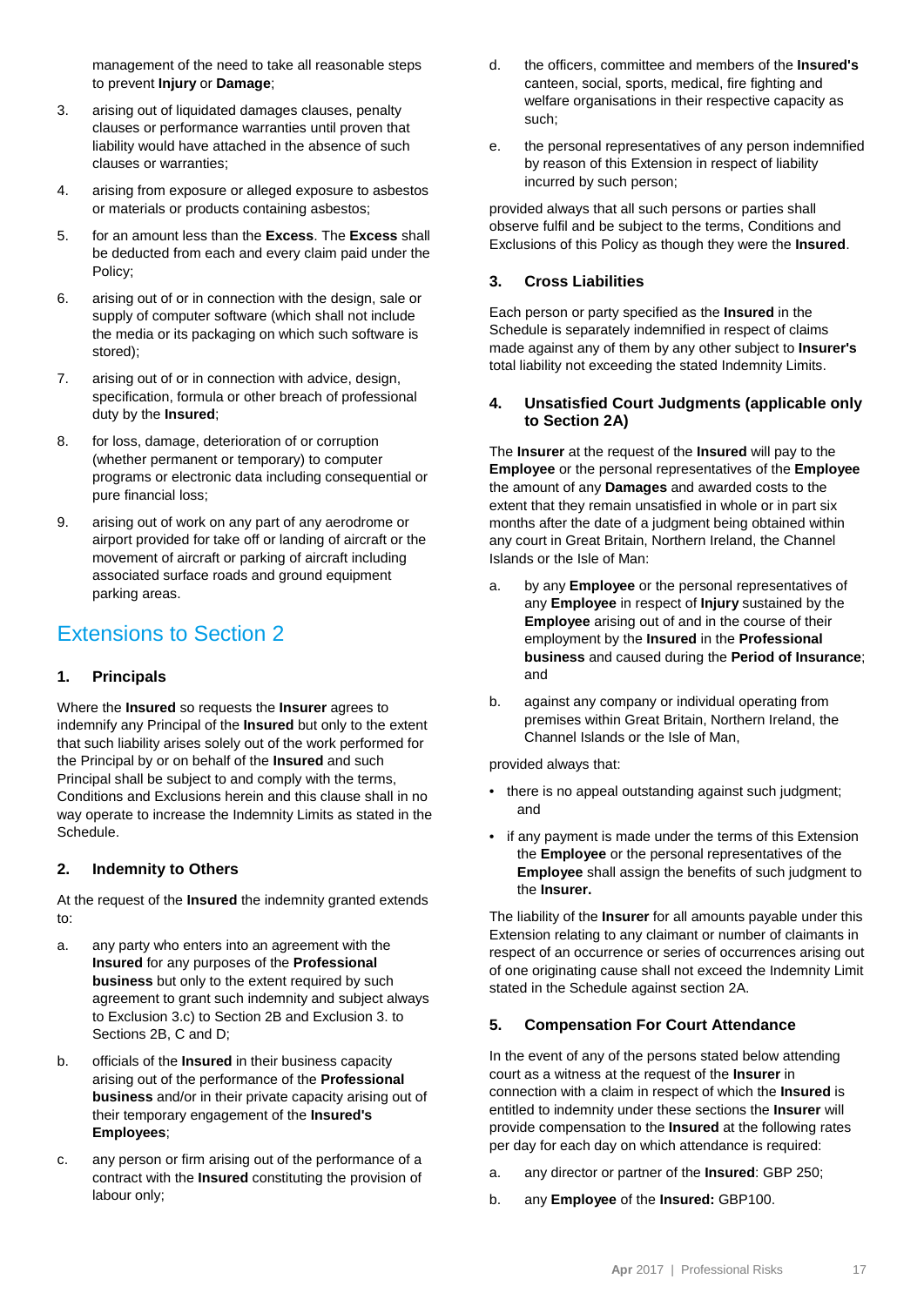management of the need to take all reasonable steps to prevent **Injury** or **Damage**;

3. arising out of liquidated damages clauses, penalty clauses or performance warranties until proven that liability would have attached in the absence of such clauses or warranties;

4. arising from exposure or alleged exposure to asbestos or materials or products containing asbestos;

5. for an amount less than the **Excess**. The **Excess** shall be deducted from each and every claim paid under the Policy;

6. arising out of or in connection with the design, sale or supply of computer software (which shall not include the media or its packaging on which such software is stored);

7. arising out of or in connection with advice, design, specification, formula or other breach of professional duty by the **Insured**;

8. for loss, damage, deterioration of or corruption (whether permanent or temporary) to computer programs or electronic data including consequential or pure financial loss;

9. arising out of work on any part of any aerodrome or airport provided for take off or landing of aircraft or the movement of aircraft or parking of aircraft including associated surface roads and ground equipment parking areas.

## Extensions to Section 2

### 1. Principals

Where the **Insured** so requests the **Insurer** agrees to indemnify any Principal of the **Insured** but only to the extent that such liability arises solely out of the work performed for the Principal by or on behalf of the **Insured** and such Principal shall be subject to and comply with the terms, Conditions and Exclusions herein and this clause shall in no way operate to increase the Indemnity Limits as stated in the Schedule.

### 2. Indemnity to Others

At the request of the **Insured** the indemnity granted extends to:

a. any party who enters into an agreement with the **Insured** for any purposes of the **Professional business** but only to the extent required by such agreement to grant such indemnity and subject always to Exclusion 3.c) to Section 2B and Exclusion 3. to Sections 2B, C and D;

b. officials of the **Insured** in their business capacity arising out of the performance of the **Professional business** and/or in their private capacity arising out of their temporary engagement of the **Insured's Employees**;

c. any person or firm arising out of the performance of a contract with the **Insured** constituting the provision of labour only;

d. the officers, committee and members of the **Insured's** canteen, social, sports, medical, fire fighting and welfare organisations in their respective capacity as such;

e. the personal representatives of any person indemnified by reason of this Extension in respect of liability incurred by such person;

provided always that all such persons or parties shall observe fulfil and be subject to the terms, Conditions and Exclusions of this Policy as though they were the **Insured**.

### 3. Cross Liabilities

Each person or party specified as the **Insured** in the Schedule is separately indemnified in respect of claims made against any of them by any other subject to **Insurer's** total liability not exceeding the stated Indemnity Limits.

### 4. Unsatisfied Court Judgments (applicable only to Section 2A)

The **Insurer** at the request of the **Insured** will pay to the **Employee** or the personal representatives of the **Employee** the amount of any **Damages** and awarded costs to the extent that they remain unsatisfied in whole or in part six months after the date of a judgment being obtained within any court in Great Britain, Northern Ireland, the Channel Islands or the Isle of Man:

a. by any **Employee** or the personal representatives of any **Employee** in respect of **Injury** sustained by the **Employee** arising out of and in the course of their employment by the **Insured** in the **Professional business** and caused during the **Period of Insurance**; and

b. against any company or individual operating from premises within Great Britain, Northern Ireland, the Channel Islands or the Isle of Man,

provided always that:

- there is no appeal outstanding against such judgment; and
- if any payment is made under the terms of this Extension the **Employee** or the personal representatives of the **Employee** shall assign the benefits of such judgment to the **Insurer.**

The liability of the **Insurer** for all amounts payable under this Extension relating to any claimant or number of claimants in respect of an occurrence or series of occurrences arising out of one originating cause shall not exceed the Indemnity Limit stated in the Schedule against section 2A.

### 5. Compensation For Court Attendance

In the event of any of the persons stated below attending court as a witness at the request of the **Insurer** in connection with a claim in respect of which the **Insured** is entitled to indemnity under these sections the **Insurer** will provide compensation to the **Insured** at the following rates per day for each day on which attendance is required:

a. any director or partner of the **Insured**: GBP 250;

b. any **Employee** of the **Insured:** GBP100.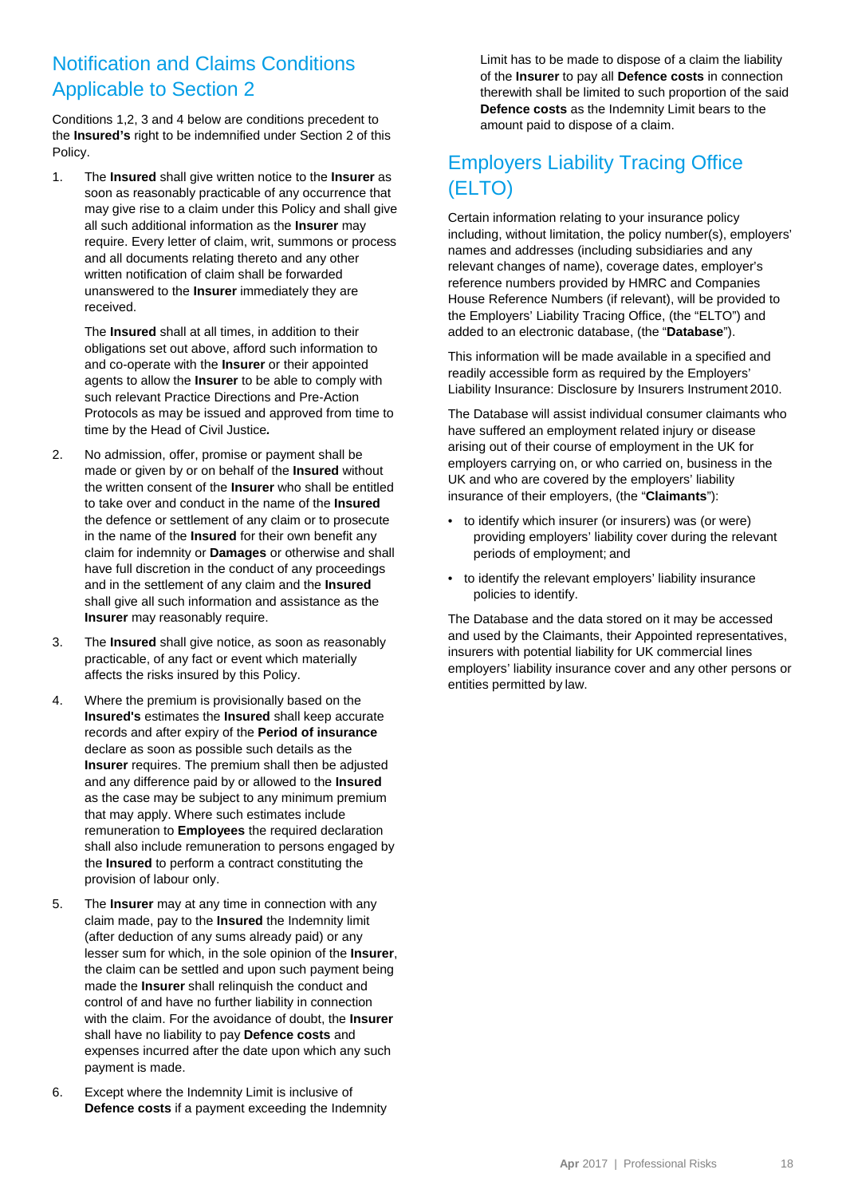## Notification and Claims Conditions Applicable to Section 2

Conditions 1,2, 3 and 4 below are conditions precedent to the **Insured's** right to be indemnified under Section 2 of this Policy.

1. The **Insured** shall give written notice to the **Insurer** as soon as reasonably practicable of any occurrence that may give rise to a claim under this Policy and shall give all such additional information as the **Insurer** may require. Every letter of claim, writ, summons or process and all documents relating thereto and any other written notification of claim shall be forwarded unanswered to the **Insurer** immediately they are received.

   The **Insured** shall at all times, in addition to their obligations set out above, afford such information to and co-operate with the **Insurer** or their appointed agents to allow the **Insurer** to be able to comply with such relevant Practice Directions and Pre-Action Protocols as may be issued and approved from time to time by the Head of Civil Justice**.**

2. No admission, offer, promise or payment shall be made or given by or on behalf of the **Insured** without the written consent of the **Insurer** who shall be entitled to take over and conduct in the name of the **Insured** the defence or settlement of any claim or to prosecute in the name of the **Insured** for their own benefit any claim for indemnity or **Damages** or otherwise and shall have full discretion in the conduct of any proceedings and in the settlement of any claim and the **Insured** shall give all such information and assistance as the **Insurer** may reasonably require.

3. The **Insured** shall give notice, as soon as reasonably practicable, of any fact or event which materially affects the risks insured by this Policy.

4. Where the premium is provisionally based on the **Insured's** estimates the **Insured** shall keep accurate records and after expiry of the **Period of insurance** declare as soon as possible such details as the **Insurer** requires. The premium shall then be adjusted and any difference paid by or allowed to the **Insured** as the case may be subject to any minimum premium that may apply. Where such estimates include remuneration to **Employees** the required declaration shall also include remuneration to persons engaged by the **Insured** to perform a contract constituting the provision of labour only.

5. The **Insurer** may at any time in connection with any claim made, pay to the **Insured** the Indemnity limit (after deduction of any sums already paid) or any lesser sum for which, in the sole opinion of the **Insurer**, the claim can be settled and upon such payment being made the **Insurer** shall relinquish the conduct and control of and have no further liability in connection with the claim. For the avoidance of doubt, the **Insurer** shall have no liability to pay **Defence costs** and expenses incurred after the date upon which any such payment is made.

6. Except where the Indemnity Limit is inclusive of **Defence costs** if a payment exceeding the Indemnity Limit has to be made to dispose of a claim the liability of the **Insurer** to pay all **Defence costs** in connection therewith shall be limited to such proportion of the said **Defence costs** as the Indemnity Limit bears to the amount paid to dispose of a claim.

## Employers Liability Tracing Office (ELTO)

Certain information relating to your insurance policy including, without limitation, the policy number(s), employers' names and addresses (including subsidiaries and any relevant changes of name), coverage dates, employer's reference numbers provided by HMRC and Companies House Reference Numbers (if relevant), will be provided to the Employers' Liability Tracing Office, (the "ELTO") and added to an electronic database, (the "**Database**").

This information will be made available in a specified and readily accessible form as required by the Employers' Liability Insurance: Disclosure by Insurers Instrument 2010.

The Database will assist individual consumer claimants who have suffered an employment related injury or disease arising out of their course of employment in the UK for employers carrying on, or who carried on, business in the UK and who are covered by the employers' liability insurance of their employers, (the "**Claimants**"):

- to identify which insurer (or insurers) was (or were) providing employers' liability cover during the relevant periods of employment; and
- to identify the relevant employers' liability insurance policies to identify.

The Database and the data stored on it may be accessed and used by the Claimants, their Appointed representatives, insurers with potential liability for UK commercial lines employers' liability insurance cover and any other persons or entities permitted by law.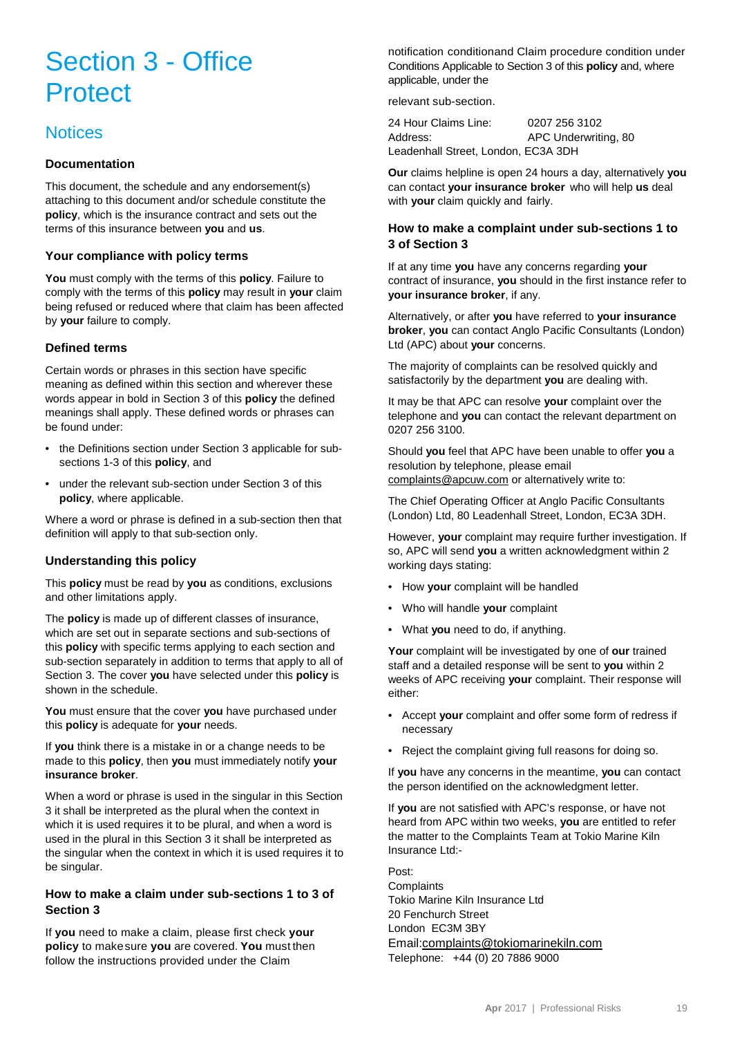# Section 3 - Office Protect

## Notices

### Documentation

This document, the schedule and any endorsement(s) attaching to this document and/or schedule constitute the **policy**, which is the insurance contract and sets out the terms of this insurance between **you** and **us**.

### Your compliance with policy terms

**You** must comply with the terms of this **policy**. Failure to comply with the terms of this **policy** may result in **your** claim being refused or reduced where that claim has been affected by **your** failure to comply.

### Defined terms

Certain words or phrases in this section have specific meaning as defined within this section and wherever these words appear in bold in Section 3 of this **policy** the defined meanings shall apply. These defined words or phrases can be found under:

- the Definitions section under Section 3 applicable for sub-sections 1-3 of this **policy**, and
- under the relevant sub-section under Section 3 of this **policy**, where applicable.

Where a word or phrase is defined in a sub-section then that definition will apply to that sub-section only.

### Understanding this policy

This **policy** must be read by **you** as conditions, exclusions and other limitations apply.

The **policy** is made up of different classes of insurance, which are set out in separate sections and sub-sections of this **policy** with specific terms applying to each section and sub-section separately in addition to terms that apply to all of Section 3. The cover **you** have selected under this **policy** is shown in the schedule.

**You** must ensure that the cover **you** have purchased under this **policy** is adequate for **your** needs.

If **you** think there is a mistake in or a change needs to be made to this **policy**, then **you** must immediately notify **your insurance broker**.

When a word or phrase is used in the singular in this Section 3 it shall be interpreted as the plural when the context in which it is used requires it to be plural, and when a word is used in the plural in this Section 3 it shall be interpreted as the singular when the context in which it is used requires it to be singular.

### How to make a claim under sub-sections 1 to 3 of Section 3

If **you** need to make a claim, please first check **your policy** to make sure **you** are covered. **You** must then follow the instructions provided under the Claim notification conditionand Claim procedure condition under Conditions Applicable to Section 3 of this **policy** and, where applicable, under the

relevant sub-section.

24 Hour Claims Line: 0207 256 3102
Address: APC Underwriting, 80 Leadenhall Street, London, EC3A 3DH

**Our** claims helpline is open 24 hours a day, alternatively **you** can contact **your insurance broker** who will help **us** deal with **your** claim quickly and fairly.

### How to make a complaint under sub-sections 1 to 3 of Section 3

If at any time **you** have any concerns regarding **your** contract of insurance, **you** should in the first instance refer to **your insurance broker**, if any.

Alternatively, or after **you** have referred to **your insurance broker**, **you** can contact Anglo Pacific Consultants (London) Ltd (APC) about **your** concerns.

The majority of complaints can be resolved quickly and satisfactorily by the department **you** are dealing with.

It may be that APC can resolve **your** complaint over the telephone and **you** can contact the relevant department on 0207 256 3100.

Should **you** feel that APC have been unable to offer **you** a resolution by telephone, please email complaints@apcuw.com or alternatively write to:

The Chief Operating Officer at Anglo Pacific Consultants (London) Ltd, 80 Leadenhall Street, London, EC3A 3DH.

However, **your** complaint may require further investigation. If so, APC will send **you** a written acknowledgment within 2 working days stating:

- How **your** complaint will be handled
- Who will handle **your** complaint
- What **you** need to do, if anything.

**Your** complaint will be investigated by one of **our** trained staff and a detailed response will be sent to **you** within 2 weeks of APC receiving **your** complaint. Their response will either:

- Accept **your** complaint and offer some form of redress if necessary
- Reject the complaint giving full reasons for doing so.

If **you** have any concerns in the meantime, **you** can contact the person identified on the acknowledgment letter.

If **you** are not satisfied with APC's response, or have not heard from APC within two weeks, **you** are entitled to refer the matter to the Complaints Team at Tokio Marine Kiln Insurance Ltd:-

Post:
Complaints
Tokio Marine Kiln Insurance Ltd
20 Fenchurch Street
London EC3M 3BY
Email:complaints@tokiomarinekiln.com
Telephone: +44 (0) 20 7886 9000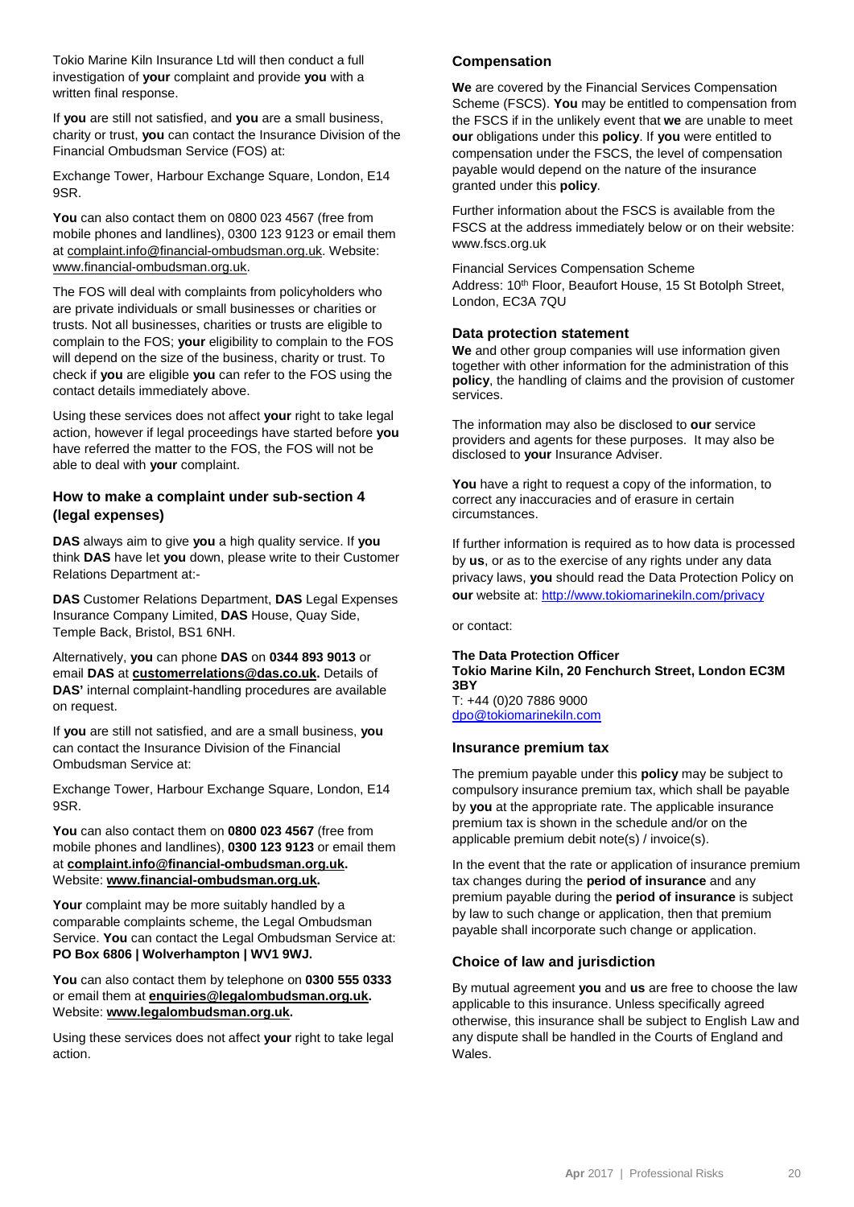Tokio Marine Kiln Insurance Ltd will then conduct a full investigation of **your** complaint and provide **you** with a written final response.

If **you** are still not satisfied, and **you** are a small business, charity or trust, **you** can contact the Insurance Division of the Financial Ombudsman Service (FOS) at:

Exchange Tower, Harbour Exchange Square, London, E14 9SR.

**You** can also contact them on 0800 023 4567 (free from mobile phones and landlines), 0300 123 9123 or email them at complaint.info@financial-ombudsman.org.uk. Website: www.financial-ombudsman.org.uk.

The FOS will deal with complaints from policyholders who are private individuals or small businesses or charities or trusts. Not all businesses, charities or trusts are eligible to complain to the FOS; **your** eligibility to complain to the FOS will depend on the size of the business, charity or trust. To check if **you** are eligible **you** can refer to the FOS using the contact details immediately above.

Using these services does not affect **your** right to take legal action, however if legal proceedings have started before **you** have referred the matter to the FOS, the FOS will not be able to deal with **your** complaint.

### How to make a complaint under sub-section 4 (legal expenses)

**DAS** always aim to give **you** a high quality service. If **you** think **DAS** have let **you** down, please write to their Customer Relations Department at:-

**DAS** Customer Relations Department, **DAS** Legal Expenses Insurance Company Limited, **DAS** House, Quay Side, Temple Back, Bristol, BS1 6NH.

Alternatively, **you** can phone **DAS** on **0344 893 9013** or email **DAS** at **customerrelations@das.co.uk.** Details of **DAS'** internal complaint-handling procedures are available on request.

If **you** are still not satisfied, and are a small business, **you** can contact the Insurance Division of the Financial Ombudsman Service at:

Exchange Tower, Harbour Exchange Square, London, E14 9SR.

**You** can also contact them on **0800 023 4567** (free from mobile phones and landlines), **0300 123 9123** or email them at **complaint.info@financial-ombudsman.org.uk.** Website: **www.financial-ombudsman.org.uk.**

**Your** complaint may be more suitably handled by a comparable complaints scheme, the Legal Ombudsman Service. **You** can contact the Legal Ombudsman Service at: **PO Box 6806 | Wolverhampton | WV1 9WJ.**

**You** can also contact them by telephone on **0300 555 0333** or email them at **enquiries@legalombudsman.org.uk.** Website: **www.legalombudsman.org.uk.**

Using these services does not affect **your** right to take legal action.

### Compensation

**We** are covered by the Financial Services Compensation Scheme (FSCS). **You** may be entitled to compensation from the FSCS if in the unlikely event that **we** are unable to meet **our** obligations under this **policy**. If **you** were entitled to compensation under the FSCS, the level of compensation payable would depend on the nature of the insurance granted under this **policy**.

Further information about the FSCS is available from the FSCS at the address immediately below or on their website: www.fscs.org.uk

Financial Services Compensation Scheme
Address: 10th Floor, Beaufort House, 15 St Botolph Street, London, EC3A 7QU

### Data protection statement

**We** and other group companies will use information given together with other information for the administration of this **policy**, the handling of claims and the provision of customer services.

The information may also be disclosed to **our** service providers and agents for these purposes. It may also be disclosed to **your** Insurance Adviser.

**You** have a right to request a copy of the information, to correct any inaccuracies and of erasure in certain circumstances.

If further information is required as to how data is processed by **us**, or as to the exercise of any rights under any data privacy laws, **you** should read the Data Protection Policy on **our** website at: http://www.tokiomarinekiln.com/privacy

or contact:

**The Data Protection Officer**
**Tokio Marine Kiln, 20 Fenchurch Street, London EC3M 3BY**
T: +44 (0)20 7886 9000
dpo@tokiomarinekiln.com

### Insurance premium tax

The premium payable under this **policy** may be subject to compulsory insurance premium tax, which shall be payable by **you** at the appropriate rate. The applicable insurance premium tax is shown in the schedule and/or on the applicable premium debit note(s) / invoice(s).

In the event that the rate or application of insurance premium tax changes during the **period of insurance** and any premium payable during the **period of insurance** is subject by law to such change or application, then that premium payable shall incorporate such change or application.

### Choice of law and jurisdiction

By mutual agreement **you** and **us** are free to choose the law applicable to this insurance. Unless specifically agreed otherwise, this insurance shall be subject to English Law and any dispute shall be handled in the Courts of England and Wales.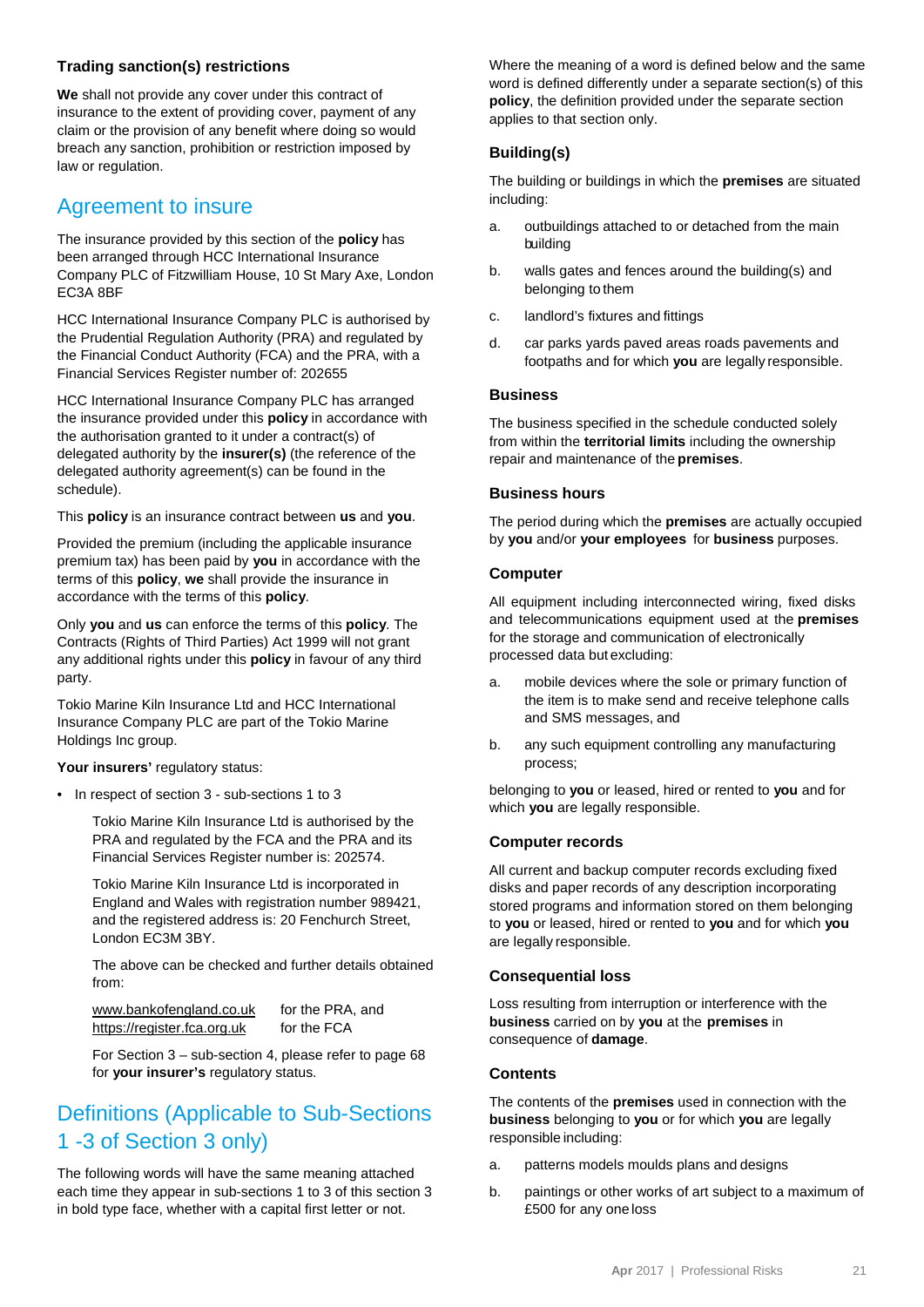### Trading sanction(s) restrictions

**We** shall not provide any cover under this contract of insurance to the extent of providing cover, payment of any claim or the provision of any benefit where doing so would breach any sanction, prohibition or restriction imposed by law or regulation.

## Agreement to insure

The insurance provided by this section of the **policy** has been arranged through HCC International Insurance Company PLC of Fitzwilliam House, 10 St Mary Axe, London EC3A 8BF

HCC International Insurance Company PLC is authorised by the Prudential Regulation Authority (PRA) and regulated by the Financial Conduct Authority (FCA) and the PRA, with a Financial Services Register number of: 202655

HCC International Insurance Company PLC has arranged the insurance provided under this **policy** in accordance with the authorisation granted to it under a contract(s) of delegated authority by the **insurer(s)** (the reference of the delegated authority agreement(s) can be found in the schedule).

This **policy** is an insurance contract between **us** and **you**.

Provided the premium (including the applicable insurance premium tax) has been paid by **you** in accordance with the terms of this **policy**, **we** shall provide the insurance in accordance with the terms of this **policy**.

Only **you** and **us** can enforce the terms of this **policy**. The Contracts (Rights of Third Parties) Act 1999 will not grant any additional rights under this **policy** in favour of any third party.

Tokio Marine Kiln Insurance Ltd and HCC International Insurance Company PLC are part of the Tokio Marine Holdings Inc group.

**Your insurers'** regulatory status:

- In respect of section 3 - sub-sections 1 to 3

  Tokio Marine Kiln Insurance Ltd is authorised by the PRA and regulated by the FCA and the PRA and its Financial Services Register number is: 202574.

  Tokio Marine Kiln Insurance Ltd is incorporated in England and Wales with registration number 989421, and the registered address is: 20 Fenchurch Street, London EC3M 3BY.

  The above can be checked and further details obtained from:

  www.bankofengland.co.uk for the PRA, and
  https://register.fca.org.uk for the FCA

  For Section 3 – sub-section 4, please refer to page 68 for **your insurer's** regulatory status.

## Definitions (Applicable to Sub-Sections 1 -3 of Section 3 only)

The following words will have the same meaning attached each time they appear in sub-sections 1 to 3 of this section 3 in bold type face, whether with a capital first letter or not.

Where the meaning of a word is defined below and the same word is defined differently under a separate section(s) of this **policy**, the definition provided under the separate section applies to that section only.

### Building(s)

The building or buildings in which the **premises** are situated including:

a. outbuildings attached to or detached from the main building
b. walls gates and fences around the building(s) and belonging to them
c. landlord's fixtures and fittings
d. car parks yards paved areas roads pavements and footpaths and for which **you** are legally responsible.

### Business

The business specified in the schedule conducted solely from within the **territorial limits** including the ownership repair and maintenance of the **premises**.

### Business hours

The period during which the **premises** are actually occupied by **you** and/or **your employees** for **business** purposes.

### Computer

All equipment including interconnected wiring, fixed disks and telecommunications equipment used at the **premises** for the storage and communication of electronically processed data but excluding:

a. mobile devices where the sole or primary function of the item is to make send and receive telephone calls and SMS messages, and
b. any such equipment controlling any manufacturing process;

belonging to **you** or leased, hired or rented to **you** and for which **you** are legally responsible.

### Computer records

All current and backup computer records excluding fixed disks and paper records of any description incorporating stored programs and information stored on them belonging to **you** or leased, hired or rented to **you** and for which **you** are legally responsible.

### Consequential loss

Loss resulting from interruption or interference with the **business** carried on by **you** at the **premises** in consequence of **damage**.

### Contents

The contents of the **premises** used in connection with the **business** belonging to **you** or for which **you** are legally responsible including:

a. patterns models moulds plans and designs
b. paintings or other works of art subject to a maximum of £500 for any one loss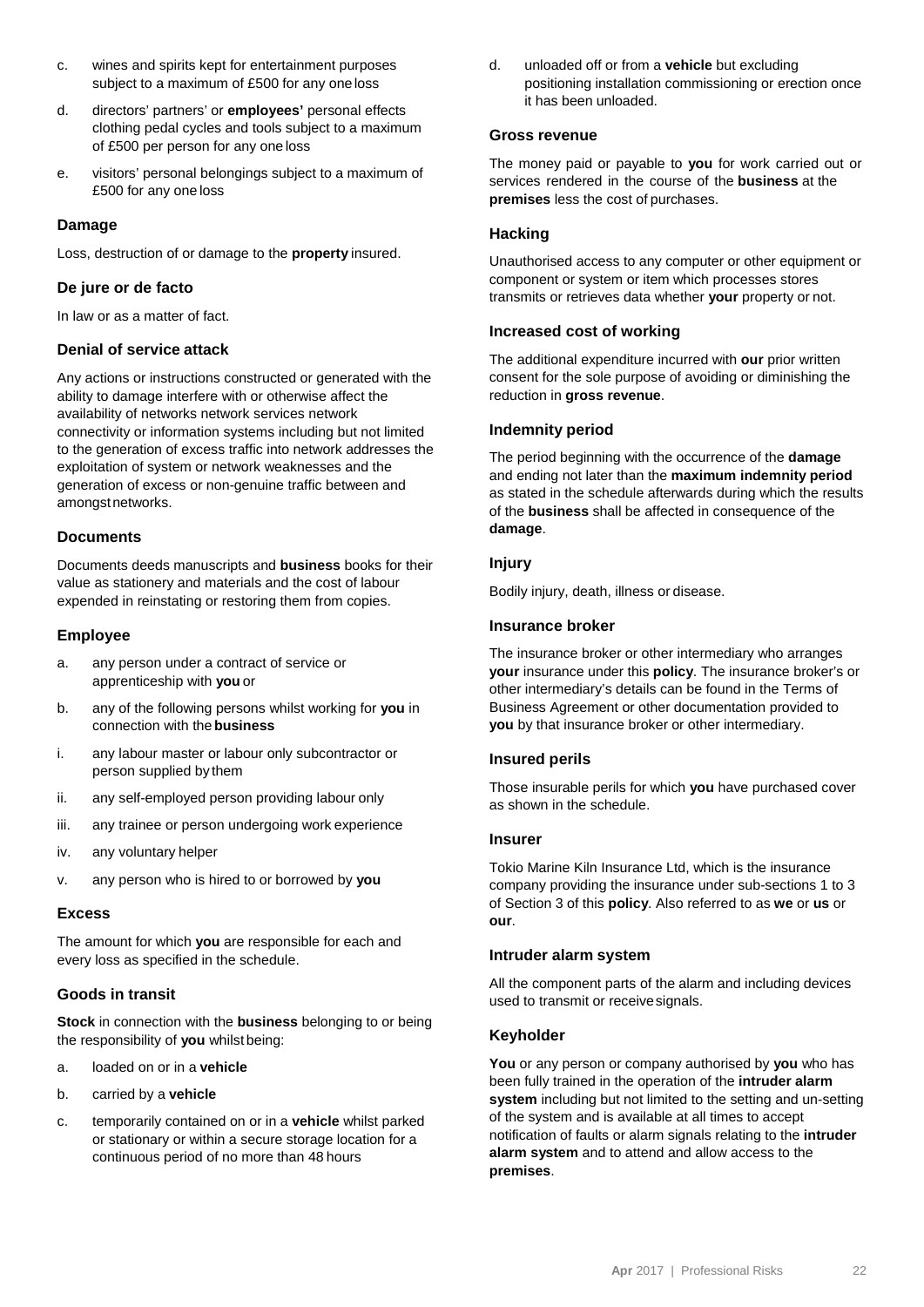c. wines and spirits kept for entertainment purposes subject to a maximum of £500 for any one loss

d. directors' partners' or **employees'** personal effects clothing pedal cycles and tools subject to a maximum of £500 per person for any one loss

e. visitors' personal belongings subject to a maximum of £500 for any one loss

### Damage

Loss, destruction of or damage to the **property** insured.

### De jure or de facto

In law or as a matter of fact.

### Denial of service attack

Any actions or instructions constructed or generated with the ability to damage interfere with or otherwise affect the availability of networks network services network connectivity or information systems including but not limited to the generation of excess traffic into network addresses the exploitation of system or network weaknesses and the generation of excess or non-genuine traffic between and amongst networks.

### Documents

Documents deeds manuscripts and **business** books for their value as stationery and materials and the cost of labour expended in reinstating or restoring them from copies.

### Employee

a. any person under a contract of service or apprenticeship with **you** or

b. any of the following persons whilst working for **you** in connection with the **business**

i. any labour master or labour only subcontractor or person supplied by them

ii. any self-employed person providing labour only

iii. any trainee or person undergoing work experience

iv. any voluntary helper

v. any person who is hired to or borrowed by **you**

### Excess

The amount for which **you** are responsible for each and every loss as specified in the schedule.

### Goods in transit

**Stock** in connection with the **business** belonging to or being the responsibility of **you** whilst being:

a. loaded on or in a **vehicle**

b. carried by a **vehicle**

c. temporarily contained on or in a **vehicle** whilst parked or stationary or within a secure storage location for a continuous period of no more than 48 hours

d. unloaded off or from a **vehicle** but excluding positioning installation commissioning or erection once it has been unloaded.

### Gross revenue

The money paid or payable to **you** for work carried out or services rendered in the course of the **business** at the **premises** less the cost of purchases.

### Hacking

Unauthorised access to any computer or other equipment or component or system or item which processes stores transmits or retrieves data whether **your** property or not.

### Increased cost of working

The additional expenditure incurred with **our** prior written consent for the sole purpose of avoiding or diminishing the reduction in **gross revenue**.

### Indemnity period

The period beginning with the occurrence of the **damage** and ending not later than the **maximum indemnity period** as stated in the schedule afterwards during which the results of the **business** shall be affected in consequence of the **damage**.

### Injury

Bodily injury, death, illness or disease.

### Insurance broker

The insurance broker or other intermediary who arranges **your** insurance under this **policy**. The insurance broker's or other intermediary's details can be found in the Terms of Business Agreement or other documentation provided to **you** by that insurance broker or other intermediary.

### Insured perils

Those insurable perils for which **you** have purchased cover as shown in the schedule.

### Insurer

Tokio Marine Kiln Insurance Ltd, which is the insurance company providing the insurance under sub-sections 1 to 3 of Section 3 of this **policy**. Also referred to as **we** or **us** or **our**.

### Intruder alarm system

All the component parts of the alarm and including devices used to transmit or receive signals.

### Keyholder

**You** or any person or company authorised by **you** who has been fully trained in the operation of the **intruder alarm system** including but not limited to the setting and un-setting of the system and is available at all times to accept notification of faults or alarm signals relating to the **intruder alarm system** and to attend and allow access to the **premises**.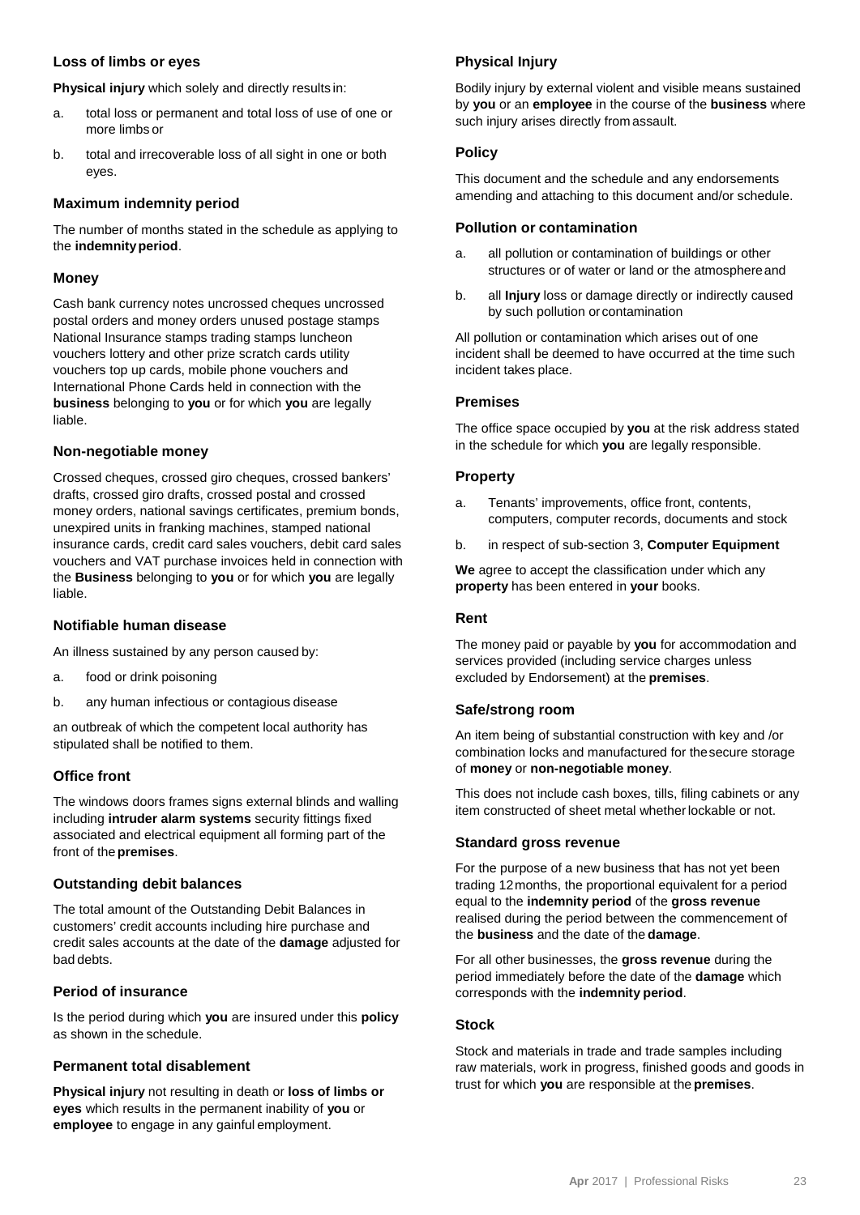### Loss of limbs or eyes

**Physical injury** which solely and directly results in:

a. total loss or permanent and total loss of use of one or more limbs or

b. total and irrecoverable loss of all sight in one or both eyes.

### Maximum indemnity period

The number of months stated in the schedule as applying to the **indemnity period**.

### Money

Cash bank currency notes uncrossed cheques uncrossed postal orders and money orders unused postage stamps National Insurance stamps trading stamps luncheon vouchers lottery and other prize scratch cards utility vouchers top up cards, mobile phone vouchers and International Phone Cards held in connection with the **business** belonging to **you** or for which **you** are legally liable.

### Non-negotiable money

Crossed cheques, crossed giro cheques, crossed bankers' drafts, crossed giro drafts, crossed postal and crossed money orders, national savings certificates, premium bonds, unexpired units in franking machines, stamped national insurance cards, credit card sales vouchers, debit card sales vouchers and VAT purchase invoices held in connection with the **Business** belonging to **you** or for which **you** are legally liable.

### Notifiable human disease

An illness sustained by any person caused by:

a. food or drink poisoning

b. any human infectious or contagious disease

an outbreak of which the competent local authority has stipulated shall be notified to them.

### Office front

The windows doors frames signs external blinds and walling including **intruder alarm systems** security fittings fixed associated and electrical equipment all forming part of the front of the **premises**.

### Outstanding debit balances

The total amount of the Outstanding Debit Balances in customers' credit accounts including hire purchase and credit sales accounts at the date of the **damage** adjusted for bad debts.

### Period of insurance

Is the period during which **you** are insured under this **policy** as shown in the schedule.

### Permanent total disablement

**Physical injury** not resulting in death or **loss of limbs or eyes** which results in the permanent inability of **you** or **employee** to engage in any gainful employment.

### Physical Injury

Bodily injury by external violent and visible means sustained by **you** or an **employee** in the course of the **business** where such injury arises directly from assault.

### Policy

This document and the schedule and any endorsements amending and attaching to this document and/or schedule.

### Pollution or contamination

a. all pollution or contamination of buildings or other structures or of water or land or the atmosphere and

b. all **Injury** loss or damage directly or indirectly caused by such pollution or contamination

All pollution or contamination which arises out of one incident shall be deemed to have occurred at the time such incident takes place.

### Premises

The office space occupied by **you** at the risk address stated in the schedule for which **you** are legally responsible.

### Property

a. Tenants' improvements, office front, contents, computers, computer records, documents and stock

b. in respect of sub-section 3, **Computer Equipment**

**We** agree to accept the classification under which any **property** has been entered in **your** books.

### Rent

The money paid or payable by **you** for accommodation and services provided (including service charges unless excluded by Endorsement) at the **premises**.

### Safe/strong room

An item being of substantial construction with key and /or combination locks and manufactured for the secure storage of **money** or **non-negotiable money**.

This does not include cash boxes, tills, filing cabinets or any item constructed of sheet metal whether lockable or not.

### Standard gross revenue

For the purpose of a new business that has not yet been trading 12 months, the proportional equivalent for a period equal to the **indemnity period** of the **gross revenue** realised during the period between the commencement of the **business** and the date of the **damage**.

For all other businesses, the **gross revenue** during the period immediately before the date of the **damage** which corresponds with the **indemnity period**.

### Stock

Stock and materials in trade and trade samples including raw materials, work in progress, finished goods and goods in trust for which **you** are responsible at the **premises**.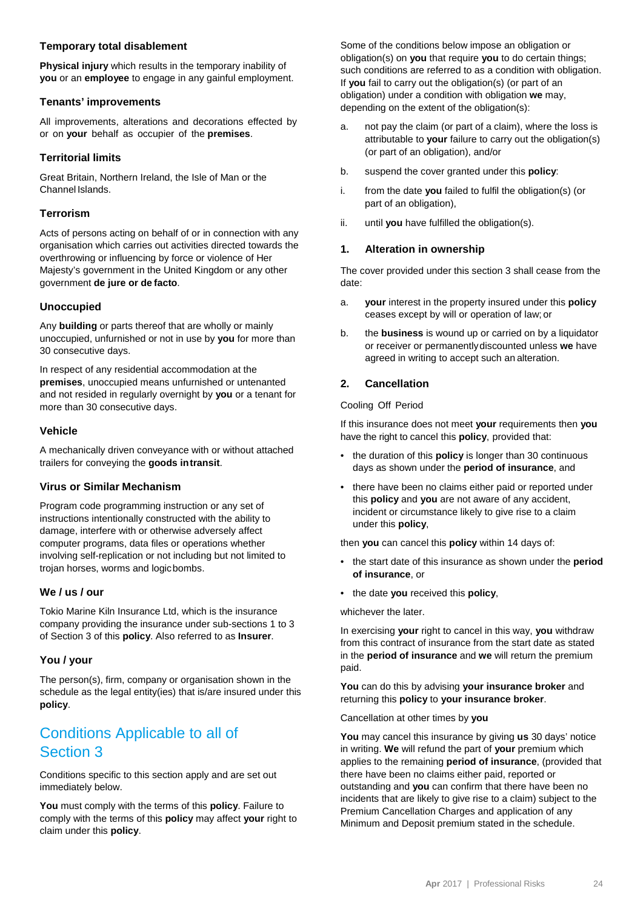### Temporary total disablement

**Physical injury** which results in the temporary inability of **you** or an **employee** to engage in any gainful employment.

### Tenants' improvements

All improvements, alterations and decorations effected by or on **your** behalf as occupier of the **premises**.

### Territorial limits

Great Britain, Northern Ireland, the Isle of Man or the Channel Islands.

### Terrorism

Acts of persons acting on behalf of or in connection with any organisation which carries out activities directed towards the overthrowing or influencing by force or violence of Her Majesty's government in the United Kingdom or any other government **de jure or de facto**.

### Unoccupied

Any **building** or parts thereof that are wholly or mainly unoccupied, unfurnished or not in use by **you** for more than 30 consecutive days.

In respect of any residential accommodation at the **premises**, unoccupied means unfurnished or untenanted and not resided in regularly overnight by **you** or a tenant for more than 30 consecutive days.

### Vehicle

A mechanically driven conveyance with or without attached trailers for conveying the **goods in transit**.

### Virus or Similar Mechanism

Program code programming instruction or any set of instructions intentionally constructed with the ability to damage, interfere with or otherwise adversely affect computer programs, data files or operations whether involving self-replication or not including but not limited to trojan horses, worms and logic bombs.

### We / us / our

Tokio Marine Kiln Insurance Ltd, which is the insurance company providing the insurance under sub-sections 1 to 3 of Section 3 of this **policy**. Also referred to as **Insurer**.

### You / your

The person(s), firm, company or organisation shown in the schedule as the legal entity(ies) that is/are insured under this **policy**.

## Conditions Applicable to all of Section 3

Conditions specific to this section apply and are set out immediately below.

**You** must comply with the terms of this **policy**. Failure to comply with the terms of this **policy** may affect **your** right to claim under this **policy**.

Some of the conditions below impose an obligation or obligation(s) on **you** that require **you** to do certain things; such conditions are referred to as a condition with obligation. If **you** fail to carry out the obligation(s) (or part of an obligation) under a condition with obligation **we** may, depending on the extent of the obligation(s):

a. not pay the claim (or part of a claim), where the loss is attributable to **your** failure to carry out the obligation(s) (or part of an obligation), and/or

b. suspend the cover granted under this **policy**:

i. from the date **you** failed to fulfil the obligation(s) (or part of an obligation),

ii. until **you** have fulfilled the obligation(s).

### 1. Alteration in ownership

The cover provided under this section 3 shall cease from the date:

a. **your** interest in the property insured under this **policy** ceases except by will or operation of law; or

b. the **business** is wound up or carried on by a liquidator or receiver or permanently discounted unless **we** have agreed in writing to accept such an alteration.

### 2. Cancellation

Cooling Off Period

If this insurance does not meet **your** requirements then **you** have the right to cancel this **policy**, provided that:

- the duration of this **policy** is longer than 30 continuous days as shown under the **period of insurance**, and
- there have been no claims either paid or reported under this **policy** and **you** are not aware of any accident, incident or circumstance likely to give rise to a claim under this **policy**,

then **you** can cancel this **policy** within 14 days of:

- the start date of this insurance as shown under the **period of insurance**, or
- the date **you** received this **policy**,

whichever the later.

In exercising **your** right to cancel in this way, **you** withdraw from this contract of insurance from the start date as stated in the **period of insurance** and **we** will return the premium paid.

**You** can do this by advising **your insurance broker** and returning this **policy** to **your insurance broker**.

Cancellation at other times by **you**

**You** may cancel this insurance by giving **us** 30 days' notice in writing. **We** will refund the part of **your** premium which applies to the remaining **period of insurance**, (provided that there have been no claims either paid, reported or outstanding and **you** can confirm that there have been no incidents that are likely to give rise to a claim) subject to the Premium Cancellation Charges and application of any Minimum and Deposit premium stated in the schedule.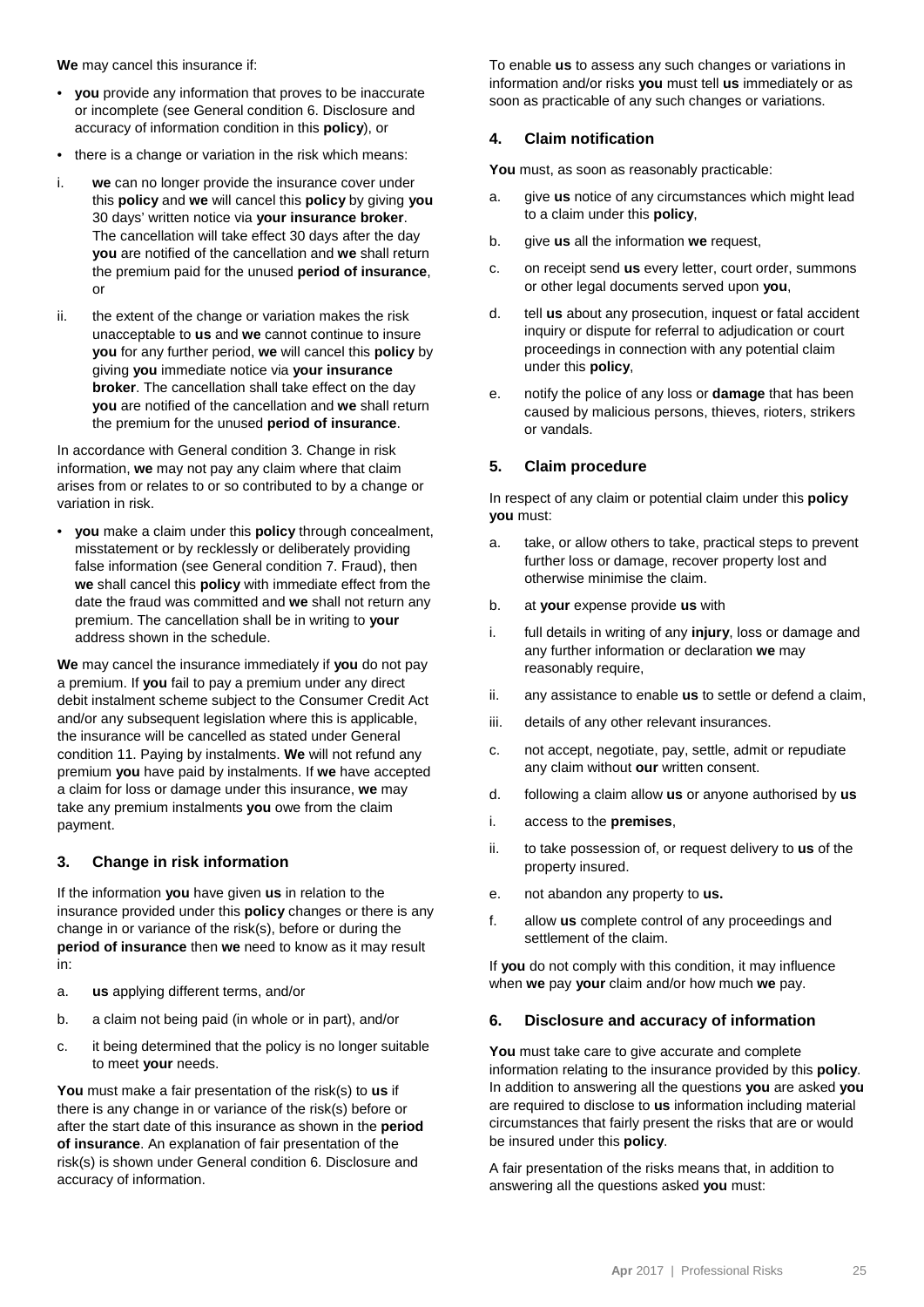**We** may cancel this insurance if:

- **you** provide any information that proves to be inaccurate or incomplete (see General condition 6. Disclosure and accuracy of information condition in this **policy**), or
- there is a change or variation in the risk which means:

i. **we** can no longer provide the insurance cover under this **policy** and **we** will cancel this **policy** by giving **you** 30 days' written notice via **your insurance broker**. The cancellation will take effect 30 days after the day **you** are notified of the cancellation and **we** shall return the premium paid for the unused **period of insurance**, or

ii. the extent of the change or variation makes the risk unacceptable to **us** and **we** cannot continue to insure **you** for any further period, **we** will cancel this **policy** by giving **you** immediate notice via **your insurance broker**. The cancellation shall take effect on the day **you** are notified of the cancellation and **we** shall return the premium for the unused **period of insurance**.

In accordance with General condition 3. Change in risk information, **we** may not pay any claim where that claim arises from or relates to or so contributed to by a change or variation in risk.

- **you** make a claim under this **policy** through concealment, misstatement or by recklessly or deliberately providing false information (see General condition 7. Fraud), then **we** shall cancel this **policy** with immediate effect from the date the fraud was committed and **we** shall not return any premium. The cancellation shall be in writing to **your** address shown in the schedule.

**We** may cancel the insurance immediately if **you** do not pay a premium. If **you** fail to pay a premium under any direct debit instalment scheme subject to the Consumer Credit Act and/or any subsequent legislation where this is applicable, the insurance will be cancelled as stated under General condition 11. Paying by instalments. **We** will not refund any premium **you** have paid by instalments. If **we** have accepted a claim for loss or damage under this insurance, **we** may take any premium instalments **you** owe from the claim payment.

### 3. Change in risk information

If the information **you** have given **us** in relation to the insurance provided under this **policy** changes or there is any change in or variance of the risk(s), before or during the **period of insurance** then **we** need to know as it may result in:

a. **us** applying different terms, and/or

b. a claim not being paid (in whole or in part), and/or

c. it being determined that the policy is no longer suitable to meet **your** needs.

**You** must make a fair presentation of the risk(s) to **us** if there is any change in or variance of the risk(s) before or after the start date of this insurance as shown in the **period of insurance**. An explanation of fair presentation of the risk(s) is shown under General condition 6. Disclosure and accuracy of information.

To enable **us** to assess any such changes or variations in information and/or risks **you** must tell **us** immediately or as soon as practicable of any such changes or variations.

### 4. Claim notification

**You** must, as soon as reasonably practicable:

a. give **us** notice of any circumstances which might lead to a claim under this **policy**,

b. give **us** all the information **we** request,

c. on receipt send **us** every letter, court order, summons or other legal documents served upon **you**,

d. tell **us** about any prosecution, inquest or fatal accident inquiry or dispute for referral to adjudication or court proceedings in connection with any potential claim under this **policy**,

e. notify the police of any loss or **damage** that has been caused by malicious persons, thieves, rioters, strikers or vandals.

### 5. Claim procedure

In respect of any claim or potential claim under this **policy you** must:

a. take, or allow others to take, practical steps to prevent further loss or damage, recover property lost and otherwise minimise the claim.

b. at **your** expense provide **us** with

i. full details in writing of any **injury**, loss or damage and any further information or declaration **we** may reasonably require,

ii. any assistance to enable **us** to settle or defend a claim,

iii. details of any other relevant insurances.

c. not accept, negotiate, pay, settle, admit or repudiate any claim without **our** written consent.

d. following a claim allow **us** or anyone authorised by **us**

i. access to the **premises**,

ii. to take possession of, or request delivery to **us** of the property insured.

e. not abandon any property to **us.**

f. allow **us** complete control of any proceedings and settlement of the claim.

If **you** do not comply with this condition, it may influence when **we** pay **your** claim and/or how much **we** pay.

### 6. Disclosure and accuracy of information

**You** must take care to give accurate and complete information relating to the insurance provided by this **policy**. In addition to answering all the questions **you** are asked **you** are required to disclose to **us** information including material circumstances that fairly present the risks that are or would be insured under this **policy**.

A fair presentation of the risks means that, in addition to answering all the questions asked **you** must: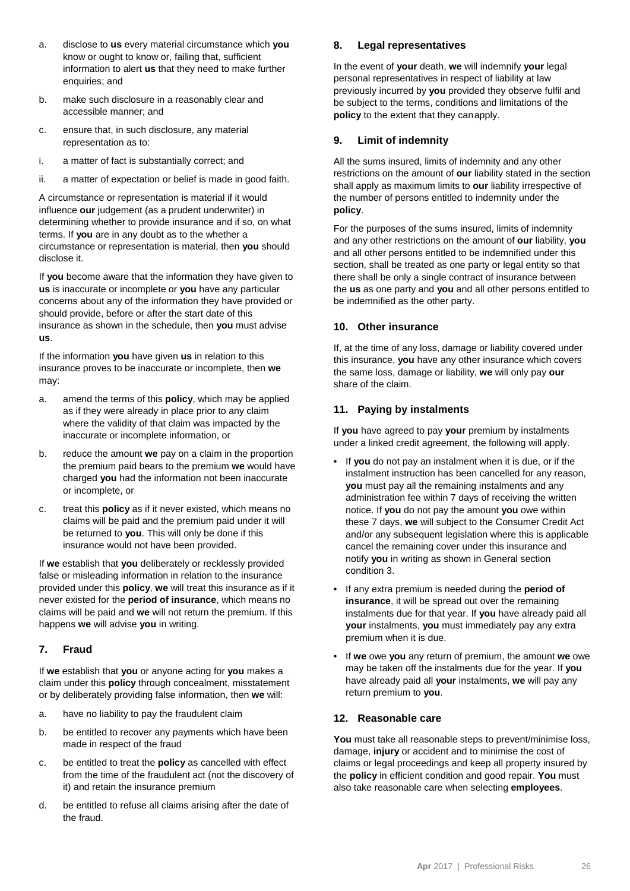a. disclose to **us** every material circumstance which **you** know or ought to know or, failing that, sufficient information to alert **us** that they need to make further enquiries; and

b. make such disclosure in a reasonably clear and accessible manner; and

c. ensure that, in such disclosure, any material representation as to:

i. a matter of fact is substantially correct; and

ii. a matter of expectation or belief is made in good faith.

A circumstance or representation is material if it would influence **our** judgement (as a prudent underwriter) in determining whether to provide insurance and if so, on what terms. If **you** are in any doubt as to the whether a circumstance or representation is material, then **you** should disclose it.

If **you** become aware that the information they have given to **us** is inaccurate or incomplete or **you** have any particular concerns about any of the information they have provided or should provide, before or after the start date of this insurance as shown in the schedule, then **you** must advise **us**.

If the information **you** have given **us** in relation to this insurance proves to be inaccurate or incomplete, then **we** may:

a. amend the terms of this **policy**, which may be applied as if they were already in place prior to any claim where the validity of that claim was impacted by the inaccurate or incomplete information, or

b. reduce the amount **we** pay on a claim in the proportion the premium paid bears to the premium **we** would have charged **you** had the information not been inaccurate or incomplete, or

c. treat this **policy** as if it never existed, which means no claims will be paid and the premium paid under it will be returned to **you**. This will only be done if this insurance would not have been provided.

If **we** establish that **you** deliberately or recklessly provided false or misleading information in relation to the insurance provided under this **policy**, **we** will treat this insurance as if it never existed for the **period of insurance**, which means no claims will be paid and **we** will not return the premium. If this happens **we** will advise **you** in writing.

## 7. Fraud

If **we** establish that **you** or anyone acting for **you** makes a claim under this **policy** through concealment, misstatement or by deliberately providing false information, then **we** will:

a. have no liability to pay the fraudulent claim

b. be entitled to recover any payments which have been made in respect of the fraud

c. be entitled to treat the **policy** as cancelled with effect from the time of the fraudulent act (not the discovery of it) and retain the insurance premium

d. be entitled to refuse all claims arising after the date of the fraud.

## 8. Legal representatives

In the event of **your** death, **we** will indemnify **your** legal personal representatives in respect of liability at law previously incurred by **you** provided they observe fulfil and be subject to the terms, conditions and limitations of the **policy** to the extent that they canapply.

## 9. Limit of indemnity

All the sums insured, limits of indemnity and any other restrictions on the amount of **our** liability stated in the section shall apply as maximum limits to **our** liability irrespective of the number of persons entitled to indemnity under the **policy**.

For the purposes of the sums insured, limits of indemnity and any other restrictions on the amount of **our** liability, **you** and all other persons entitled to be indemnified under this section, shall be treated as one party or legal entity so that there shall be only a single contract of insurance between the **us** as one party and **you** and all other persons entitled to be indemnified as the other party.

## 10. Other insurance

If, at the time of any loss, damage or liability covered under this insurance, **you** have any other insurance which covers the same loss, damage or liability, **we** will only pay **our** share of the claim.

## 11. Paying by instalments

If **you** have agreed to pay **your** premium by instalments under a linked credit agreement, the following will apply.

- If **you** do not pay an instalment when it is due, or if the instalment instruction has been cancelled for any reason, **you** must pay all the remaining instalments and any administration fee within 7 days of receiving the written notice. If **you** do not pay the amount **you** owe within these 7 days, **we** will subject to the Consumer Credit Act and/or any subsequent legislation where this is applicable cancel the remaining cover under this insurance and notify **you** in writing as shown in General section condition 3.
- If any extra premium is needed during the **period of insurance**, it will be spread out over the remaining instalments due for that year. If **you** have already paid all **your** instalments, **you** must immediately pay any extra premium when it is due.
- If **we** owe **you** any return of premium, the amount **we** owe may be taken off the instalments due for the year. If **you** have already paid all **your** instalments, **we** will pay any return premium to **you**.

## 12. Reasonable care

**You** must take all reasonable steps to prevent/minimise loss, damage, **injury** or accident and to minimise the cost of claims or legal proceedings and keep all property insured by the **policy** in efficient condition and good repair. **You** must also take reasonable care when selecting **employees**.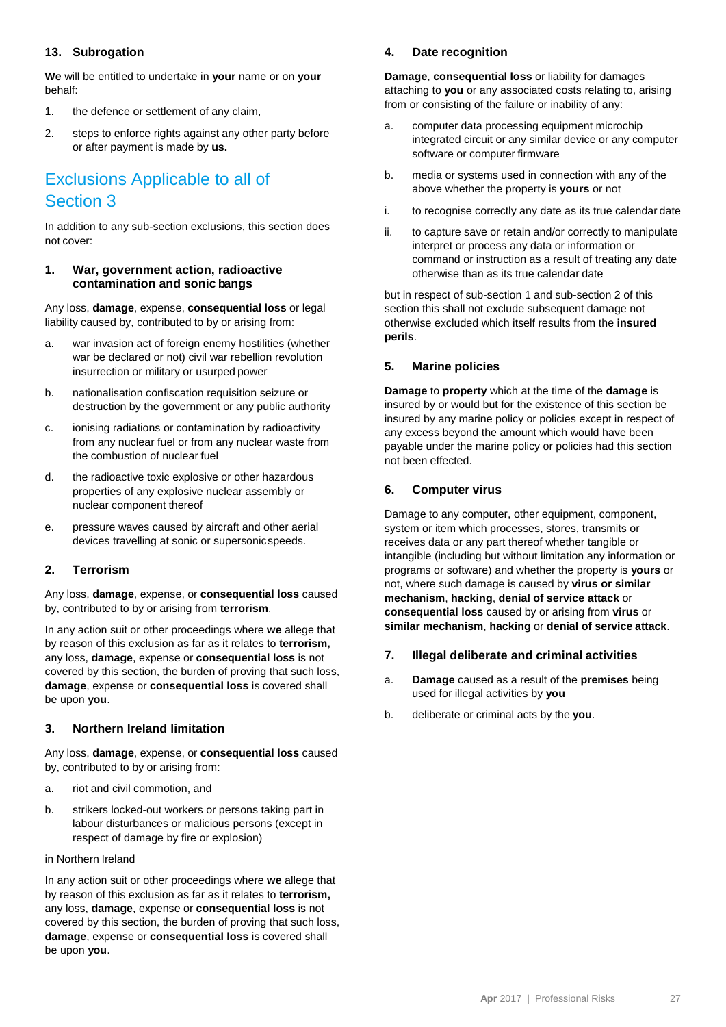### 13. Subrogation

**We** will be entitled to undertake in **your** name or on **your** behalf:

1. the defence or settlement of any claim,
2. steps to enforce rights against any other party before or after payment is made by **us.**

## Exclusions Applicable to all of Section 3

In addition to any sub-section exclusions, this section does not cover:

### 1. War, government action, radioactive contamination and sonic bangs

Any loss, **damage**, expense, **consequential loss** or legal liability caused by, contributed to by or arising from:

a. war invasion act of foreign enemy hostilities (whether war be declared or not) civil war rebellion revolution insurrection or military or usurped power

b. nationalisation confiscation requisition seizure or destruction by the government or any public authority

c. ionising radiations or contamination by radioactivity from any nuclear fuel or from any nuclear waste from the combustion of nuclear fuel

d. the radioactive toxic explosive or other hazardous properties of any explosive nuclear assembly or nuclear component thereof

e. pressure waves caused by aircraft and other aerial devices travelling at sonic or supersonic speeds.

### 2. Terrorism

Any loss, **damage**, expense, or **consequential loss** caused by, contributed to by or arising from **terrorism**.

In any action suit or other proceedings where **we** allege that by reason of this exclusion as far as it relates to **terrorism,** any loss, **damage**, expense or **consequential loss** is not covered by this section, the burden of proving that such loss, **damage**, expense or **consequential loss** is covered shall be upon **you**.

### 3. Northern Ireland limitation

Any loss, **damage**, expense, or **consequential loss** caused by, contributed to by or arising from:

a. riot and civil commotion, and

b. strikers locked-out workers or persons taking part in labour disturbances or malicious persons (except in respect of damage by fire or explosion)

in Northern Ireland

In any action suit or other proceedings where **we** allege that by reason of this exclusion as far as it relates to **terrorism,** any loss, **damage**, expense or **consequential loss** is not covered by this section, the burden of proving that such loss, **damage**, expense or **consequential loss** is covered shall be upon **you**.

### 4. Date recognition

**Damage**, **consequential loss** or liability for damages attaching to **you** or any associated costs relating to, arising from or consisting of the failure or inability of any:

a. computer data processing equipment microchip integrated circuit or any similar device or any computer software or computer firmware

b. media or systems used in connection with any of the above whether the property is **yours** or not

i. to recognise correctly any date as its true calendar date

ii. to capture save or retain and/or correctly to manipulate interpret or process any data or information or command or instruction as a result of treating any date otherwise than as its true calendar date

but in respect of sub-section 1 and sub-section 2 of this section this shall not exclude subsequent damage not otherwise excluded which itself results from the **insured perils**.

### 5. Marine policies

**Damage** to **property** which at the time of the **damage** is insured by or would but for the existence of this section be insured by any marine policy or policies except in respect of any excess beyond the amount which would have been payable under the marine policy or policies had this section not been effected.

### 6. Computer virus

Damage to any computer, other equipment, component, system or item which processes, stores, transmits or receives data or any part thereof whether tangible or intangible (including but without limitation any information or programs or software) and whether the property is **yours** or not, where such damage is caused by **virus or similar mechanism**, **hacking**, **denial of service attack** or **consequential loss** caused by or arising from **virus** or **similar mechanism**, **hacking** or **denial of service attack**.

### 7. Illegal deliberate and criminal activities

a. **Damage** caused as a result of the **premises** being used for illegal activities by **you**

b. deliberate or criminal acts by the **you**.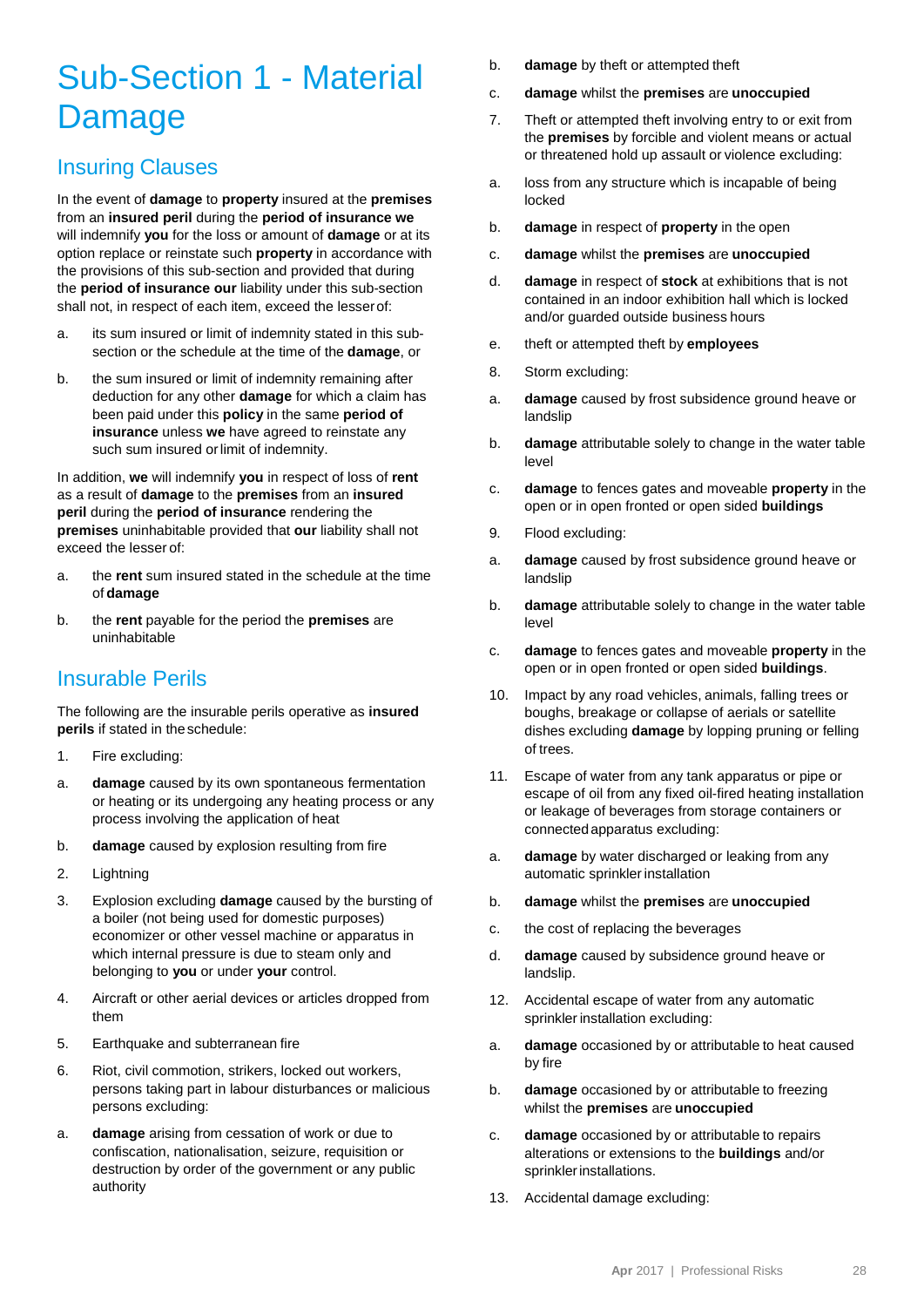# Sub-Section 1 - Material Damage

## Insuring Clauses

In the event of **damage** to **property** insured at the **premises** from an **insured peril** during the **period of insurance we** will indemnify **you** for the loss or amount of **damage** or at its option replace or reinstate such **property** in accordance with the provisions of this sub-section and provided that during the **period of insurance our** liability under this sub-section shall not, in respect of each item, exceed the lesser of:

a. its sum insured or limit of indemnity stated in this sub-section or the schedule at the time of the **damage**, or

b. the sum insured or limit of indemnity remaining after deduction for any other **damage** for which a claim has been paid under this **policy** in the same **period of insurance** unless **we** have agreed to reinstate any such sum insured or limit of indemnity.

In addition, **we** will indemnify **you** in respect of loss of **rent** as a result of **damage** to the **premises** from an **insured peril** during the **period of insurance** rendering the **premises** uninhabitable provided that **our** liability shall not exceed the lesser of:

a. the **rent** sum insured stated in the schedule at the time of **damage**

b. the **rent** payable for the period the **premises** are uninhabitable

## Insurable Perils

The following are the insurable perils operative as **insured perils** if stated in the schedule:

1. Fire excluding:

a. **damage** caused by its own spontaneous fermentation or heating or its undergoing any heating process or any process involving the application of heat

b. **damage** caused by explosion resulting from fire

2. Lightning

3. Explosion excluding **damage** caused by the bursting of a boiler (not being used for domestic purposes) economizer or other vessel machine or apparatus in which internal pressure is due to steam only and belonging to **you** or under **your** control.

4. Aircraft or other aerial devices or articles dropped from them

5. Earthquake and subterranean fire

6. Riot, civil commotion, strikers, locked out workers, persons taking part in labour disturbances or malicious persons excluding:

a. **damage** arising from cessation of work or due to confiscation, nationalisation, seizure, requisition or destruction by order of the government or any public authority

b. **damage** by theft or attempted theft

c. **damage** whilst the **premises** are **unoccupied**

7. Theft or attempted theft involving entry to or exit from the **premises** by forcible and violent means or actual or threatened hold up assault or violence excluding:

a. loss from any structure which is incapable of being locked

b. **damage** in respect of **property** in the open

c. **damage** whilst the **premises** are **unoccupied**

d. **damage** in respect of **stock** at exhibitions that is not contained in an indoor exhibition hall which is locked and/or guarded outside business hours

e. theft or attempted theft by **employees**

8. Storm excluding:

a. **damage** caused by frost subsidence ground heave or landslip

b. **damage** attributable solely to change in the water table level

c. **damage** to fences gates and moveable **property** in the open or in open fronted or open sided **buildings**

9. Flood excluding:

a. **damage** caused by frost subsidence ground heave or landslip

b. **damage** attributable solely to change in the water table level

c. **damage** to fences gates and moveable **property** in the open or in open fronted or open sided **buildings**.

10. Impact by any road vehicles, animals, falling trees or boughs, breakage or collapse of aerials or satellite dishes excluding **damage** by lopping pruning or felling of trees.

11. Escape of water from any tank apparatus or pipe or escape of oil from any fixed oil-fired heating installation or leakage of beverages from storage containers or connected apparatus excluding:

a. **damage** by water discharged or leaking from any automatic sprinkler installation

b. **damage** whilst the **premises** are **unoccupied**

c. the cost of replacing the beverages

d. **damage** caused by subsidence ground heave or landslip.

12. Accidental escape of water from any automatic sprinkler installation excluding:

a. **damage** occasioned by or attributable to heat caused by fire

b. **damage** occasioned by or attributable to freezing whilst the **premises** are **unoccupied**

c. **damage** occasioned by or attributable to repairs alterations or extensions to the **buildings** and/or sprinkler installations.

13. Accidental damage excluding: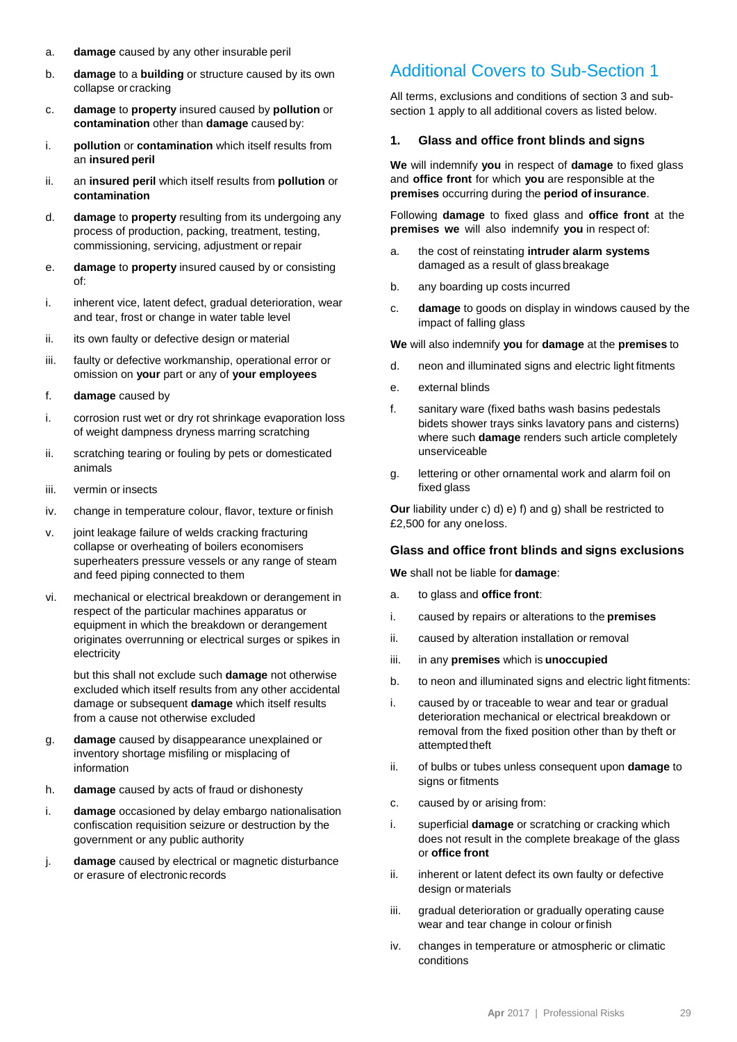a. **damage** caused by any other insurable peril

b. **damage** to a **building** or structure caused by its own collapse or cracking

c. **damage** to **property** insured caused by **pollution** or **contamination** other than **damage** caused by:

i. **pollution** or **contamination** which itself results from an **insured peril**

ii. an **insured peril** which itself results from **pollution** or **contamination**

d. **damage** to **property** resulting from its undergoing any process of production, packing, treatment, testing, commissioning, servicing, adjustment or repair

e. **damage** to **property** insured caused by or consisting of:

i. inherent vice, latent defect, gradual deterioration, wear and tear, frost or change in water table level

ii. its own faulty or defective design or material

iii. faulty or defective workmanship, operational error or omission on **your** part or any of **your employees**

f. **damage** caused by

i. corrosion rust wet or dry rot shrinkage evaporation loss of weight dampness dryness marring scratching

ii. scratching tearing or fouling by pets or domesticated animals

iii. vermin or insects

iv. change in temperature colour, flavor, texture or finish

v. joint leakage failure of welds cracking fracturing collapse or overheating of boilers economisers superheaters pressure vessels or any range of steam and feed piping connected to them

vi. mechanical or electrical breakdown or derangement in respect of the particular machines apparatus or equipment in which the breakdown or derangement originates overrunning or electrical surges or spikes in electricity

but this shall not exclude such **damage** not otherwise excluded which itself results from any other accidental damage or subsequent **damage** which itself results from a cause not otherwise excluded

g. **damage** caused by disappearance unexplained or inventory shortage misfiling or misplacing of information

h. **damage** caused by acts of fraud or dishonesty

i. **damage** occasioned by delay embargo nationalisation confiscation requisition seizure or destruction by the government or any public authority

j. **damage** caused by electrical or magnetic disturbance or erasure of electronic records

## Additional Covers to Sub-Section 1

All terms, exclusions and conditions of section 3 and sub-section 1 apply to all additional covers as listed below.

### 1. Glass and office front blinds and signs

**We** will indemnify **you** in respect of **damage** to fixed glass and **office front** for which **you** are responsible at the **premises** occurring during the **period of insurance**.

Following **damage** to fixed glass and **office front** at the **premises we** will also indemnify **you** in respect of:

a. the cost of reinstating **intruder alarm systems** damaged as a result of glass breakage

b. any boarding up costs incurred

c. **damage** to goods on display in windows caused by the impact of falling glass

**We** will also indemnify **you** for **damage** at the **premises** to

d. neon and illuminated signs and electric light fitments

e. external blinds

f. sanitary ware (fixed baths wash basins pedestals bidets shower trays sinks lavatory pans and cisterns) where such **damage** renders such article completely unserviceable

g. lettering or other ornamental work and alarm foil on fixed glass

**Our** liability under c) d) e) f) and g) shall be restricted to £2,500 for any one loss.

### Glass and office front blinds and signs exclusions

**We** shall not be liable for **damage**:

a. to glass and **office front**:

i. caused by repairs or alterations to the **premises**

ii. caused by alteration installation or removal

iii. in any **premises** which is **unoccupied**

b. to neon and illuminated signs and electric light fitments:

i. caused by or traceable to wear and tear or gradual deterioration mechanical or electrical breakdown or removal from the fixed position other than by theft or attempted theft

ii. of bulbs or tubes unless consequent upon **damage** to signs or fitments

c. caused by or arising from:

i. superficial **damage** or scratching or cracking which does not result in the complete breakage of the glass or **office front**

ii. inherent or latent defect its own faulty or defective design or materials

iii. gradual deterioration or gradually operating cause wear and tear change in colour or finish

iv. changes in temperature or atmospheric or climatic conditions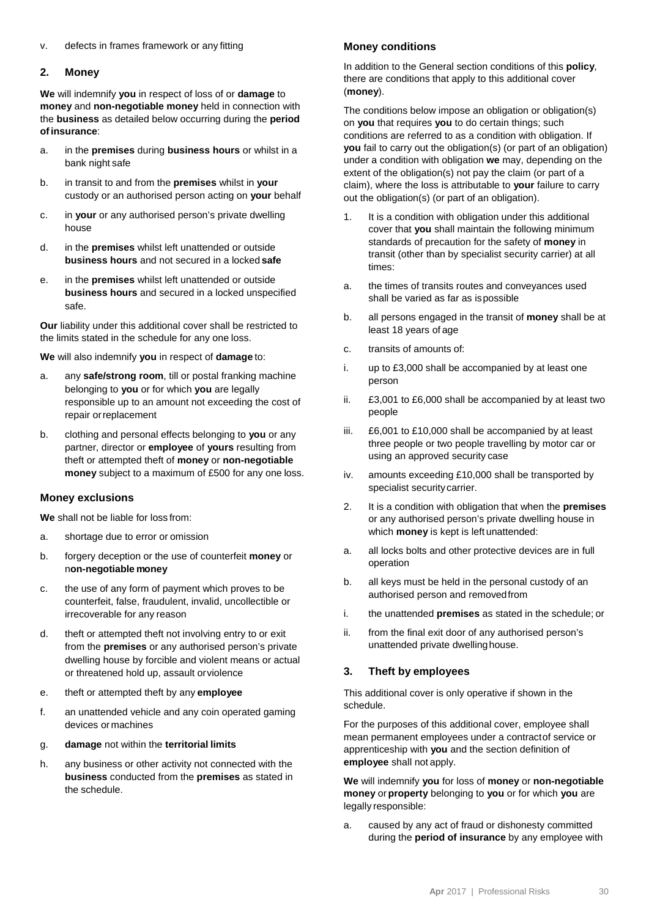v. defects in frames framework or any fitting

## 2. Money

**We** will indemnify **you** in respect of loss of or **damage** to **money** and **non-negotiable money** held in connection with the **business** as detailed below occurring during the **period of insurance**:

a. in the **premises** during **business hours** or whilst in a bank night safe

b. in transit to and from the **premises** whilst in **your** custody or an authorised person acting on **your** behalf

c. in **your** or any authorised person's private dwelling house

d. in the **premises** whilst left unattended or outside **business hours** and not secured in a locked **safe**

e. in the **premises** whilst left unattended or outside **business hours** and secured in a locked unspecified safe.

**Our** liability under this additional cover shall be restricted to the limits stated in the schedule for any one loss.

**We** will also indemnify **you** in respect of **damage** to:

a. any **safe/strong room**, till or postal franking machine belonging to **you** or for which **you** are legally responsible up to an amount not exceeding the cost of repair or replacement

b. clothing and personal effects belonging to **you** or any partner, director or **employee** of **yours** resulting from theft or attempted theft of **money** or **non-negotiable money** subject to a maximum of £500 for any one loss.

### Money exclusions

**We** shall not be liable for loss from:

a. shortage due to error or omission

b. forgery deception or the use of counterfeit **money** or n**on-negotiable money**

c. the use of any form of payment which proves to be counterfeit, false, fraudulent, invalid, uncollectible or irrecoverable for any reason

d. theft or attempted theft not involving entry to or exit from the **premises** or any authorised person's private dwelling house by forcible and violent means or actual or threatened hold up, assault or violence

e. theft or attempted theft by any **employee**

f. an unattended vehicle and any coin operated gaming devices or machines

g. **damage** not within the **territorial limits**

h. any business or other activity not connected with the **business** conducted from the **premises** as stated in the schedule.

### Money conditions

In addition to the General section conditions of this **policy**, there are conditions that apply to this additional cover (**money**).

The conditions below impose an obligation or obligation(s) on **you** that requires **you** to do certain things; such conditions are referred to as a condition with obligation. If **you** fail to carry out the obligation(s) (or part of an obligation) under a condition with obligation **we** may, depending on the extent of the obligation(s) not pay the claim (or part of a claim), where the loss is attributable to **your** failure to carry out the obligation(s) (or part of an obligation).

1. It is a condition with obligation under this additional cover that **you** shall maintain the following minimum standards of precaution for the safety of **money** in transit (other than by specialist security carrier) at all times:

a. the times of transits routes and conveyances used shall be varied as far as is possible

b. all persons engaged in the transit of **money** shall be at least 18 years of age

c. transits of amounts of:

i. up to £3,000 shall be accompanied by at least one person

ii. £3,001 to £6,000 shall be accompanied by at least two people

iii. £6,001 to £10,000 shall be accompanied by at least three people or two people travelling by motor car or using an approved security case

iv. amounts exceeding £10,000 shall be transported by specialist security carrier.

2. It is a condition with obligation that when the **premises** or any authorised person's private dwelling house in which **money** is kept is left unattended:

a. all locks bolts and other protective devices are in full operation

b. all keys must be held in the personal custody of an authorised person and removed from

i. the unattended **premises** as stated in the schedule; or

ii. from the final exit door of any authorised person's unattended private dwelling house.

## 3. Theft by employees

This additional cover is only operative if shown in the schedule.

For the purposes of this additional cover, employee shall mean permanent employees under a contract of service or apprenticeship with **you** and the section definition of **employee** shall not apply.

**We** will indemnify **you** for loss of **money** or **non-negotiable money** or **property** belonging to **you** or for which **you** are legally responsible:

a. caused by any act of fraud or dishonesty committed during the **period of insurance** by any employee with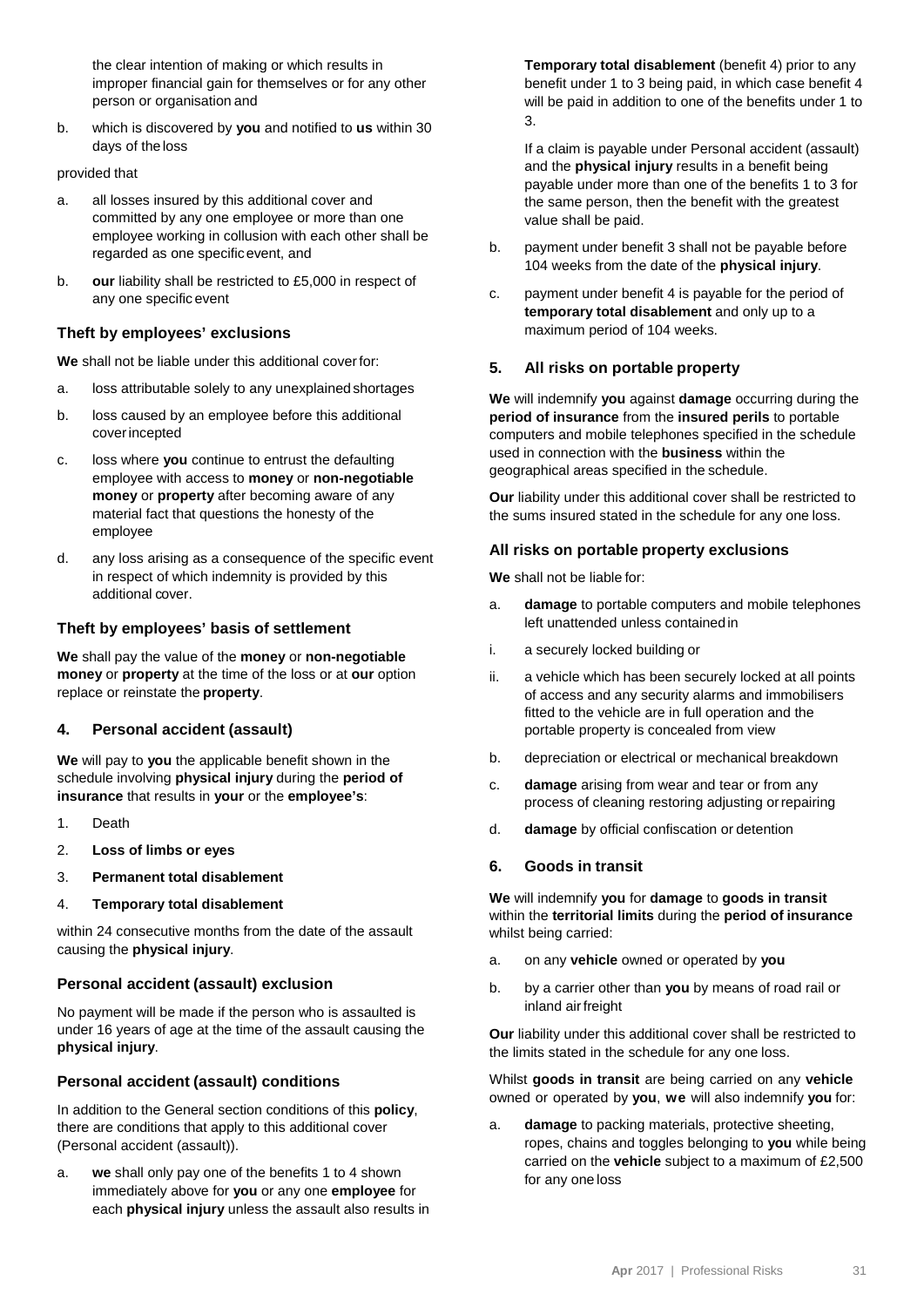the clear intention of making or which results in improper financial gain for themselves or for any other person or organisation and

b. which is discovered by **you** and notified to **us** within 30 days of the loss

provided that

a. all losses insured by this additional cover and committed by any one employee or more than one employee working in collusion with each other shall be regarded as one specific event, and

b. **our** liability shall be restricted to £5,000 in respect of any one specific event

### Theft by employees' exclusions

**We** shall not be liable under this additional cover for:

a. loss attributable solely to any unexplained shortages

b. loss caused by an employee before this additional cover incepted

c. loss where **you** continue to entrust the defaulting employee with access to **money** or **non-negotiable money** or **property** after becoming aware of any material fact that questions the honesty of the employee

d. any loss arising as a consequence of the specific event in respect of which indemnity is provided by this additional cover.

### Theft by employees' basis of settlement

**We** shall pay the value of the **money** or **non-negotiable money** or **property** at the time of the loss or at **our** option replace or reinstate the **property**.

## 4. Personal accident (assault)

**We** will pay to **you** the applicable benefit shown in the schedule involving **physical injury** during the **period of insurance** that results in **your** or the **employee's**:

1. Death
2. **Loss of limbs or eyes**
3. **Permanent total disablement**
4. **Temporary total disablement**

within 24 consecutive months from the date of the assault causing the **physical injury**.

### Personal accident (assault) exclusion

No payment will be made if the person who is assaulted is under 16 years of age at the time of the assault causing the **physical injury**.

### Personal accident (assault) conditions

In addition to the General section conditions of this **policy**, there are conditions that apply to this additional cover (Personal accident (assault)).

a. **we** shall only pay one of the benefits 1 to 4 shown immediately above for **you** or any one **employee** for each **physical injury** unless the assault also results in **Temporary total disablement** (benefit 4) prior to any benefit under 1 to 3 being paid, in which case benefit 4 will be paid in addition to one of the benefits under 1 to 3.

   If a claim is payable under Personal accident (assault) and the **physical injury** results in a benefit being payable under more than one of the benefits 1 to 3 for the same person, then the benefit with the greatest value shall be paid.

b. payment under benefit 3 shall not be payable before 104 weeks from the date of the **physical injury**.

c. payment under benefit 4 is payable for the period of **temporary total disablement** and only up to a maximum period of 104 weeks.

## 5. All risks on portable property

**We** will indemnify **you** against **damage** occurring during the **period of insurance** from the **insured perils** to portable computers and mobile telephones specified in the schedule used in connection with the **business** within the geographical areas specified in the schedule.

**Our** liability under this additional cover shall be restricted to the sums insured stated in the schedule for any one loss.

### All risks on portable property exclusions

**We** shall not be liable for:

a. **damage** to portable computers and mobile telephones left unattended unless contained in

i. a securely locked building or

ii. a vehicle which has been securely locked at all points of access and any security alarms and immobilisers fitted to the vehicle are in full operation and the portable property is concealed from view

b. depreciation or electrical or mechanical breakdown

c. **damage** arising from wear and tear or from any process of cleaning restoring adjusting or repairing

d. **damage** by official confiscation or detention

## 6. Goods in transit

**We** will indemnify **you** for **damage** to **goods in transit** within the **territorial limits** during the **period of insurance** whilst being carried:

a. on any **vehicle** owned or operated by **you**

b. by a carrier other than **you** by means of road rail or inland air freight

**Our** liability under this additional cover shall be restricted to the limits stated in the schedule for any one loss.

Whilst **goods in transit** are being carried on any **vehicle** owned or operated by **you**, **we** will also indemnify **you** for:

a. **damage** to packing materials, protective sheeting, ropes, chains and toggles belonging to **you** while being carried on the **vehicle** subject to a maximum of £2,500 for any one loss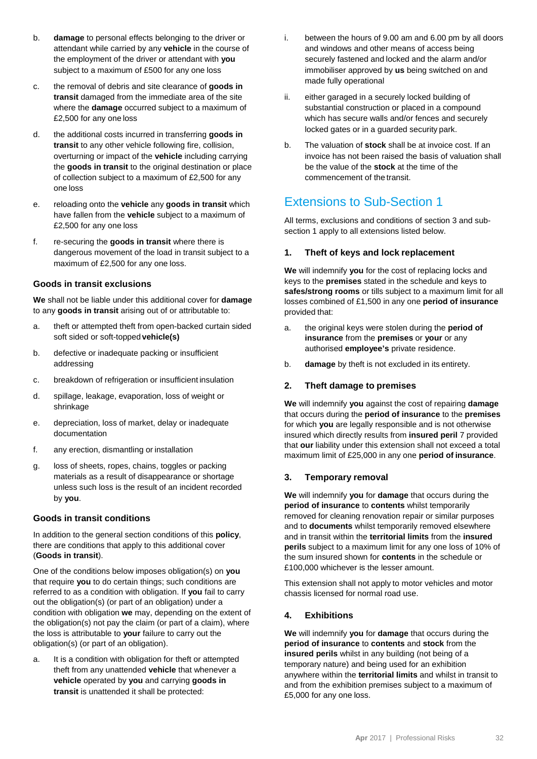b. **damage** to personal effects belonging to the driver or attendant while carried by any **vehicle** in the course of the employment of the driver or attendant with **you** subject to a maximum of £500 for any one loss

c. the removal of debris and site clearance of **goods in transit** damaged from the immediate area of the site where the **damage** occurred subject to a maximum of £2,500 for any one loss

d. the additional costs incurred in transferring **goods in transit** to any other vehicle following fire, collision, overturning or impact of the **vehicle** including carrying the **goods in transit** to the original destination or place of collection subject to a maximum of £2,500 for any one loss

e. reloading onto the **vehicle** any **goods in transit** which have fallen from the **vehicle** subject to a maximum of £2,500 for any one loss

f. re-securing the **goods in transit** where there is dangerous movement of the load in transit subject to a maximum of £2,500 for any one loss.

### Goods in transit exclusions

**We** shall not be liable under this additional cover for **damage** to any **goods in transit** arising out of or attributable to:

a. theft or attempted theft from open-backed curtain sided soft sided or soft-topped **vehicle(s)**

b. defective or inadequate packing or insufficient addressing

c. breakdown of refrigeration or insufficient insulation

d. spillage, leakage, evaporation, loss of weight or shrinkage

e. depreciation, loss of market, delay or inadequate documentation

f. any erection, dismantling or installation

g. loss of sheets, ropes, chains, toggles or packing materials as a result of disappearance or shortage unless such loss is the result of an incident recorded by **you**.

### Goods in transit conditions

In addition to the general section conditions of this **policy**, there are conditions that apply to this additional cover (**Goods in transit**).

One of the conditions below imposes obligation(s) on **you** that require **you** to do certain things; such conditions are referred to as a condition with obligation. If **you** fail to carry out the obligation(s) (or part of an obligation) under a condition with obligation **we** may, depending on the extent of the obligation(s) not pay the claim (or part of a claim), where the loss is attributable to **your** failure to carry out the obligation(s) (or part of an obligation).

a. It is a condition with obligation for theft or attempted theft from any unattended **vehicle** that whenever a **vehicle** operated by **you** and carrying **goods in transit** is unattended it shall be protected:

   i. between the hours of 9.00 am and 6.00 pm by all doors and windows and other means of access being securely fastened and locked and the alarm and/or immobiliser approved by **us** being switched on and made fully operational

   ii. either garaged in a securely locked building of substantial construction or placed in a compound which has secure walls and/or fences and securely locked gates or in a guarded security park.

b. The valuation of **stock** shall be at invoice cost. If an invoice has not been raised the basis of valuation shall be the value of the **stock** at the time of the commencement of the transit.

## Extensions to Sub-Section 1

All terms, exclusions and conditions of section 3 and sub-section 1 apply to all extensions listed below.

### 1. Theft of keys and lock replacement

**We** will indemnify **you** for the cost of replacing locks and keys to the **premises** stated in the schedule and keys to **safes/strong rooms** or tills subject to a maximum limit for all losses combined of £1,500 in any one **period of insurance** provided that:

a. the original keys were stolen during the **period of insurance** from the **premises** or **your** or any authorised **employee's** private residence.

b. **damage** by theft is not excluded in its entirety.

### 2. Theft damage to premises

**We** will indemnify **you** against the cost of repairing **damage** that occurs during the **period of insurance** to the **premises** for which **you** are legally responsible and is not otherwise insured which directly results from **insured peril** 7 provided that **our** liability under this extension shall not exceed a total maximum limit of £25,000 in any one **period of insurance**.

### 3. Temporary removal

**We** will indemnify **you** for **damage** that occurs during the **period of insurance** to **contents** whilst temporarily removed for cleaning renovation repair or similar purposes and to **documents** whilst temporarily removed elsewhere and in transit within the **territorial limits** from the **insured perils** subject to a maximum limit for any one loss of 10% of the sum insured shown for **contents** in the schedule or £100,000 whichever is the lesser amount.

This extension shall not apply to motor vehicles and motor chassis licensed for normal road use.

### 4. Exhibitions

**We** will indemnify **you** for **damage** that occurs during the **period of insurance** to **contents** and **stock** from the **insured perils** whilst in any building (not being of a temporary nature) and being used for an exhibition anywhere within the **territorial limits** and whilst in transit to and from the exhibition premises subject to a maximum of £5,000 for any one loss.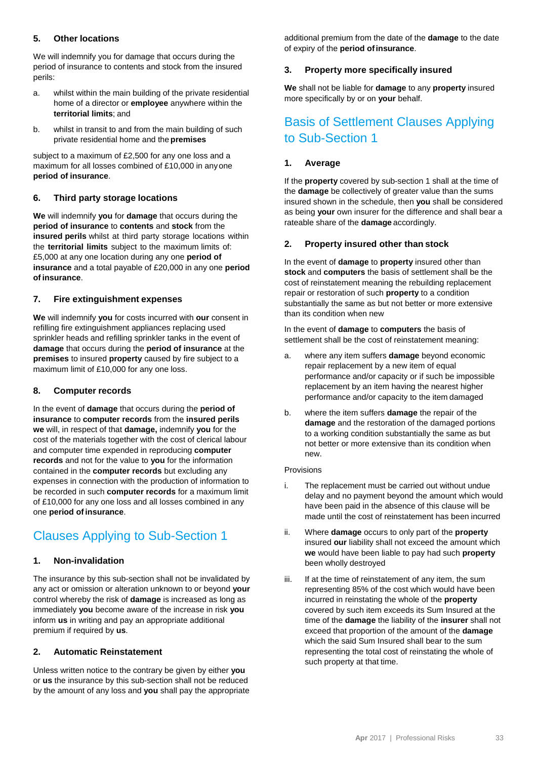### 5. Other locations

We will indemnify you for damage that occurs during the period of insurance to contents and stock from the insured perils:

a. whilst within the main building of the private residential home of a director or **employee** anywhere within the **territorial limits**; and

b. whilst in transit to and from the main building of such private residential home and the **premises**

subject to a maximum of £2,500 for any one loss and a maximum for all losses combined of £10,000 in any one **period of insurance**.

### 6. Third party storage locations

**We** will indemnify **you** for **damage** that occurs during the **period of insurance** to **contents** and **stock** from the **insured perils** whilst at third party storage locations within the **territorial limits** subject to the maximum limits of: £5,000 at any one location during any one **period of insurance** and a total payable of £20,000 in any one **period of insurance**.

### 7. Fire extinguishment expenses

**We** will indemnify **you** for costs incurred with **our** consent in refilling fire extinguishment appliances replacing used sprinkler heads and refilling sprinkler tanks in the event of **damage** that occurs during the **period of insurance** at the **premises** to insured **property** caused by fire subject to a maximum limit of £10,000 for any one loss.

### 8. Computer records

In the event of **damage** that occurs during the **period of insurance** to **computer records** from the **insured perils** **we** will, in respect of that **damage,** indemnify **you** for the cost of the materials together with the cost of clerical labour and computer time expended in reproducing **computer records** and not for the value to **you** for the information contained in the **computer records** but excluding any expenses in connection with the production of information to be recorded in such **computer records** for a maximum limit of £10,000 for any one loss and all losses combined in any one **period of insurance**.

## Clauses Applying to Sub-Section 1

### 1. Non-invalidation

The insurance by this sub-section shall not be invalidated by any act or omission or alteration unknown to or beyond **your** control whereby the risk of **damage** is increased as long as immediately **you** become aware of the increase in risk **you** inform **us** in writing and pay an appropriate additional premium if required by **us**.

### 2. Automatic Reinstatement

Unless written notice to the contrary be given by either **you** or **us** the insurance by this sub-section shall not be reduced by the amount of any loss and **you** shall pay the appropriate additional premium from the date of the **damage** to the date of expiry of the **period of insurance**.

### 3. Property more specifically insured

**We** shall not be liable for **damage** to any **property** insured more specifically by or on **your** behalf.

## Basis of Settlement Clauses Applying to Sub-Section 1

### 1. Average

If the **property** covered by sub-section 1 shall at the time of the **damage** be collectively of greater value than the sums insured shown in the schedule, then **you** shall be considered as being **your** own insurer for the difference and shall bear a rateable share of the **damage** accordingly.

### 2. Property insured other than stock

In the event of **damage** to **property** insured other than **stock** and **computers** the basis of settlement shall be the cost of reinstatement meaning the rebuilding replacement repair or restoration of such **property** to a condition substantially the same as but not better or more extensive than its condition when new

In the event of **damage** to **computers** the basis of settlement shall be the cost of reinstatement meaning:

a. where any item suffers **damage** beyond economic repair replacement by a new item of equal performance and/or capacity or if such be impossible replacement by an item having the nearest higher performance and/or capacity to the item damaged

b. where the item suffers **damage** the repair of the **damage** and the restoration of the damaged portions to a working condition substantially the same as but not better or more extensive than its condition when new.

Provisions

i. The replacement must be carried out without undue delay and no payment beyond the amount which would have been paid in the absence of this clause will be made until the cost of reinstatement has been incurred

ii. Where **damage** occurs to only part of the **property** insured **our** liability shall not exceed the amount which **we** would have been liable to pay had such **property** been wholly destroyed

iii. If at the time of reinstatement of any item, the sum representing 85% of the cost which would have been incurred in reinstating the whole of the **property** covered by such item exceeds its Sum Insured at the time of the **damage** the liability of the **insurer** shall not exceed that proportion of the amount of the **damage** which the said Sum Insured shall bear to the sum representing the total cost of reinstating the whole of such property at that time.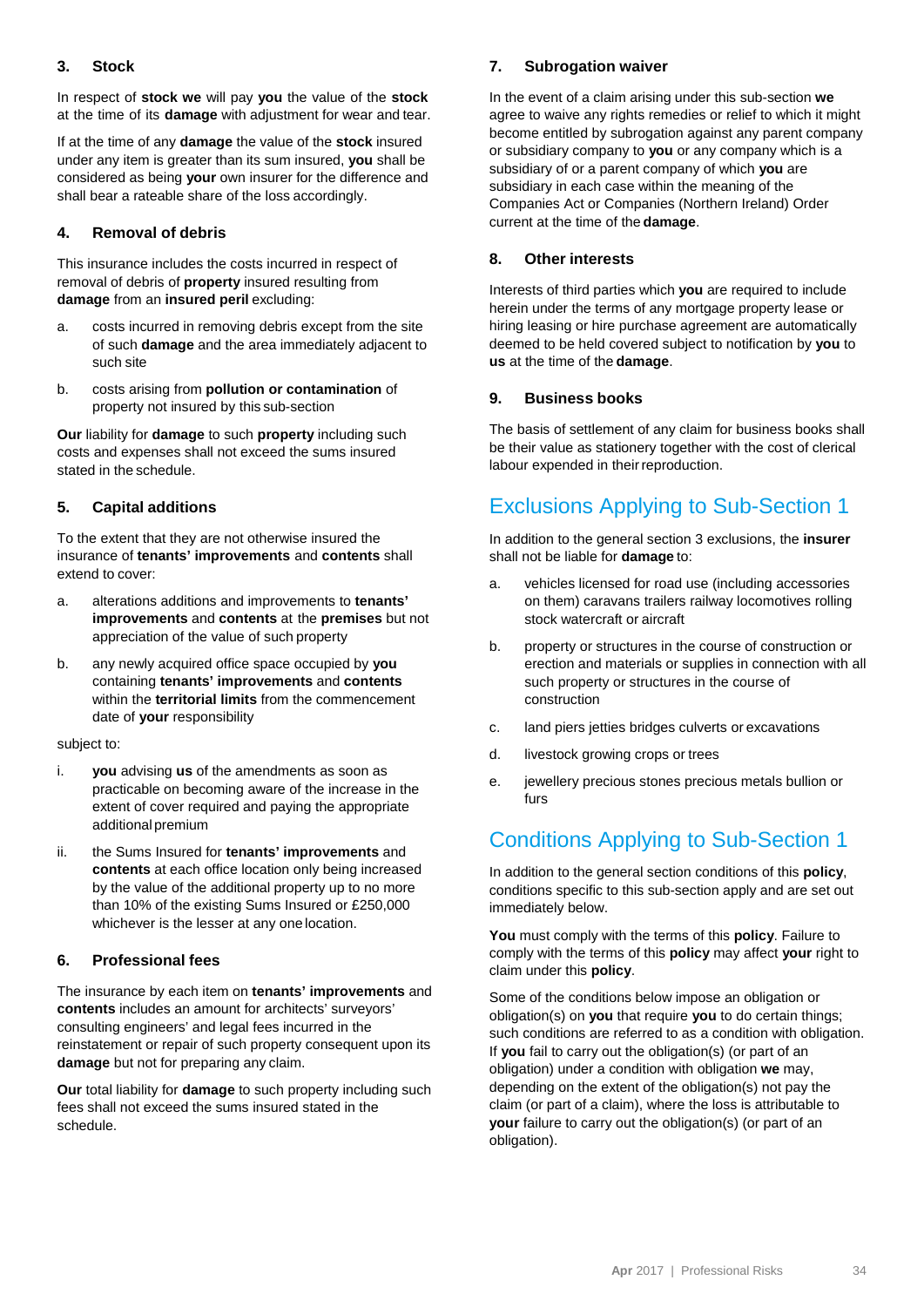### 3. Stock

In respect of **stock we** will pay **you** the value of the **stock** at the time of its **damage** with adjustment for wear and tear.

If at the time of any **damage** the value of the **stock** insured under any item is greater than its sum insured, **you** shall be considered as being **your** own insurer for the difference and shall bear a rateable share of the loss accordingly.

### 4. Removal of debris

This insurance includes the costs incurred in respect of removal of debris of **property** insured resulting from **damage** from an **insured peril** excluding:

a. costs incurred in removing debris except from the site of such **damage** and the area immediately adjacent to such site

b. costs arising from **pollution or contamination** of property not insured by this sub-section

**Our** liability for **damage** to such **property** including such costs and expenses shall not exceed the sums insured stated in the schedule.

### 5. Capital additions

To the extent that they are not otherwise insured the insurance of **tenants' improvements** and **contents** shall extend to cover:

a. alterations additions and improvements to **tenants' improvements** and **contents** at the **premises** but not appreciation of the value of such property

b. any newly acquired office space occupied by **you** containing **tenants' improvements** and **contents** within the **territorial limits** from the commencement date of **your** responsibility

subject to:

i. **you** advising **us** of the amendments as soon as practicable on becoming aware of the increase in the extent of cover required and paying the appropriate additional premium

ii. the Sums Insured for **tenants' improvements** and **contents** at each office location only being increased by the value of the additional property up to no more than 10% of the existing Sums Insured or £250,000 whichever is the lesser at any one location.

### 6. Professional fees

The insurance by each item on **tenants' improvements** and **contents** includes an amount for architects' surveyors' consulting engineers' and legal fees incurred in the reinstatement or repair of such property consequent upon its **damage** but not for preparing any claim.

**Our** total liability for **damage** to such property including such fees shall not exceed the sums insured stated in the schedule.

### 7. Subrogation waiver

In the event of a claim arising under this sub-section **we** agree to waive any rights remedies or relief to which it might become entitled by subrogation against any parent company or subsidiary company to **you** or any company which is a subsidiary of or a parent company of which **you** are subsidiary in each case within the meaning of the Companies Act or Companies (Northern Ireland) Order current at the time of the **damage**.

### 8. Other interests

Interests of third parties which **you** are required to include herein under the terms of any mortgage property lease or hiring leasing or hire purchase agreement are automatically deemed to be held covered subject to notification by **you** to **us** at the time of the **damage**.

### 9. Business books

The basis of settlement of any claim for business books shall be their value as stationery together with the cost of clerical labour expended in their reproduction.

## Exclusions Applying to Sub-Section 1

In addition to the general section 3 exclusions, the **insurer** shall not be liable for **damage** to:

a. vehicles licensed for road use (including accessories on them) caravans trailers railway locomotives rolling stock watercraft or aircraft

b. property or structures in the course of construction or erection and materials or supplies in connection with all such property or structures in the course of construction

c. land piers jetties bridges culverts or excavations

d. livestock growing crops or trees

e. jewellery precious stones precious metals bullion or furs

## Conditions Applying to Sub-Section 1

In addition to the general section conditions of this **policy**, conditions specific to this sub-section apply and are set out immediately below.

**You** must comply with the terms of this **policy**. Failure to comply with the terms of this **policy** may affect **your** right to claim under this **policy**.

Some of the conditions below impose an obligation or obligation(s) on **you** that require **you** to do certain things; such conditions are referred to as a condition with obligation. If **you** fail to carry out the obligation(s) (or part of an obligation) under a condition with obligation **we** may, depending on the extent of the obligation(s) not pay the claim (or part of a claim), where the loss is attributable to **your** failure to carry out the obligation(s) (or part of an obligation).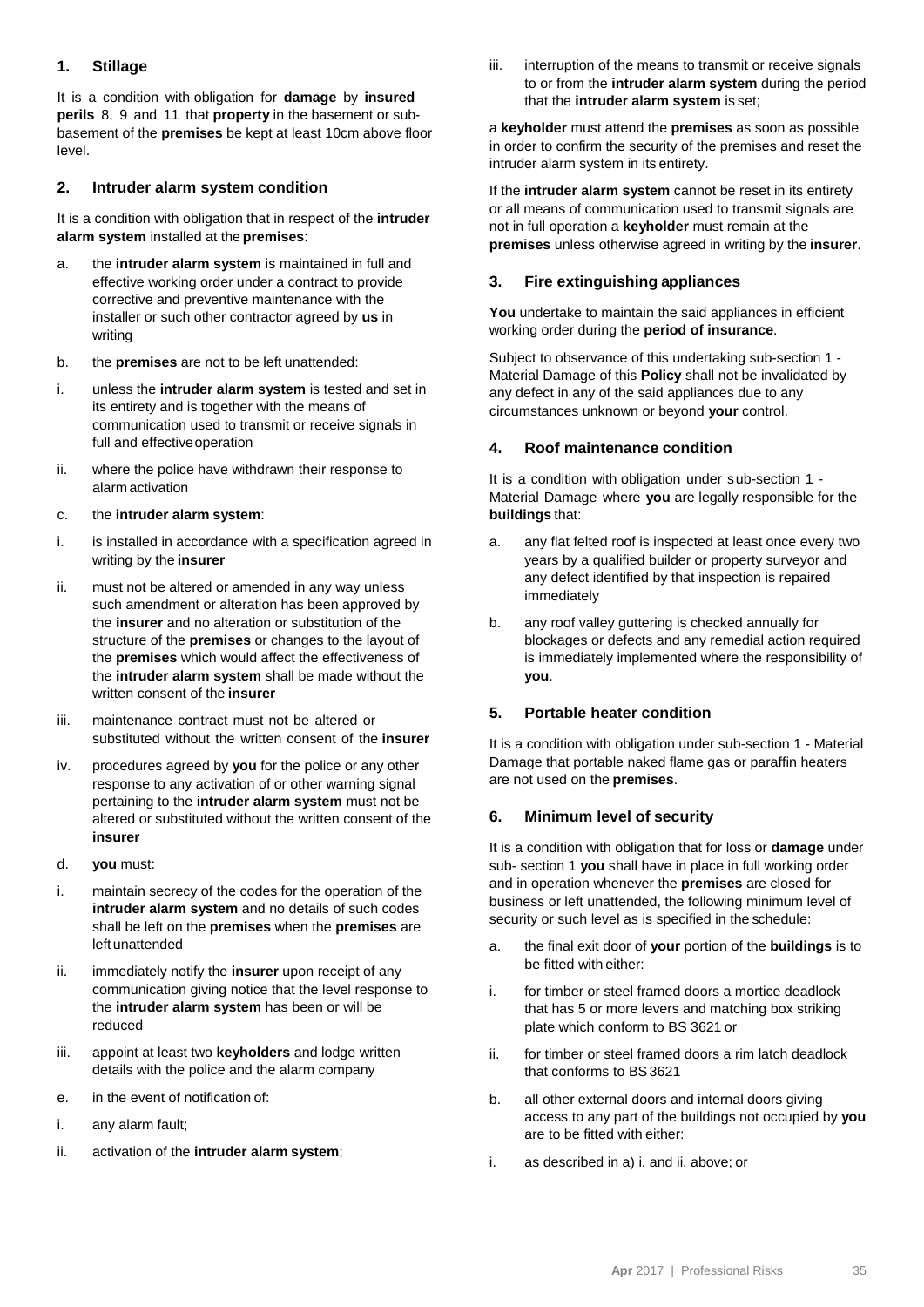## 1. Stillage

It is a condition with obligation for **damage** by **insured perils** 8, 9 and 11 that **property** in the basement or sub-basement of the **premises** be kept at least 10cm above floor level.

## 2. Intruder alarm system condition

It is a condition with obligation that in respect of the **intruder alarm system** installed at the **premises**:

a. the **intruder alarm system** is maintained in full and effective working order under a contract to provide corrective and preventive maintenance with the installer or such other contractor agreed by **us** in writing

b. the **premises** are not to be left unattended:

i. unless the **intruder alarm system** is tested and set in its entirety and is together with the means of communication used to transmit or receive signals in full and effective operation

ii. where the police have withdrawn their response to alarm activation

c. the **intruder alarm system**:

i. is installed in accordance with a specification agreed in writing by the **insurer**

ii. must not be altered or amended in any way unless such amendment or alteration has been approved by the **insurer** and no alteration or substitution of the structure of the **premises** or changes to the layout of the **premises** which would affect the effectiveness of the **intruder alarm system** shall be made without the written consent of the **insurer**

iii. maintenance contract must not be altered or substituted without the written consent of the **insurer**

iv. procedures agreed by **you** for the police or any other response to any activation of or other warning signal pertaining to the **intruder alarm system** must not be altered or substituted without the written consent of the **insurer**

d. **you** must:

i. maintain secrecy of the codes for the operation of the **intruder alarm system** and no details of such codes shall be left on the **premises** when the **premises** are left unattended

ii. immediately notify the **insurer** upon receipt of any communication giving notice that the level response to the **intruder alarm system** has been or will be reduced

iii. appoint at least two **keyholders** and lodge written details with the police and the alarm company

e. in the event of notification of:

i. any alarm fault;

ii. activation of the **intruder alarm system**;

iii. interruption of the means to transmit or receive signals to or from the **intruder alarm system** during the period that the **intruder alarm system** is set;

a **keyholder** must attend the **premises** as soon as possible in order to confirm the security of the premises and reset the intruder alarm system in its entirety.

If the **intruder alarm system** cannot be reset in its entirety or all means of communication used to transmit signals are not in full operation a **keyholder** must remain at the **premises** unless otherwise agreed in writing by the **insurer**.

## 3. Fire extinguishing appliances

**You** undertake to maintain the said appliances in efficient working order during the **period of insurance**.

Subject to observance of this undertaking sub-section 1 - Material Damage of this **Policy** shall not be invalidated by any defect in any of the said appliances due to any circumstances unknown or beyond **your** control.

## 4. Roof maintenance condition

It is a condition with obligation under sub-section 1 - Material Damage where **you** are legally responsible for the **buildings** that:

a. any flat felted roof is inspected at least once every two years by a qualified builder or property surveyor and any defect identified by that inspection is repaired immediately

b. any roof valley guttering is checked annually for blockages or defects and any remedial action required is immediately implemented where the responsibility of **you**.

## 5. Portable heater condition

It is a condition with obligation under sub-section 1 - Material Damage that portable naked flame gas or paraffin heaters are not used on the **premises**.

## 6. Minimum level of security

It is a condition with obligation that for loss or **damage** under sub- section 1 **you** shall have in place in full working order and in operation whenever the **premises** are closed for business or left unattended, the following minimum level of security or such level as is specified in the schedule:

a. the final exit door of **your** portion of the **buildings** is to be fitted with either:

i. for timber or steel framed doors a mortice deadlock that has 5 or more levers and matching box striking plate which conform to BS 3621 or

ii. for timber or steel framed doors a rim latch deadlock that conforms to BS 3621

b. all other external doors and internal doors giving access to any part of the buildings not occupied by **you** are to be fitted with either:

i. as described in a) i. and ii. above; or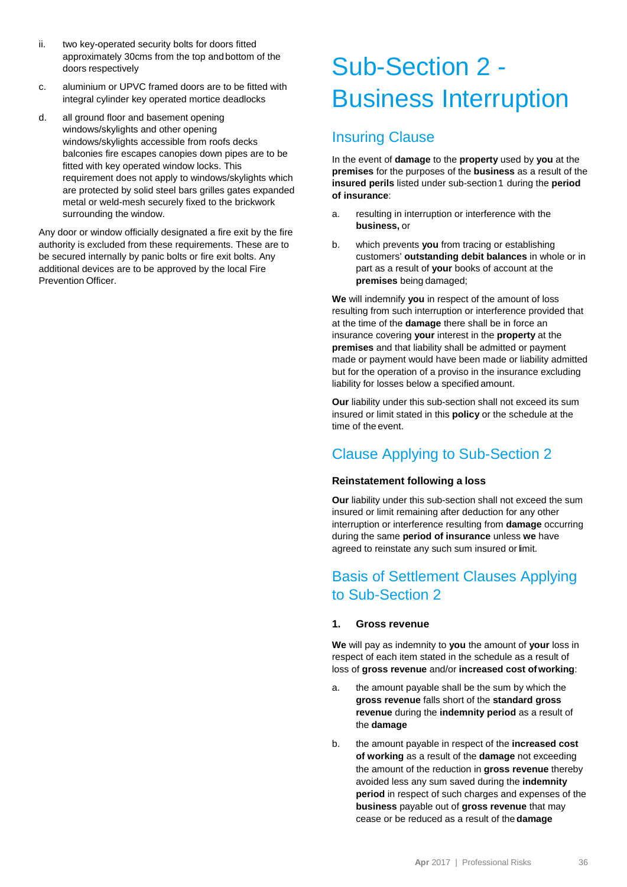ii. two key-operated security bolts for doors fitted approximately 30cms from the top and bottom of the doors respectively

c. aluminium or UPVC framed doors are to be fitted with integral cylinder key operated mortice deadlocks

d. all ground floor and basement opening windows/skylights and other opening windows/skylights accessible from roofs decks balconies fire escapes canopies down pipes are to be fitted with key operated window locks. This requirement does not apply to windows/skylights which are protected by solid steel bars grilles gates expanded metal or weld-mesh securely fixed to the brickwork surrounding the window.

Any door or window officially designated a fire exit by the fire authority is excluded from these requirements. These are to be secured internally by panic bolts or fire exit bolts. Any additional devices are to be approved by the local Fire Prevention Officer.

# Sub-Section 2 - Business Interruption

## Insuring Clause

In the event of **damage** to the **property** used by **you** at the **premises** for the purposes of the **business** as a result of the **insured perils** listed under sub-section 1 during the **period of insurance**:

a. resulting in interruption or interference with the **business,** or

b. which prevents **you** from tracing or establishing customers' **outstanding debit balances** in whole or in part as a result of **your** books of account at the **premises** being damaged;

**We** will indemnify **you** in respect of the amount of loss resulting from such interruption or interference provided that at the time of the **damage** there shall be in force an insurance covering **your** interest in the **property** at the **premises** and that liability shall be admitted or payment made or payment would have been made or liability admitted but for the operation of a proviso in the insurance excluding liability for losses below a specified amount.

**Our** liability under this sub-section shall not exceed its sum insured or limit stated in this **policy** or the schedule at the time of the event.

## Clause Applying to Sub-Section 2

### Reinstatement following a loss

**Our** liability under this sub-section shall not exceed the sum insured or limit remaining after deduction for any other interruption or interference resulting from **damage** occurring during the same **period of insurance** unless **we** have agreed to reinstate any such sum insured or limit.

## Basis of Settlement Clauses Applying to Sub-Section 2

### 1. Gross revenue

**We** will pay as indemnity to **you** the amount of **your** loss in respect of each item stated in the schedule as a result of loss of **gross revenue** and/or **increased cost of working**:

a. the amount payable shall be the sum by which the **gross revenue** falls short of the **standard gross revenue** during the **indemnity period** as a result of the **damage**

b. the amount payable in respect of the **increased cost of working** as a result of the **damage** not exceeding the amount of the reduction in **gross revenue** thereby avoided less any sum saved during the **indemnity period** in respect of such charges and expenses of the **business** payable out of **gross revenue** that may cease or be reduced as a result of the **damage**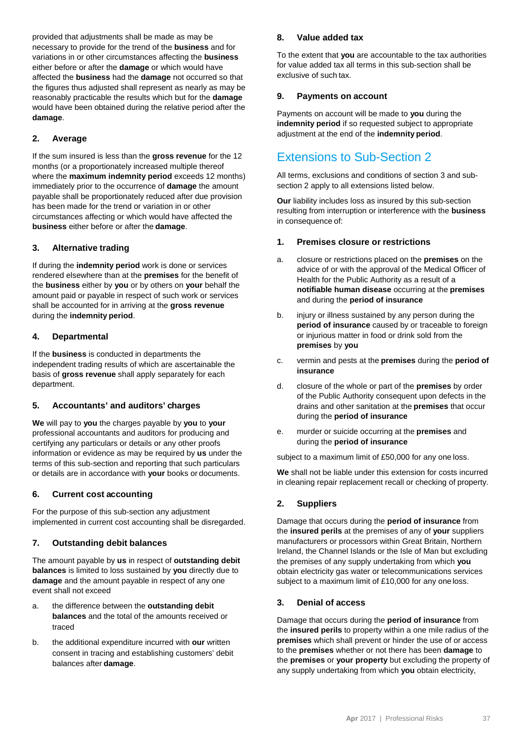provided that adjustments shall be made as may be necessary to provide for the trend of the **business** and for variations in or other circumstances affecting the **business** either before or after the **damage** or which would have affected the **business** had the **damage** not occurred so that the figures thus adjusted shall represent as nearly as may be reasonably practicable the results which but for the **damage** would have been obtained during the relative period after the **damage**.

### 2. Average

If the sum insured is less than the **gross revenue** for the 12 months (or a proportionately increased multiple thereof where the **maximum indemnity period** exceeds 12 months) immediately prior to the occurrence of **damage** the amount payable shall be proportionately reduced after due provision has been made for the trend or variation in or other circumstances affecting or which would have affected the **business** either before or after the **damage**.

### 3. Alternative trading

If during the **indemnity period** work is done or services rendered elsewhere than at the **premises** for the benefit of the **business** either by **you** or by others on **your** behalf the amount paid or payable in respect of such work or services shall be accounted for in arriving at the **gross revenue** during the **indemnity period**.

### 4. Departmental

If the **business** is conducted in departments the independent trading results of which are ascertainable the basis of **gross revenue** shall apply separately for each department.

### 5. Accountants' and auditors' charges

**We** will pay to **you** the charges payable by **you** to **your** professional accountants and auditors for producing and certifying any particulars or details or any other proofs information or evidence as may be required by **us** under the terms of this sub-section and reporting that such particulars or details are in accordance with **your** books or documents.

### 6. Current cost accounting

For the purpose of this sub-section any adjustment implemented in current cost accounting shall be disregarded.

### 7. Outstanding debit balances

The amount payable by **us** in respect of **outstanding debit balances** is limited to loss sustained by **you** directly due to **damage** and the amount payable in respect of any one event shall not exceed

a. the difference between the **outstanding debit balances** and the total of the amounts received or traced

b. the additional expenditure incurred with **our** written consent in tracing and establishing customers' debit balances after **damage**.

### 8. Value added tax

To the extent that **you** are accountable to the tax authorities for value added tax all terms in this sub-section shall be exclusive of such tax.

### 9. Payments on account

Payments on account will be made to **you** during the **indemnity period** if so requested subject to appropriate adjustment at the end of the **indemnity period**.

## Extensions to Sub-Section 2

All terms, exclusions and conditions of section 3 and sub-section 2 apply to all extensions listed below.

**Our** liability includes loss as insured by this sub-section resulting from interruption or interference with the **business** in consequence of:

### 1. Premises closure or restrictions

a. closure or restrictions placed on the **premises** on the advice of or with the approval of the Medical Officer of Health for the Public Authority as a result of a **notifiable human disease** occurring at the **premises** and during the **period of insurance**

b. injury or illness sustained by any person during the **period of insurance** caused by or traceable to foreign or injurious matter in food or drink sold from the **premises** by **you**

c. vermin and pests at the **premises** during the **period of insurance**

d. closure of the whole or part of the **premises** by order of the Public Authority consequent upon defects in the drains and other sanitation at the **premises** that occur during the **period of insurance**

e. murder or suicide occurring at the **premises** and during the **period of insurance**

subject to a maximum limit of £50,000 for any one loss.

**We** shall not be liable under this extension for costs incurred in cleaning repair replacement recall or checking of property.

### 2. Suppliers

Damage that occurs during the **period of insurance** from the **insured perils** at the premises of any of **your** suppliers manufacturers or processors within Great Britain, Northern Ireland, the Channel Islands or the Isle of Man but excluding the premises of any supply undertaking from which **you** obtain electricity gas water or telecommunications services subject to a maximum limit of £10,000 for any one loss.

### 3. Denial of access

Damage that occurs during the **period of insurance** from the **insured perils** to property within a one mile radius of the **premises** which shall prevent or hinder the use of or access to the **premises** whether or not there has been **damage** to the **premises** or **your property** but excluding the property of any supply undertaking from which **you** obtain electricity,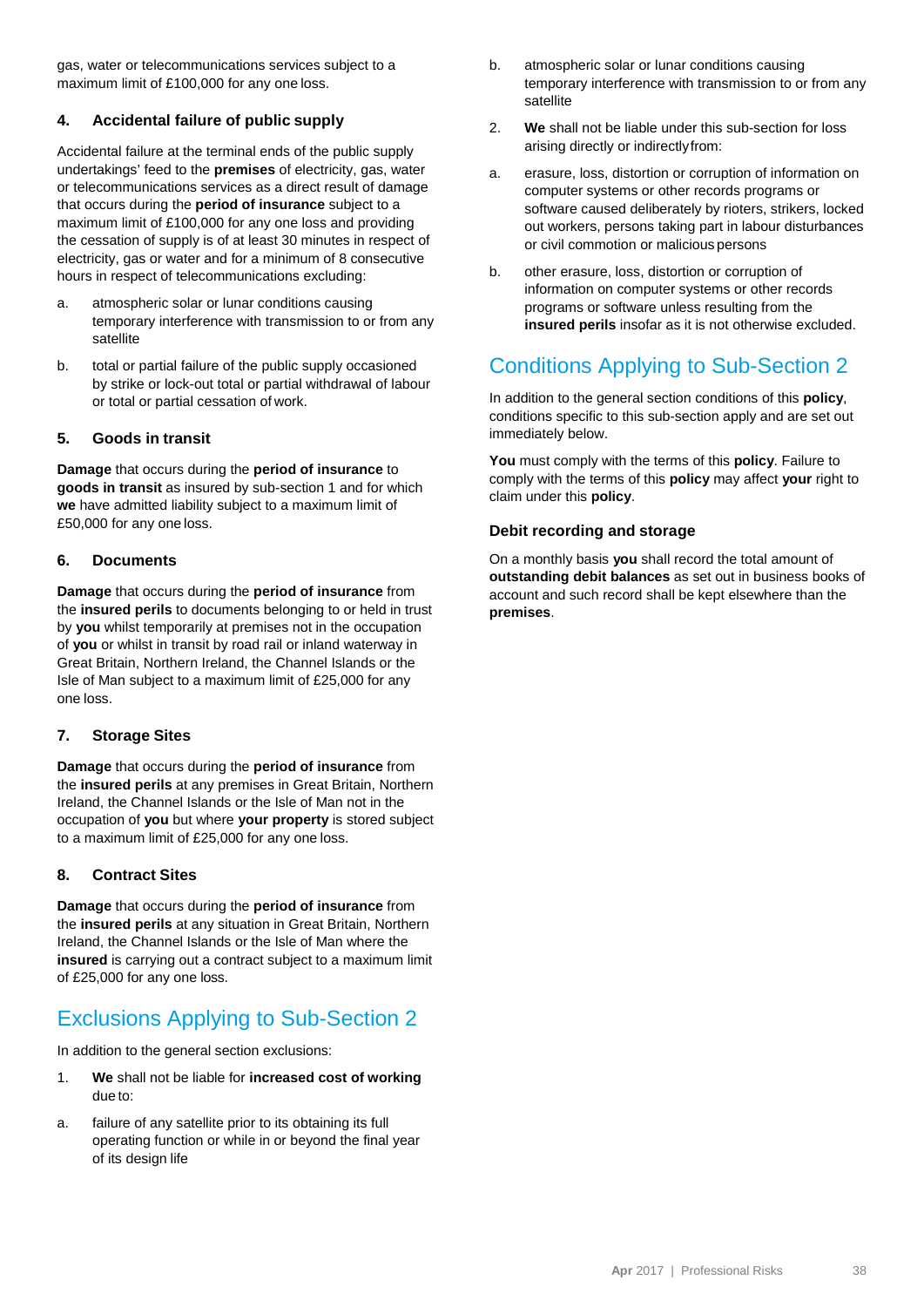gas, water or telecommunications services subject to a maximum limit of £100,000 for any one loss.

### 4. Accidental failure of public supply

Accidental failure at the terminal ends of the public supply undertakings' feed to the **premises** of electricity, gas, water or telecommunications services as a direct result of damage that occurs during the **period of insurance** subject to a maximum limit of £100,000 for any one loss and providing the cessation of supply is of at least 30 minutes in respect of electricity, gas or water and for a minimum of 8 consecutive hours in respect of telecommunications excluding:

a. atmospheric solar or lunar conditions causing temporary interference with transmission to or from any satellite

b. total or partial failure of the public supply occasioned by strike or lock-out total or partial withdrawal of labour or total or partial cessation of work.

### 5. Goods in transit

**Damage** that occurs during the **period of insurance** to **goods in transit** as insured by sub-section 1 and for which **we** have admitted liability subject to a maximum limit of £50,000 for any one loss.

### 6. Documents

**Damage** that occurs during the **period of insurance** from the **insured perils** to documents belonging to or held in trust by **you** whilst temporarily at premises not in the occupation of **you** or whilst in transit by road rail or inland waterway in Great Britain, Northern Ireland, the Channel Islands or the Isle of Man subject to a maximum limit of £25,000 for any one loss.

### 7. Storage Sites

**Damage** that occurs during the **period of insurance** from the **insured perils** at any premises in Great Britain, Northern Ireland, the Channel Islands or the Isle of Man not in the occupation of **you** but where **your property** is stored subject to a maximum limit of £25,000 for any one loss.

### 8. Contract Sites

**Damage** that occurs during the **period of insurance** from the **insured perils** at any situation in Great Britain, Northern Ireland, the Channel Islands or the Isle of Man where the **insured** is carrying out a contract subject to a maximum limit of £25,000 for any one loss.

## Exclusions Applying to Sub-Section 2

In addition to the general section exclusions:

1. **We** shall not be liable for **increased cost of working** due to:

a. failure of any satellite prior to its obtaining its full operating function or while in or beyond the final year of its design life

b. atmospheric solar or lunar conditions causing temporary interference with transmission to or from any satellite

2. **We** shall not be liable under this sub-section for loss arising directly or indirectly from:

a. erasure, loss, distortion or corruption of information on computer systems or other records programs or software caused deliberately by rioters, strikers, locked out workers, persons taking part in labour disturbances or civil commotion or malicious persons

b. other erasure, loss, distortion or corruption of information on computer systems or other records programs or software unless resulting from the **insured perils** insofar as it is not otherwise excluded.

## Conditions Applying to Sub-Section 2

In addition to the general section conditions of this **policy**, conditions specific to this sub-section apply and are set out immediately below.

**You** must comply with the terms of this **policy**. Failure to comply with the terms of this **policy** may affect **your** right to claim under this **policy**.

### Debit recording and storage

On a monthly basis **you** shall record the total amount of **outstanding debit balances** as set out in business books of account and such record shall be kept elsewhere than the **premises**.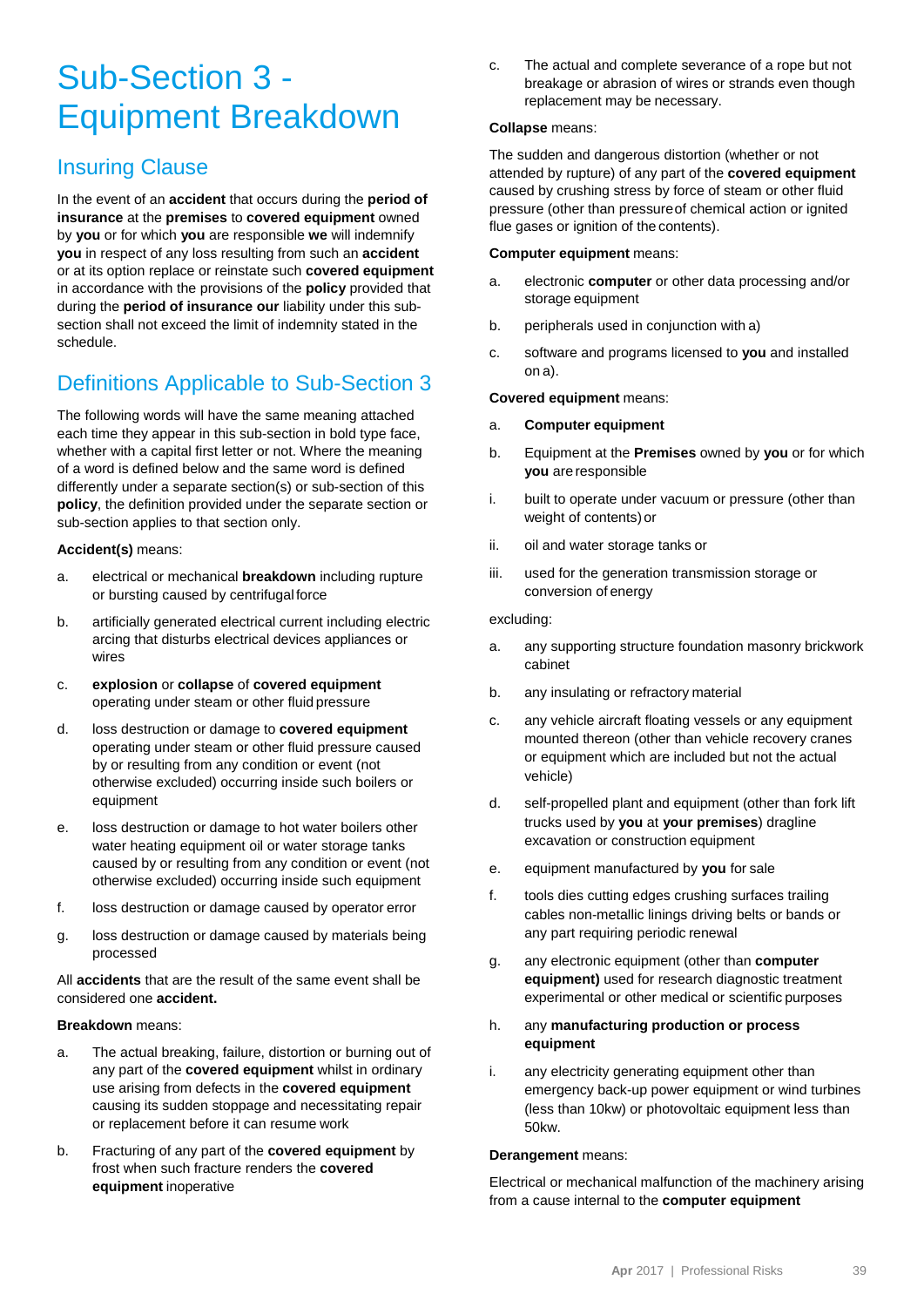# Sub-Section 3 - Equipment Breakdown

## Insuring Clause

In the event of an **accident** that occurs during the **period of insurance** at the **premises** to **covered equipment** owned by **you** or for which **you** are responsible **we** will indemnify **you** in respect of any loss resulting from such an **accident** or at its option replace or reinstate such **covered equipment** in accordance with the provisions of the **policy** provided that during the **period of insurance our** liability under this sub-section shall not exceed the limit of indemnity stated in the schedule.

## Definitions Applicable to Sub-Section 3

The following words will have the same meaning attached each time they appear in this sub-section in bold type face, whether with a capital first letter or not. Where the meaning of a word is defined below and the same word is defined differently under a separate section(s) or sub-section of this **policy**, the definition provided under the separate section or sub-section applies to that section only.

**Accident(s)** means:

a. electrical or mechanical **breakdown** including rupture or bursting caused by centrifugal force

b. artificially generated electrical current including electric arcing that disturbs electrical devices appliances or wires

c. **explosion** or **collapse** of **covered equipment** operating under steam or other fluid pressure

d. loss destruction or damage to **covered equipment** operating under steam or other fluid pressure caused by or resulting from any condition or event (not otherwise excluded) occurring inside such boilers or equipment

e. loss destruction or damage to hot water boilers other water heating equipment oil or water storage tanks caused by or resulting from any condition or event (not otherwise excluded) occurring inside such equipment

f. loss destruction or damage caused by operator error

g. loss destruction or damage caused by materials being processed

All **accidents** that are the result of the same event shall be considered one **accident.**

**Breakdown** means:

a. The actual breaking, failure, distortion or burning out of any part of the **covered equipment** whilst in ordinary use arising from defects in the **covered equipment** causing its sudden stoppage and necessitating repair or replacement before it can resume work

b. Fracturing of any part of the **covered equipment** by frost when such fracture renders the **covered equipment** inoperative

c. The actual and complete severance of a rope but not breakage or abrasion of wires or strands even though replacement may be necessary.

**Collapse** means:

The sudden and dangerous distortion (whether or not attended by rupture) of any part of the **covered equipment** caused by crushing stress by force of steam or other fluid pressure (other than pressure of chemical action or ignited flue gases or ignition of the contents).

**Computer equipment** means:

a. electronic **computer** or other data processing and/or storage equipment

b. peripherals used in conjunction with a)

c. software and programs licensed to **you** and installed on a).

**Covered equipment** means:

a. **Computer equipment**

b. Equipment at the **Premises** owned by **you** or for which **you** are responsible

i. built to operate under vacuum or pressure (other than weight of contents) or

ii. oil and water storage tanks or

iii. used for the generation transmission storage or conversion of energy

excluding:

a. any supporting structure foundation masonry brickwork cabinet

b. any insulating or refractory material

c. any vehicle aircraft floating vessels or any equipment mounted thereon (other than vehicle recovery cranes or equipment which are included but not the actual vehicle)

d. self-propelled plant and equipment (other than fork lift trucks used by **you** at **your premises**) dragline excavation or construction equipment

e. equipment manufactured by **you** for sale

f. tools dies cutting edges crushing surfaces trailing cables non-metallic linings driving belts or bands or any part requiring periodic renewal

g. any electronic equipment (other than **computer equipment)** used for research diagnostic treatment experimental or other medical or scientific purposes

h. any **manufacturing production or process equipment**

i. any electricity generating equipment other than emergency back-up power equipment or wind turbines (less than 10kw) or photovoltaic equipment less than 50kw.

**Derangement** means:

Electrical or mechanical malfunction of the machinery arising from a cause internal to the **computer equipment**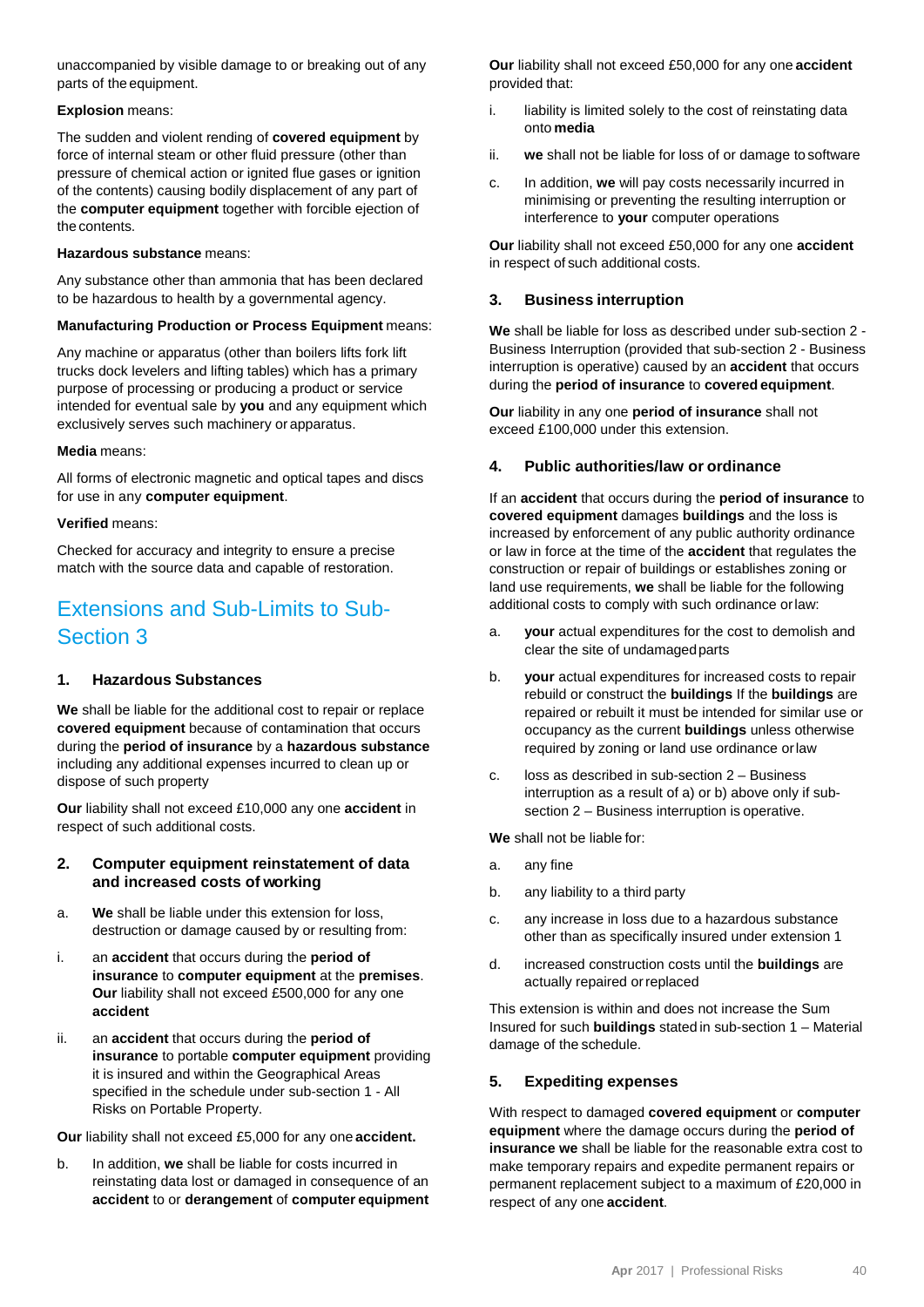unaccompanied by visible damage to or breaking out of any parts of the equipment.

**Explosion** means:

The sudden and violent rending of **covered equipment** by force of internal steam or other fluid pressure (other than pressure of chemical action or ignited flue gases or ignition of the contents) causing bodily displacement of any part of the **computer equipment** together with forcible ejection of the contents.

**Hazardous substance** means:

Any substance other than ammonia that has been declared to be hazardous to health by a governmental agency.

**Manufacturing Production or Process Equipment** means:

Any machine or apparatus (other than boilers lifts fork lift trucks dock levelers and lifting tables) which has a primary purpose of processing or producing a product or service intended for eventual sale by **you** and any equipment which exclusively serves such machinery or apparatus.

**Media** means:

All forms of electronic magnetic and optical tapes and discs for use in any **computer equipment**.

**Verified** means:

Checked for accuracy and integrity to ensure a precise match with the source data and capable of restoration.

## Extensions and Sub-Limits to Sub-Section 3

### 1. Hazardous Substances

**We** shall be liable for the additional cost to repair or replace **covered equipment** because of contamination that occurs during the **period of insurance** by a **hazardous substance** including any additional expenses incurred to clean up or dispose of such property

**Our** liability shall not exceed £10,000 any one **accident** in respect of such additional costs.

### 2. Computer equipment reinstatement of data and increased costs of working

a. **We** shall be liable under this extension for loss, destruction or damage caused by or resulting from:

i. an **accident** that occurs during the **period of insurance** to **computer equipment** at the **premises**. **Our** liability shall not exceed £500,000 for any one **accident**

ii. an **accident** that occurs during the **period of insurance** to portable **computer equipment** providing it is insured and within the Geographical Areas specified in the schedule under sub-section 1 - All Risks on Portable Property.

**Our** liability shall not exceed £5,000 for any one **accident.**

b. In addition, **we** shall be liable for costs incurred in reinstating data lost or damaged in consequence of an **accident** to or **derangement** of **computer equipment**

**Our** liability shall not exceed £50,000 for any one **accident** provided that:

i. liability is limited solely to the cost of reinstating data onto **media**

ii. **we** shall not be liable for loss of or damage to software

c. In addition, **we** will pay costs necessarily incurred in minimising or preventing the resulting interruption or interference to **your** computer operations

**Our** liability shall not exceed £50,000 for any one **accident** in respect of such additional costs.

### 3. Business interruption

**We** shall be liable for loss as described under sub-section 2 - Business Interruption (provided that sub-section 2 - Business interruption is operative) caused by an **accident** that occurs during the **period of insurance** to **covered equipment**.

**Our** liability in any one **period of insurance** shall not exceed £100,000 under this extension.

### 4. Public authorities/law or ordinance

If an **accident** that occurs during the **period of insurance** to **covered equipment** damages **buildings** and the loss is increased by enforcement of any public authority ordinance or law in force at the time of the **accident** that regulates the construction or repair of buildings or establishes zoning or land use requirements, **we** shall be liable for the following additional costs to comply with such ordinance or law:

a. **your** actual expenditures for the cost to demolish and clear the site of undamaged parts

b. **your** actual expenditures for increased costs to repair rebuild or construct the **buildings** If the **buildings** are repaired or rebuilt it must be intended for similar use or occupancy as the current **buildings** unless otherwise required by zoning or land use ordinance or law

c. loss as described in sub-section 2 – Business interruption as a result of a) or b) above only if sub-section 2 – Business interruption is operative.

**We** shall not be liable for:

a. any fine

b. any liability to a third party

c. any increase in loss due to a hazardous substance other than as specifically insured under extension 1

d. increased construction costs until the **buildings** are actually repaired or replaced

This extension is within and does not increase the Sum Insured for such **buildings** stated in sub-section 1 – Material damage of the schedule.

### 5. Expediting expenses

With respect to damaged **covered equipment** or **computer equipment** where the damage occurs during the **period of insurance we** shall be liable for the reasonable extra cost to make temporary repairs and expedite permanent repairs or permanent replacement subject to a maximum of £20,000 in respect of any one **accident**.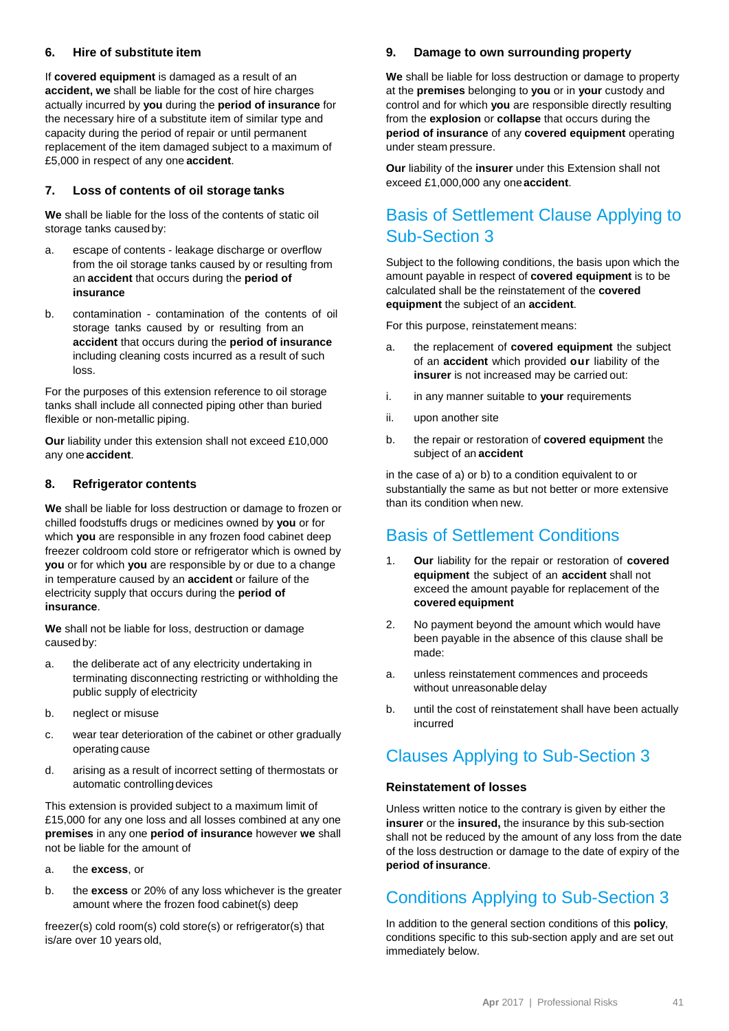### 6. Hire of substitute item

If **covered equipment** is damaged as a result of an **accident, we** shall be liable for the cost of hire charges actually incurred by **you** during the **period of insurance** for the necessary hire of a substitute item of similar type and capacity during the period of repair or until permanent replacement of the item damaged subject to a maximum of £5,000 in respect of any one **accident**.

### 7. Loss of contents of oil storage tanks

**We** shall be liable for the loss of the contents of static oil storage tanks caused by:

a. escape of contents - leakage discharge or overflow from the oil storage tanks caused by or resulting from an **accident** that occurs during the **period of insurance**

b. contamination - contamination of the contents of oil storage tanks caused by or resulting from an **accident** that occurs during the **period of insurance** including cleaning costs incurred as a result of such loss.

For the purposes of this extension reference to oil storage tanks shall include all connected piping other than buried flexible or non-metallic piping.

**Our** liability under this extension shall not exceed £10,000 any one **accident**.

### 8. Refrigerator contents

**We** shall be liable for loss destruction or damage to frozen or chilled foodstuffs drugs or medicines owned by **you** or for which **you** are responsible in any frozen food cabinet deep freezer coldroom cold store or refrigerator which is owned by **you** or for which **you** are responsible by or due to a change in temperature caused by an **accident** or failure of the electricity supply that occurs during the **period of insurance**.

**We** shall not be liable for loss, destruction or damage caused by:

a. the deliberate act of any electricity undertaking in terminating disconnecting restricting or withholding the public supply of electricity

b. neglect or misuse

c. wear tear deterioration of the cabinet or other gradually operating cause

d. arising as a result of incorrect setting of thermostats or automatic controlling devices

This extension is provided subject to a maximum limit of £15,000 for any one loss and all losses combined at any one **premises** in any one **period of insurance** however **we** shall not be liable for the amount of

a. the **excess**, or

b. the **excess** or 20% of any loss whichever is the greater amount where the frozen food cabinet(s) deep freezer(s) cold room(s) cold store(s) or refrigerator(s) that is/are over 10 years old,

### 9. Damage to own surrounding property

**We** shall be liable for loss destruction or damage to property at the **premises** belonging to **you** or in **your** custody and control and for which **you** are responsible directly resulting from the **explosion** or **collapse** that occurs during the **period of insurance** of any **covered equipment** operating under steam pressure.

**Our** liability of the **insurer** under this Extension shall not exceed £1,000,000 any one **accident**.

## Basis of Settlement Clause Applying to Sub-Section 3

Subject to the following conditions, the basis upon which the amount payable in respect of **covered equipment** is to be calculated shall be the reinstatement of the **covered equipment** the subject of an **accident**.

For this purpose, reinstatement means:

a. the replacement of **covered equipment** the subject of an **accident** which provided **our** liability of the **insurer** is not increased may be carried out:

i. in any manner suitable to **your** requirements

ii. upon another site

b. the repair or restoration of **covered equipment** the subject of an **accident**

in the case of a) or b) to a condition equivalent to or substantially the same as but not better or more extensive than its condition when new.

## Basis of Settlement Conditions

1. **Our** liability for the repair or restoration of **covered equipment** the subject of an **accident** shall not exceed the amount payable for replacement of the **covered equipment**

2. No payment beyond the amount which would have been payable in the absence of this clause shall be made:

a. unless reinstatement commences and proceeds without unreasonable delay

b. until the cost of reinstatement shall have been actually incurred

## Clauses Applying to Sub-Section 3

### Reinstatement of losses

Unless written notice to the contrary is given by either the **insurer** or the **insured,** the insurance by this sub-section shall not be reduced by the amount of any loss from the date of the loss destruction or damage to the date of expiry of the **period of insurance**.

## Conditions Applying to Sub-Section 3

In addition to the general section conditions of this **policy**, conditions specific to this sub-section apply and are set out immediately below.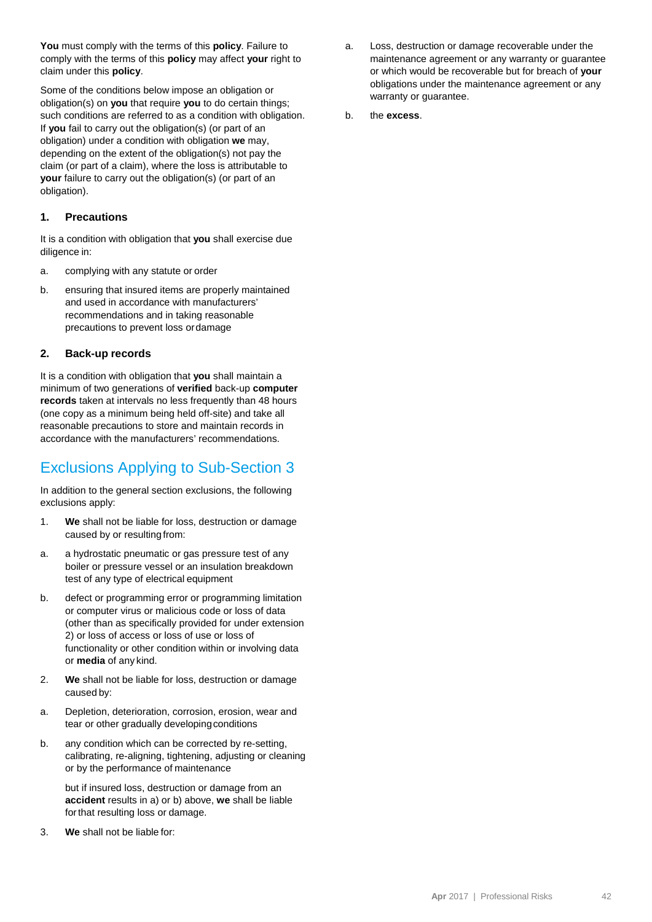**You** must comply with the terms of this **policy**. Failure to comply with the terms of this **policy** may affect **your** right to claim under this **policy**.

Some of the conditions below impose an obligation or obligation(s) on **you** that require **you** to do certain things; such conditions are referred to as a condition with obligation. If **you** fail to carry out the obligation(s) (or part of an obligation) under a condition with obligation **we** may, depending on the extent of the obligation(s) not pay the claim (or part of a claim), where the loss is attributable to **your** failure to carry out the obligation(s) (or part of an obligation).

### 1. Precautions

It is a condition with obligation that **you** shall exercise due diligence in:

a. complying with any statute or order

b. ensuring that insured items are properly maintained and used in accordance with manufacturers' recommendations and in taking reasonable precautions to prevent loss or damage

### 2. Back-up records

It is a condition with obligation that **you** shall maintain a minimum of two generations of **verified** back-up **computer records** taken at intervals no less frequently than 48 hours (one copy as a minimum being held off-site) and take all reasonable precautions to store and maintain records in accordance with the manufacturers' recommendations.

## Exclusions Applying to Sub-Section 3

In addition to the general section exclusions, the following exclusions apply:

1. **We** shall not be liable for loss, destruction or damage caused by or resulting from:

a. a hydrostatic pneumatic or gas pressure test of any boiler or pressure vessel or an insulation breakdown test of any type of electrical equipment

b. defect or programming error or programming limitation or computer virus or malicious code or loss of data (other than as specifically provided for under extension 2) or loss of access or loss of use or loss of functionality or other condition within or involving data or **media** of any kind.

2. **We** shall not be liable for loss, destruction or damage caused by:

a. Depletion, deterioration, corrosion, erosion, wear and tear or other gradually developing conditions

b. any condition which can be corrected by re-setting, calibrating, re-aligning, tightening, adjusting or cleaning or by the performance of maintenance

   but if insured loss, destruction or damage from an **accident** results in a) or b) above, **we** shall be liable for that resulting loss or damage.

3. **We** shall not be liable for:

a. Loss, destruction or damage recoverable under the maintenance agreement or any warranty or guarantee or which would be recoverable but for breach of **your** obligations under the maintenance agreement or any warranty or guarantee.

b. the **excess**.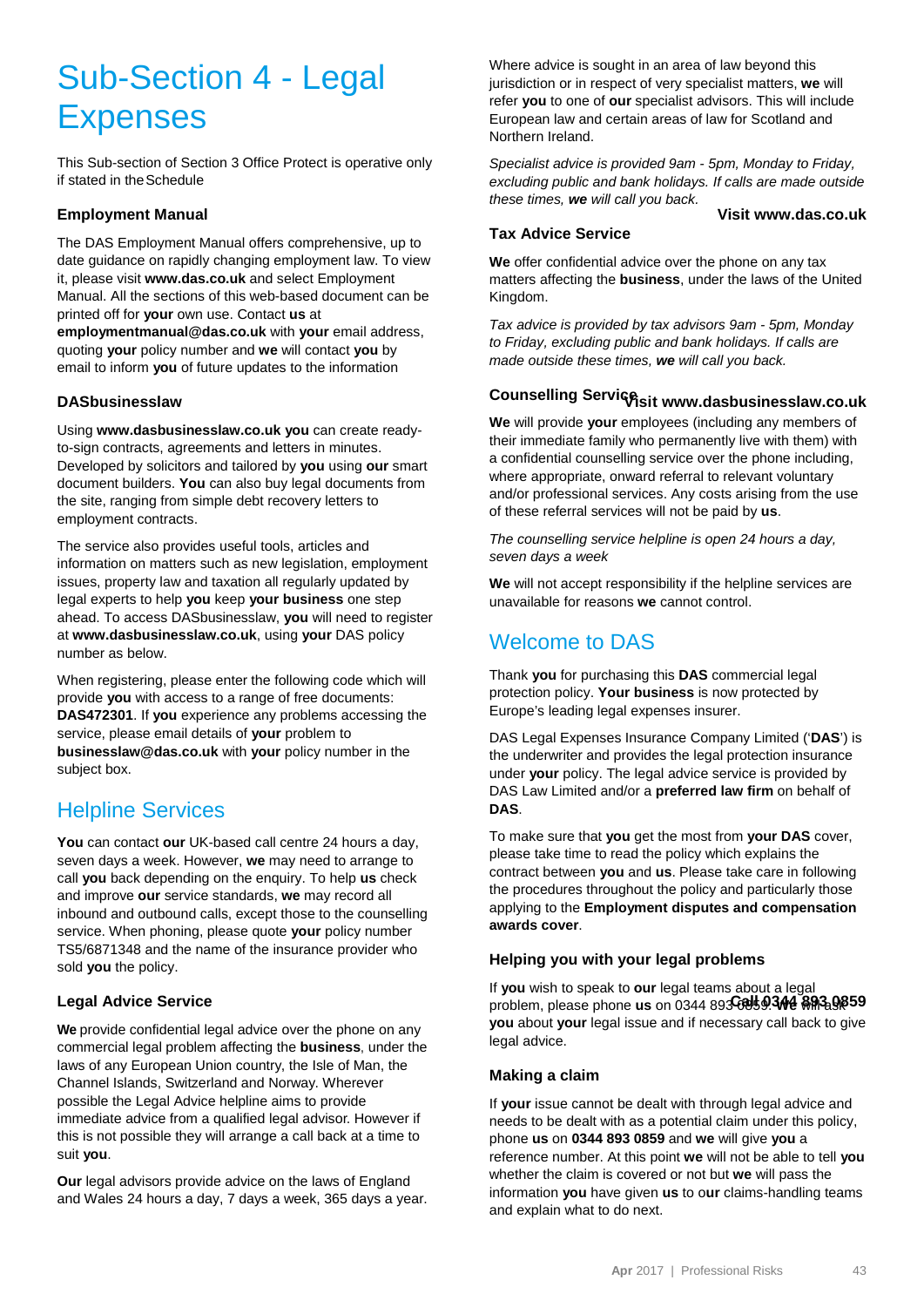# Sub-Section 4 - Legal Expenses

This Sub-section of Section 3 Office Protect is operative only if stated in the Schedule

### Employment Manual

The DAS Employment Manual offers comprehensive, up to date guidance on rapidly changing employment law. To view it, please visit **www.das.co.uk** and select Employment Manual. All the sections of this web-based document can be printed off for **your** own use. Contact **us** at **employmentmanual@das.co.uk** with **your** email address, quoting **your** policy number and **we** will contact **you** by email to inform **you** of future updates to the information

### DASbusinesslaw

Using **www.dasbusinesslaw.co.uk** **you** can create ready-to-sign contracts, agreements and letters in minutes. Developed by solicitors and tailored by **you** using **our** smart document builders. **You** can also buy legal documents from the site, ranging from simple debt recovery letters to employment contracts.

The service also provides useful tools, articles and information on matters such as new legislation, employment issues, property law and taxation all regularly updated by legal experts to help **you** keep **your business** one step ahead. To access DASbusinesslaw, **you** will need to register at **www.dasbusinesslaw.co.uk**, using **your** DAS policy number as below.

When registering, please enter the following code which will provide **you** with access to a range of free documents: **DAS472301**. If **you** experience any problems accessing the service, please email details of **your** problem to **businesslaw@das.co.uk** with **your** policy number in the subject box.

**Visit www.dasbusinesslaw.co.uk**

## Helpline Services

**You** can contact **our** UK-based call centre 24 hours a day, seven days a week. However, **we** may need to arrange to call **you** back depending on the enquiry. To help **us** check and improve **our** service standards, **we** may record all inbound and outbound calls, except those to the counselling service. When phoning, please quote **your** policy number TS5/6871348 and the name of the insurance provider who sold **you** the policy.

### Legal Advice Service

**We** provide confidential legal advice over the phone on any commercial legal problem affecting the **business**, under the laws of any European Union country, the Isle of Man, the Channel Islands, Switzerland and Norway. Wherever possible the Legal Advice helpline aims to provide immediate advice from a qualified legal advisor. However if this is not possible they will arrange a call back at a time to suit **you**.

**Our** legal advisors provide advice on the laws of England and Wales 24 hours a day, 7 days a week, 365 days a year.

Where advice is sought in an area of law beyond this jurisdiction or in respect of very specialist matters, **we** will refer **you** to one of **our** specialist advisors. This will include European law and certain areas of law for Scotland and Northern Ireland.

*Specialist advice is provided 9am - 5pm, Monday to Friday, excluding public and bank holidays. If calls are made outside these times,* ***we*** *will call you back.*

### Tax Advice Service

**We** offer confidential advice over the phone on any tax matters affecting the **business**, under the laws of the United Kingdom.

*Tax advice is provided by tax advisors 9am - 5pm, Monday to Friday, excluding public and bank holidays. If calls are made outside these times,* ***we*** *will call you back.*

### Counselling Service

**We** will provide **your** employees (including any members of their immediate family who permanently live with them) with a confidential counselling service over the phone including, where appropriate, onward referral to relevant voluntary and/or professional services. Any costs arising from the use of these referral services will not be paid by **us**.

*The counselling service helpline is open 24 hours a day, seven days a week*

**We** will not accept responsibility if the helpline services are unavailable for reasons **we** cannot control.

**Visit www.das.co.uk**

## Welcome to DAS

Thank **you** for purchasing this **DAS** commercial legal protection policy. **Your business** is now protected by Europe's leading legal expenses insurer.

DAS Legal Expenses Insurance Company Limited ('**DAS**') is the underwriter and provides the legal protection insurance under **your** policy. The legal advice service is provided by DAS Law Limited and/or a **preferred law firm** on behalf of **DAS**.

To make sure that **you** get the most from **your DAS** cover, please take time to read the policy which explains the contract between **you** and **us**. Please take care in following the procedures throughout the policy and particularly those applying to the **Employment disputes and compensation awards cover**.

### Helping you with your legal problems

**Call 0344 893 0859**

If **you** wish to speak to **our** legal teams about a legal problem, please phone **us** on 0344 893 0859. **We** will ask **you** about **your** legal issue and if necessary call back to give legal advice.

### Making a claim

If **your** issue cannot be dealt with through legal advice and needs to be dealt with as a potential claim under this policy, phone **us** on **0344 893 0859** and **we** will give **you** a reference number. At this point **we** will not be able to tell **you** whether the claim is covered or not but **we** will pass the information **you** have given **us** to o**ur** claims-handling teams and explain what to do next.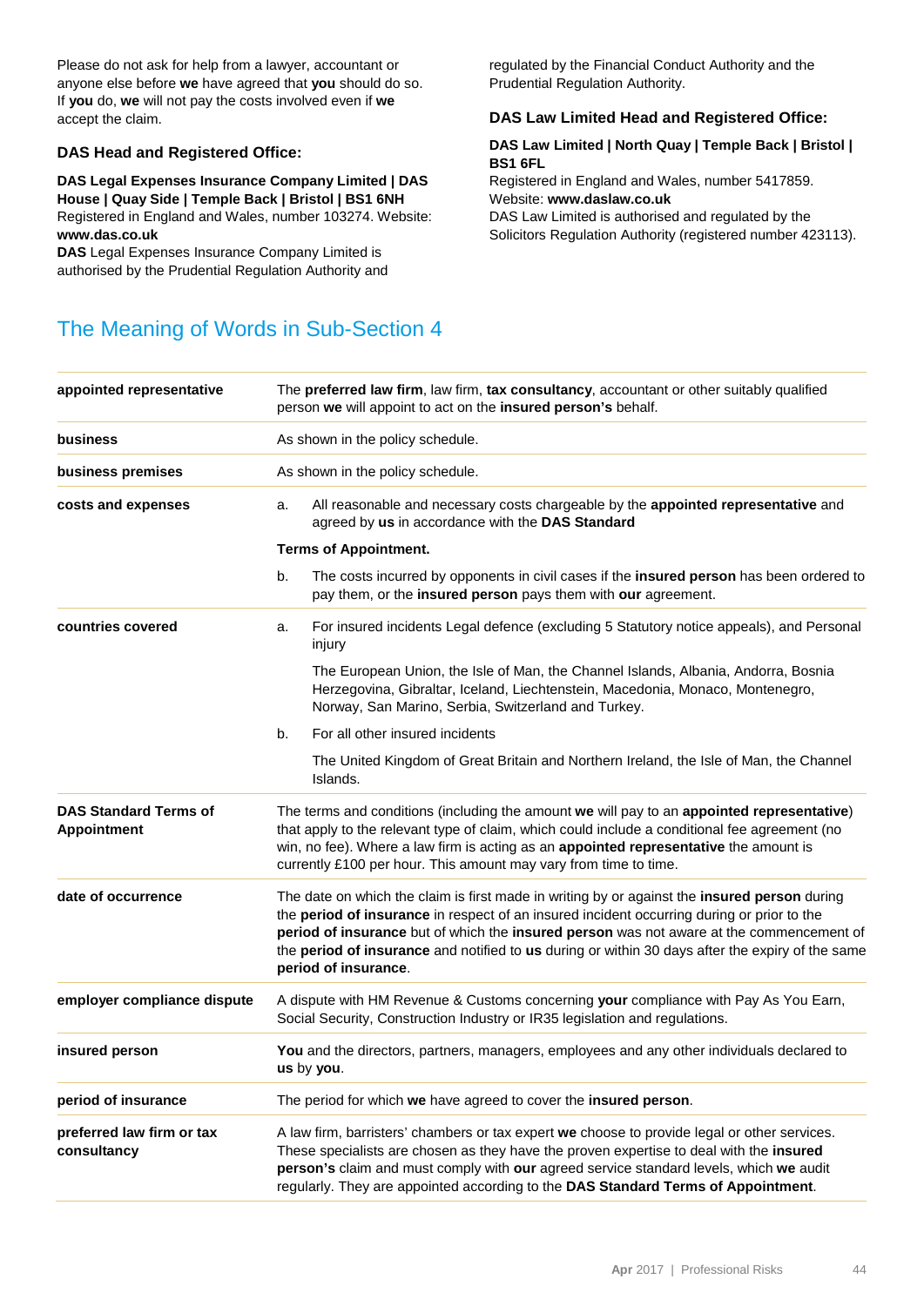Please do not ask for help from a lawyer, accountant or anyone else before **we** have agreed that **you** should do so. If **you** do, **we** will not pay the costs involved even if **we** accept the claim.

### DAS Head and Registered Office:

**DAS Legal Expenses Insurance Company Limited | DAS House | Quay Side | Temple Back | Bristol | BS1 6NH**
Registered in England and Wales, number 103274. Website: **www.das.co.uk**
**DAS** Legal Expenses Insurance Company Limited is authorised by the Prudential Regulation Authority and regulated by the Financial Conduct Authority and the Prudential Regulation Authority.

### DAS Law Limited Head and Registered Office:

**DAS Law Limited | North Quay | Temple Back | Bristol | BS1 6FL**
Registered in England and Wales, number 5417859.
Website: **www.daslaw.co.uk**
DAS Law Limited is authorised and regulated by the Solicitors Regulation Authority (registered number 423113).

## The Meaning of Words in Sub-Section 4

| | |
|---|---|
| **appointed representative** | The **preferred law firm**, law firm, **tax consultancy**, accountant or other suitably qualified person **we** will appoint to act on the **insured person's** behalf. |
| **business** | As shown in the policy schedule. |
| **business premises** | As shown in the policy schedule. |
| **costs and expenses** | a. All reasonable and necessary costs chargeable by the **appointed representative** and agreed by **us** in accordance with the **DAS Standard Terms of Appointment.**<br>b. The costs incurred by opponents in civil cases if the **insured person** has been ordered to pay them, or the **insured person** pays them with **our** agreement. |
| **countries covered** | a. For insured incidents Legal defence (excluding 5 Statutory notice appeals), and Personal injury<br>The European Union, the Isle of Man, the Channel Islands, Albania, Andorra, Bosnia Herzegovina, Gibraltar, Iceland, Liechtenstein, Macedonia, Monaco, Montenegro, Norway, San Marino, Serbia, Switzerland and Turkey.<br>b. For all other insured incidents<br>The United Kingdom of Great Britain and Northern Ireland, the Isle of Man, the Channel Islands. |
| **DAS Standard Terms of Appointment** | The terms and conditions (including the amount **we** will pay to an **appointed representative**) that apply to the relevant type of claim, which could include a conditional fee agreement (no win, no fee). Where a law firm is acting as an **appointed representative** the amount is currently £100 per hour. This amount may vary from time to time. |
| **date of occurrence** | The date on which the claim is first made in writing by or against the **insured person** during the **period of insurance** in respect of an insured incident occurring during or prior to the **period of insurance** but of which the **insured person** was not aware at the commencement of the **period of insurance** and notified to **us** during or within 30 days after the expiry of the same **period of insurance**. |
| **employer compliance dispute** | A dispute with HM Revenue & Customs concerning **your** compliance with Pay As You Earn, Social Security, Construction Industry or IR35 legislation and regulations. |
| **insured person** | **You** and the directors, partners, managers, employees and any other individuals declared to **us** by **you**. |
| **period of insurance** | The period for which **we** have agreed to cover the **insured person**. |
| **preferred law firm or tax consultancy** | A law firm, barristers' chambers or tax expert **we** choose to provide legal or other services. These specialists are chosen as they have the proven expertise to deal with the **insured person's** claim and must comply with **our** agreed service standard levels, which **we** audit regularly. They are appointed according to the **DAS Standard Terms of Appointment**. |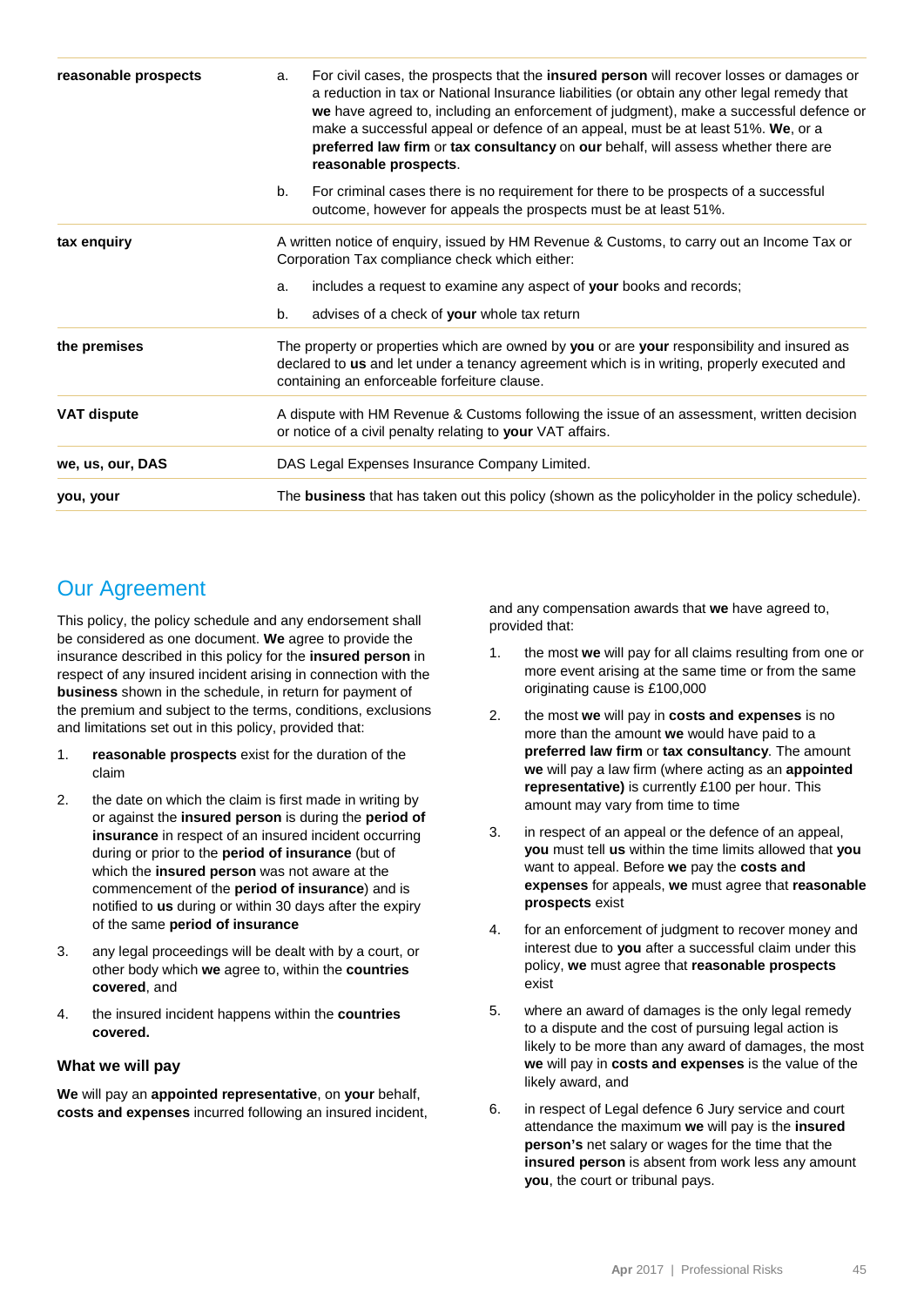| | |
|---|---|
| **reasonable prospects** | a. For civil cases, the prospects that the **insured person** will recover losses or damages or a reduction in tax or National Insurance liabilities (or obtain any other legal remedy that **we** have agreed to, including an enforcement of judgment), make a successful defence or make a successful appeal or defence of an appeal, must be at least 51%. **We**, or a **preferred law firm** or **tax consultancy** on **our** behalf, will assess whether there are **reasonable prospects**.<br><br>b. For criminal cases there is no requirement for there to be prospects of a successful outcome, however for appeals the prospects must be at least 51%. |
| **tax enquiry** | A written notice of enquiry, issued by HM Revenue & Customs, to carry out an Income Tax or Corporation Tax compliance check which either:<br><br>a. includes a request to examine any aspect of **your** books and records;<br><br>b. advises of a check of **your** whole tax return |
| **the premises** | The property or properties which are owned by **you** or are **your** responsibility and insured as declared to **us** and let under a tenancy agreement which is in writing, properly executed and containing an enforceable forfeiture clause. |
| **VAT dispute** | A dispute with HM Revenue & Customs following the issue of an assessment, written decision or notice of a civil penalty relating to **your** VAT affairs. |
| **we, us, our, DAS** | DAS Legal Expenses Insurance Company Limited. |
| **you, your** | The **business** that has taken out this policy (shown as the policyholder in the policy schedule). |

## Our Agreement

This policy, the policy schedule and any endorsement shall be considered as one document. **We** agree to provide the insurance described in this policy for the **insured person** in respect of any insured incident arising in connection with the **business** shown in the schedule, in return for payment of the premium and subject to the terms, conditions, exclusions and limitations set out in this policy, provided that:

1. **reasonable prospects** exist for the duration of the claim
2. the date on which the claim is first made in writing by or against the **insured person** is during the **period of insurance** in respect of an insured incident occurring during or prior to the **period of insurance** (but of which the **insured person** was not aware at the commencement of the **period of insurance**) and is notified to **us** during or within 30 days after the expiry of the same **period of insurance**
3. any legal proceedings will be dealt with by a court, or other body which **we** agree to, within the **countries covered**, and
4. the insured incident happens within the **countries covered.**

### What we will pay

**We** will pay an **appointed representative**, on **your** behalf, **costs and expenses** incurred following an insured incident, and any compensation awards that **we** have agreed to, provided that:

1. the most **we** will pay for all claims resulting from one or more event arising at the same time or from the same originating cause is £100,000
2. the most **we** will pay in **costs and expenses** is no more than the amount **we** would have paid to a **preferred law firm** or **tax consultancy**. The amount **we** will pay a law firm (where acting as an **appointed representative)** is currently £100 per hour. This amount may vary from time to time
3. in respect of an appeal or the defence of an appeal, **you** must tell **us** within the time limits allowed that **you** want to appeal. Before **we** pay the **costs and expenses** for appeals, **we** must agree that **reasonable prospects** exist
4. for an enforcement of judgment to recover money and interest due to **you** after a successful claim under this policy, **we** must agree that **reasonable prospects** exist
5. where an award of damages is the only legal remedy to a dispute and the cost of pursuing legal action is likely to be more than any award of damages, the most **we** will pay in **costs and expenses** is the value of the likely award, and
6. in respect of Legal defence 6 Jury service and court attendance the maximum **we** will pay is the **insured person's** net salary or wages for the time that the **insured person** is absent from work less any amount **you**, the court or tribunal pays.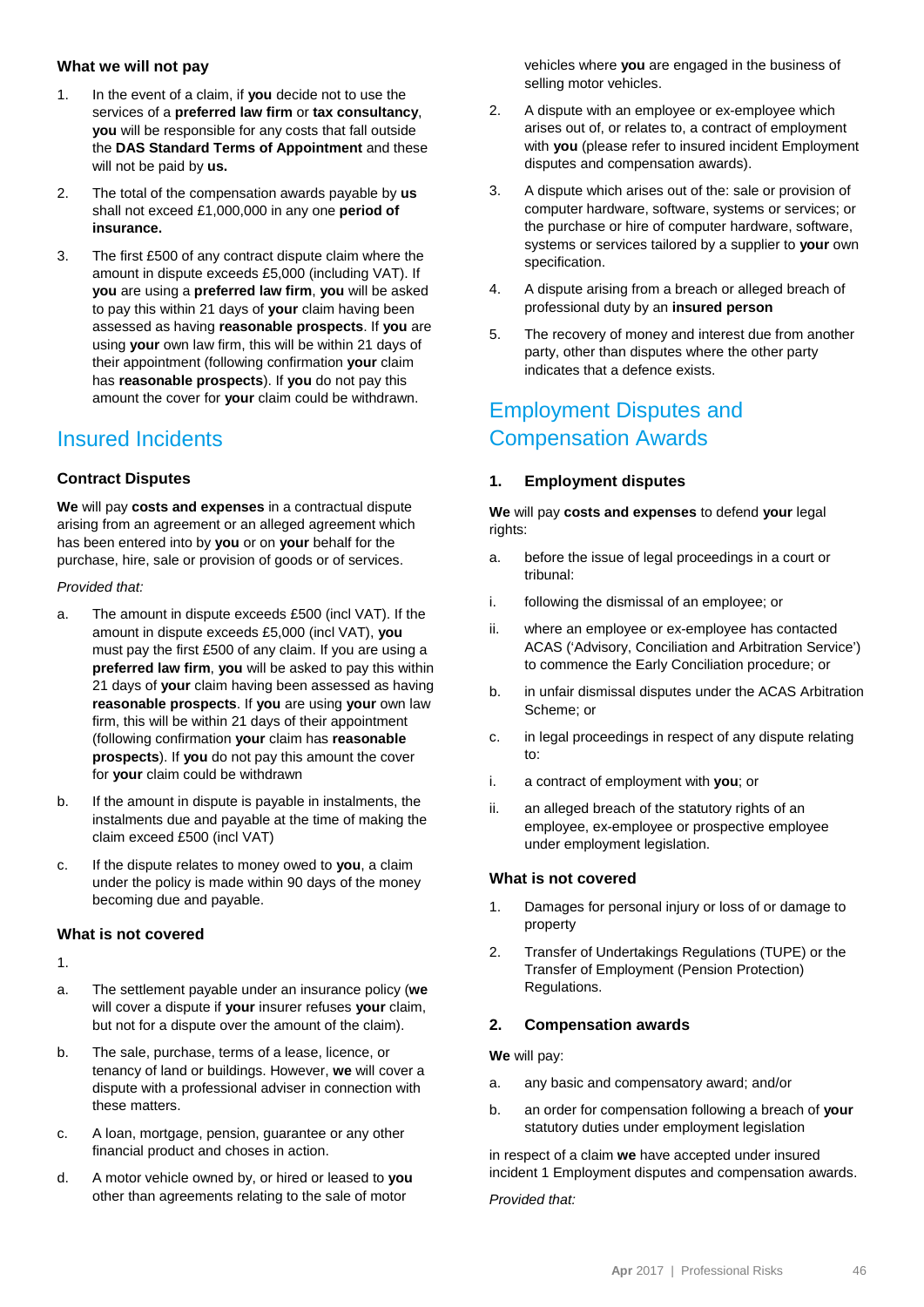### What we will not pay

1. In the event of a claim, if **you** decide not to use the services of a **preferred law firm** or **tax consultancy**, **you** will be responsible for any costs that fall outside the **DAS Standard Terms of Appointment** and these will not be paid by **us.**
2. The total of the compensation awards payable by **us** shall not exceed £1,000,000 in any one **period of insurance.**
3. The first £500 of any contract dispute claim where the amount in dispute exceeds £5,000 (including VAT). If **you** are using a **preferred law firm**, **you** will be asked to pay this within 21 days of **your** claim having been assessed as having **reasonable prospects**. If **you** are using **your** own law firm, this will be within 21 days of their appointment (following confirmation **your** claim has **reasonable prospects**). If **you** do not pay this amount the cover for **your** claim could be withdrawn.

## Insured Incidents

### Contract Disputes

**We** will pay **costs and expenses** in a contractual dispute arising from an agreement or an alleged agreement which has been entered into by **you** or on **your** behalf for the purchase, hire, sale or provision of goods or of services.

*Provided that:*

a. The amount in dispute exceeds £500 (incl VAT). If the amount in dispute exceeds £5,000 (incl VAT), **you** must pay the first £500 of any claim. If you are using a **preferred law firm**, **you** will be asked to pay this within 21 days of **your** claim having been assessed as having **reasonable prospects**. If **you** are using **your** own law firm, this will be within 21 days of their appointment (following confirmation **your** claim has **reasonable prospects**). If **you** do not pay this amount the cover for **your** claim could be withdrawn

b. If the amount in dispute is payable in instalments, the instalments due and payable at the time of making the claim exceed £500 (incl VAT)

c. If the dispute relates to money owed to **you**, a claim under the policy is made within 90 days of the money becoming due and payable.

### What is not covered

1.

a. The settlement payable under an insurance policy (**we** will cover a dispute if **your** insurer refuses **your** claim, but not for a dispute over the amount of the claim).

b. The sale, purchase, terms of a lease, licence, or tenancy of land or buildings. However, **we** will cover a dispute with a professional adviser in connection with these matters.

c. A loan, mortgage, pension, guarantee or any other financial product and choses in action.

d. A motor vehicle owned by, or hired or leased to **you** other than agreements relating to the sale of motor vehicles where **you** are engaged in the business of selling motor vehicles.

2. A dispute with an employee or ex-employee which arises out of, or relates to, a contract of employment with **you** (please refer to insured incident Employment disputes and compensation awards).
3. A dispute which arises out of the: sale or provision of computer hardware, software, systems or services; or the purchase or hire of computer hardware, software, systems or services tailored by a supplier to **your** own specification.
4. A dispute arising from a breach or alleged breach of professional duty by an **insured person**
5. The recovery of money and interest due from another party, other than disputes where the other party indicates that a defence exists.

## Employment Disputes and Compensation Awards

### 1. Employment disputes

**We** will pay **costs and expenses** to defend **your** legal rights:

a. before the issue of legal proceedings in a court or tribunal:

i. following the dismissal of an employee; or

ii. where an employee or ex-employee has contacted ACAS ('Advisory, Conciliation and Arbitration Service') to commence the Early Conciliation procedure; or

b. in unfair dismissal disputes under the ACAS Arbitration Scheme; or

c. in legal proceedings in respect of any dispute relating to:

i. a contract of employment with **you**; or

ii. an alleged breach of the statutory rights of an employee, ex-employee or prospective employee under employment legislation.

### What is not covered

1. Damages for personal injury or loss of or damage to property
2. Transfer of Undertakings Regulations (TUPE) or the Transfer of Employment (Pension Protection) Regulations.

### 2. Compensation awards

**We** will pay:

a. any basic and compensatory award; and/or

b. an order for compensation following a breach of **your** statutory duties under employment legislation

in respect of a claim **we** have accepted under insured incident 1 Employment disputes and compensation awards.

*Provided that:*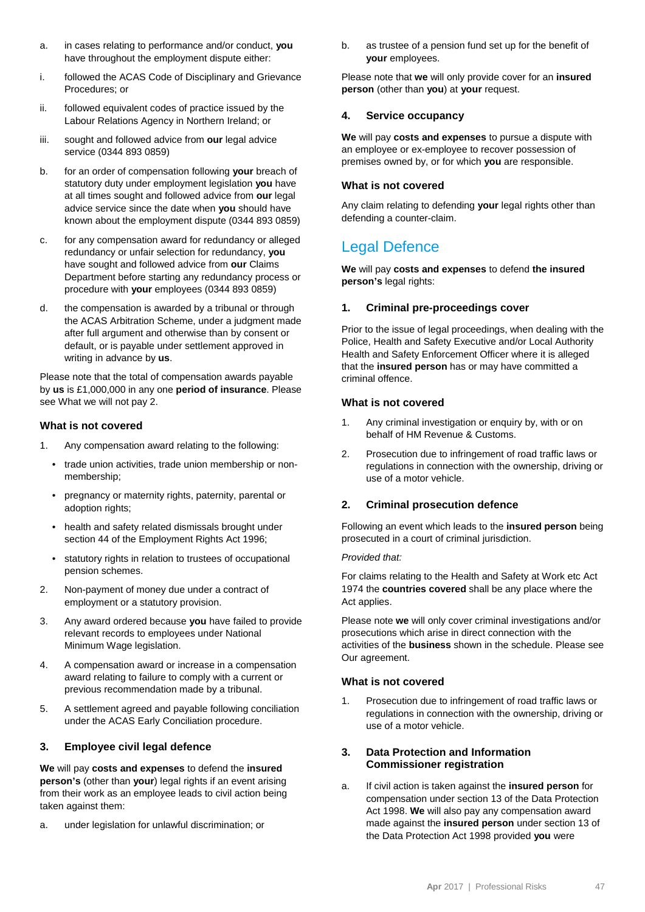a. in cases relating to performance and/or conduct, **you** have throughout the employment dispute either:

i. followed the ACAS Code of Disciplinary and Grievance Procedures; or

ii. followed equivalent codes of practice issued by the Labour Relations Agency in Northern Ireland; or

iii. sought and followed advice from **our** legal advice service (0344 893 0859)

b. for an order of compensation following **your** breach of statutory duty under employment legislation **you** have at all times sought and followed advice from **our** legal advice service since the date when **you** should have known about the employment dispute (0344 893 0859)

c. for any compensation award for redundancy or alleged redundancy or unfair selection for redundancy, **you** have sought and followed advice from **our** Claims Department before starting any redundancy process or procedure with **your** employees (0344 893 0859)

d. the compensation is awarded by a tribunal or through the ACAS Arbitration Scheme, under a judgment made after full argument and otherwise than by consent or default, or is payable under settlement approved in writing in advance by **us**.

Please note that the total of compensation awards payable by **us** is £1,000,000 in any one **period of insurance**. Please see What we will not pay 2.

### What is not covered

1. Any compensation award relating to the following:
   - trade union activities, trade union membership or non-membership;
   - pregnancy or maternity rights, paternity, parental or adoption rights;
   - health and safety related dismissals brought under section 44 of the Employment Rights Act 1996;
   - statutory rights in relation to trustees of occupational pension schemes.
2. Non-payment of money due under a contract of employment or a statutory provision.
3. Any award ordered because **you** have failed to provide relevant records to employees under National Minimum Wage legislation.
4. A compensation award or increase in a compensation award relating to failure to comply with a current or previous recommendation made by a tribunal.
5. A settlement agreed and payable following conciliation under the ACAS Early Conciliation procedure.

### 3. Employee civil legal defence

**We** will pay **costs and expenses** to defend the **insured person's** (other than **your**) legal rights if an event arising from their work as an employee leads to civil action being taken against them:

a. under legislation for unlawful discrimination; or

b. as trustee of a pension fund set up for the benefit of **your** employees.

Please note that **we** will only provide cover for an **insured person** (other than **you**) at **your** request.

### 4. Service occupancy

**We** will pay **costs and expenses** to pursue a dispute with an employee or ex-employee to recover possession of premises owned by, or for which **you** are responsible.

### What is not covered

Any claim relating to defending **your** legal rights other than defending a counter-claim.

## Legal Defence

**We** will pay **costs and expenses** to defend **the insured person's** legal rights:

### 1. Criminal pre-proceedings cover

Prior to the issue of legal proceedings, when dealing with the Police, Health and Safety Executive and/or Local Authority Health and Safety Enforcement Officer where it is alleged that the **insured person** has or may have committed a criminal offence.

### What is not covered

1. Any criminal investigation or enquiry by, with or on behalf of HM Revenue & Customs.
2. Prosecution due to infringement of road traffic laws or regulations in connection with the ownership, driving or use of a motor vehicle.

### 2. Criminal prosecution defence

Following an event which leads to the **insured person** being prosecuted in a court of criminal jurisdiction.

*Provided that:*

For claims relating to the Health and Safety at Work etc Act 1974 the **countries covered** shall be any place where the Act applies.

Please note **we** will only cover criminal investigations and/or prosecutions which arise in direct connection with the activities of the **business** shown in the schedule. Please see Our agreement.

### What is not covered

1. Prosecution due to infringement of road traffic laws or regulations in connection with the ownership, driving or use of a motor vehicle.

### 3. Data Protection and Information Commissioner registration

a. If civil action is taken against the **insured person** for compensation under section 13 of the Data Protection Act 1998. **We** will also pay any compensation award made against the **insured person** under section 13 of the Data Protection Act 1998 provided **you** were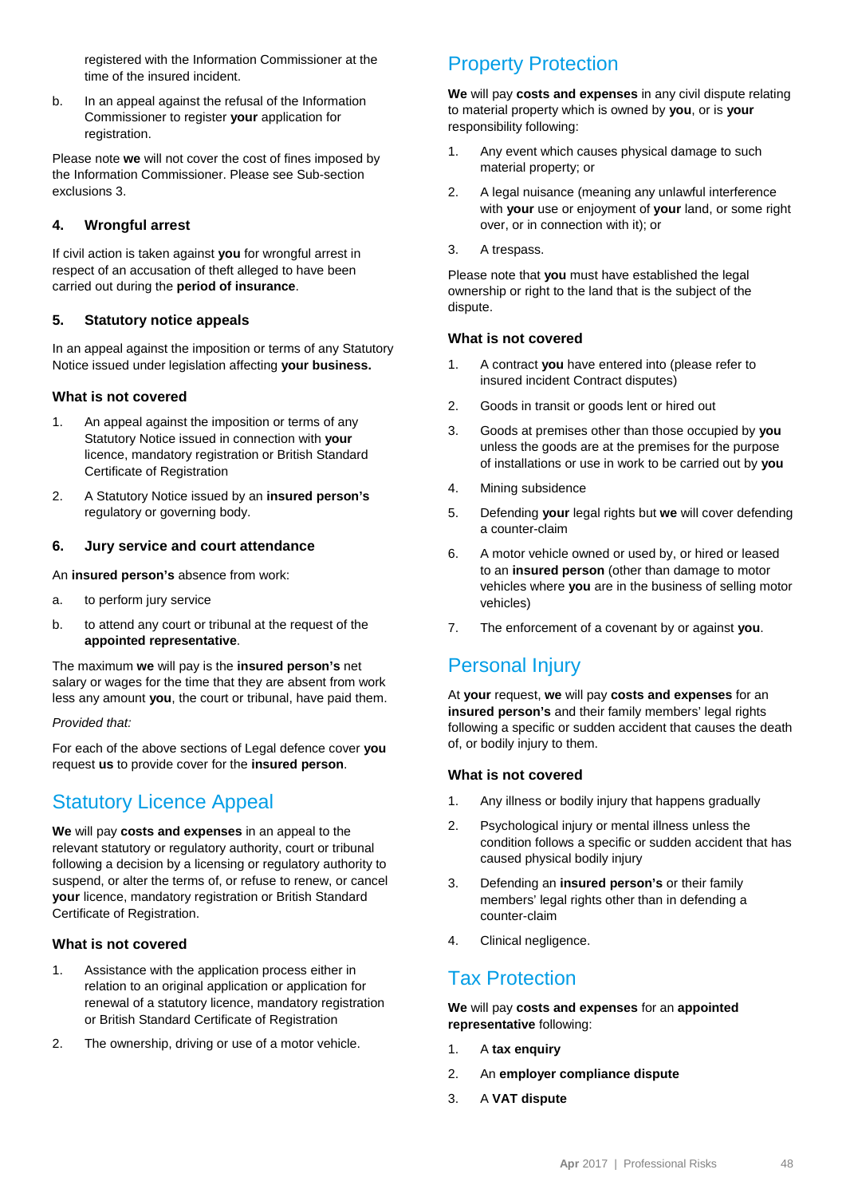registered with the Information Commissioner at the time of the insured incident.

b. In an appeal against the refusal of the Information Commissioner to register **your** application for registration.

Please note **we** will not cover the cost of fines imposed by the Information Commissioner. Please see Sub-section exclusions 3.

### 4. Wrongful arrest

If civil action is taken against **you** for wrongful arrest in respect of an accusation of theft alleged to have been carried out during the **period of insurance**.

### 5. Statutory notice appeals

In an appeal against the imposition or terms of any Statutory Notice issued under legislation affecting **your business.**

#### What is not covered

1. An appeal against the imposition or terms of any Statutory Notice issued in connection with **your** licence, mandatory registration or British Standard Certificate of Registration
2. A Statutory Notice issued by an **insured person's** regulatory or governing body.

### 6. Jury service and court attendance

An **insured person's** absence from work:

a. to perform jury service

b. to attend any court or tribunal at the request of the **appointed representative**.

The maximum **we** will pay is the **insured person's** net salary or wages for the time that they are absent from work less any amount **you**, the court or tribunal, have paid them.

*Provided that:*

For each of the above sections of Legal defence cover **you** request **us** to provide cover for the **insured person**.

## Statutory Licence Appeal

**We** will pay **costs and expenses** in an appeal to the relevant statutory or regulatory authority, court or tribunal following a decision by a licensing or regulatory authority to suspend, or alter the terms of, or refuse to renew, or cancel **your** licence, mandatory registration or British Standard Certificate of Registration.

#### What is not covered

1. Assistance with the application process either in relation to an original application or application for renewal of a statutory licence, mandatory registration or British Standard Certificate of Registration
2. The ownership, driving or use of a motor vehicle.

## Property Protection

**We** will pay **costs and expenses** in any civil dispute relating to material property which is owned by **you**, or is **your** responsibility following:

1. Any event which causes physical damage to such material property; or
2. A legal nuisance (meaning any unlawful interference with **your** use or enjoyment of **your** land, or some right over, or in connection with it); or
3. A trespass.

Please note that **you** must have established the legal ownership or right to the land that is the subject of the dispute.

#### What is not covered

1. A contract **you** have entered into (please refer to insured incident Contract disputes)
2. Goods in transit or goods lent or hired out
3. Goods at premises other than those occupied by **you** unless the goods are at the premises for the purpose of installations or use in work to be carried out by **you**
4. Mining subsidence
5. Defending **your** legal rights but **we** will cover defending a counter-claim
6. A motor vehicle owned or used by, or hired or leased to an **insured person** (other than damage to motor vehicles where **you** are in the business of selling motor vehicles)
7. The enforcement of a covenant by or against **you**.

## Personal Injury

At **your** request, **we** will pay **costs and expenses** for an **insured person's** and their family members' legal rights following a specific or sudden accident that causes the death of, or bodily injury to them.

#### What is not covered

1. Any illness or bodily injury that happens gradually
2. Psychological injury or mental illness unless the condition follows a specific or sudden accident that has caused physical bodily injury
3. Defending an **insured person's** or their family members' legal rights other than in defending a counter-claim
4. Clinical negligence.

## Tax Protection

**We** will pay **costs and expenses** for an **appointed representative** following:

1. A **tax enquiry**
2. An **employer compliance dispute**
3. A **VAT dispute**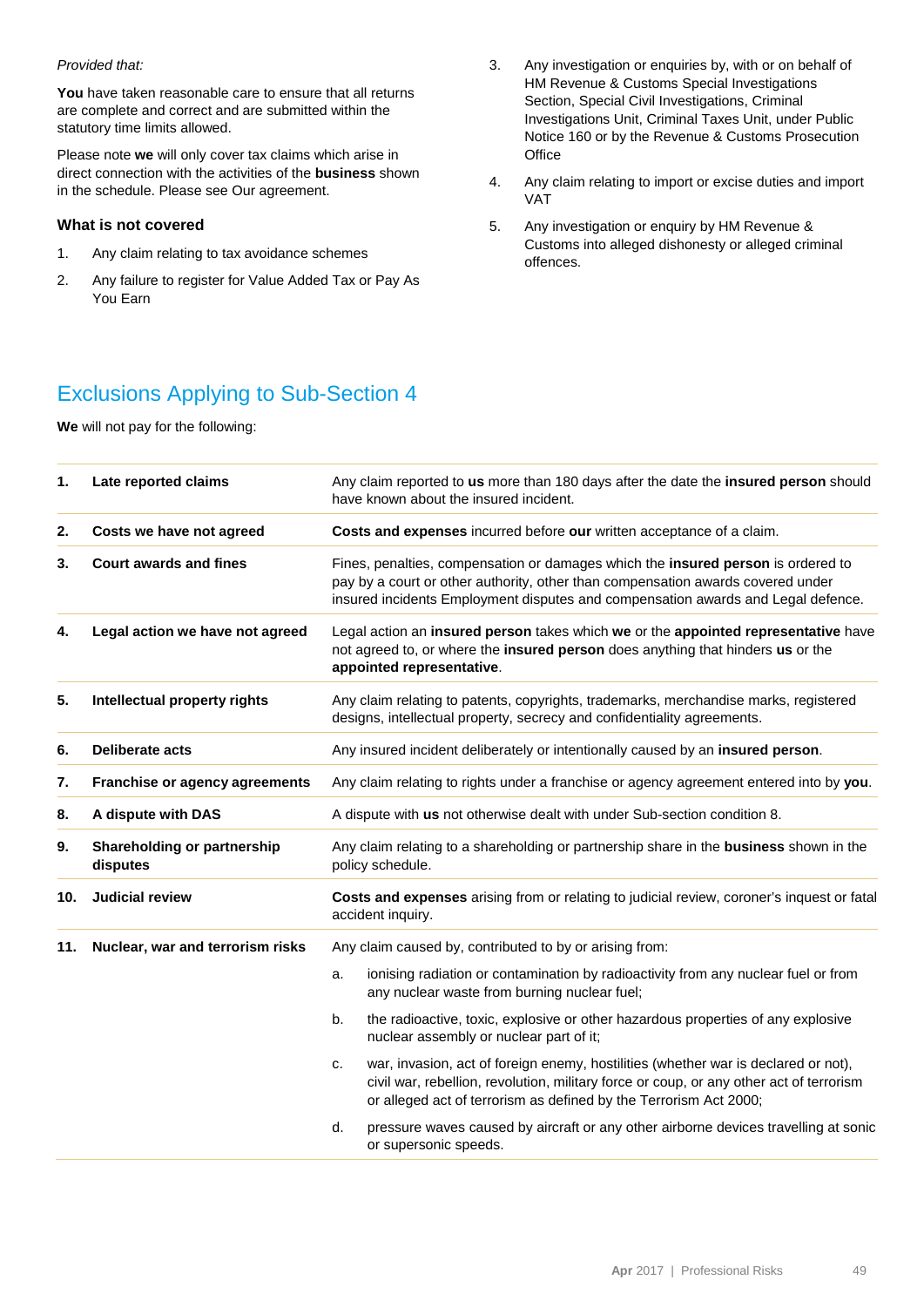*Provided that:*

**You** have taken reasonable care to ensure that all returns are complete and correct and are submitted within the statutory time limits allowed.

Please note **we** will only cover tax claims which arise in direct connection with the activities of the **business** shown in the schedule. Please see Our agreement.

### What is not covered

1. Any claim relating to tax avoidance schemes
2. Any failure to register for Value Added Tax or Pay As You Earn
3. Any investigation or enquiries by, with or on behalf of HM Revenue & Customs Special Investigations Section, Special Civil Investigations, Criminal Investigations Unit, Criminal Taxes Unit, under Public Notice 160 or by the Revenue & Customs Prosecution Office
4. Any claim relating to import or excise duties and import VAT
5. Any investigation or enquiry by HM Revenue & Customs into alleged dishonesty or alleged criminal offences.

## Exclusions Applying to Sub-Section 4

**We** will not pay for the following:

| | | |
|---|---|---|
| **1.** | **Late reported claims** | Any claim reported to **us** more than 180 days after the date the **insured person** should have known about the insured incident. |
| **2.** | **Costs we have not agreed** | **Costs and expenses** incurred before **our** written acceptance of a claim. |
| **3.** | **Court awards and fines** | Fines, penalties, compensation or damages which the **insured person** is ordered to pay by a court or other authority, other than compensation awards covered under insured incidents Employment disputes and compensation awards and Legal defence. |
| **4.** | **Legal action we have not agreed** | Legal action an **insured person** takes which **we** or the **appointed representative** have not agreed to, or where the **insured person** does anything that hinders **us** or the **appointed representative**. |
| **5.** | **Intellectual property rights** | Any claim relating to patents, copyrights, trademarks, merchandise marks, registered designs, intellectual property, secrecy and confidentiality agreements. |
| **6.** | **Deliberate acts** | Any insured incident deliberately or intentionally caused by an **insured person**. |
| **7.** | **Franchise or agency agreements** | Any claim relating to rights under a franchise or agency agreement entered into by **you**. |
| **8.** | **A dispute with DAS** | A dispute with **us** not otherwise dealt with under Sub-section condition 8. |
| **9.** | **Shareholding or partnership disputes** | Any claim relating to a shareholding or partnership share in the **business** shown in the policy schedule. |
| **10.** | **Judicial review** | **Costs and expenses** arising from or relating to judicial review, coroner's inquest or fatal accident inquiry. |
| **11.** | **Nuclear, war and terrorism risks** | Any claim caused by, contributed to by or arising from:<br>a. ionising radiation or contamination by radioactivity from any nuclear fuel or from any nuclear waste from burning nuclear fuel;<br>b. the radioactive, toxic, explosive or other hazardous properties of any explosive nuclear assembly or nuclear part of it;<br>c. war, invasion, act of foreign enemy, hostilities (whether war is declared or not), civil war, rebellion, revolution, military force or coup, or any other act of terrorism or alleged act of terrorism as defined by the Terrorism Act 2000;<br>d. pressure waves caused by aircraft or any other airborne devices travelling at sonic or supersonic speeds. |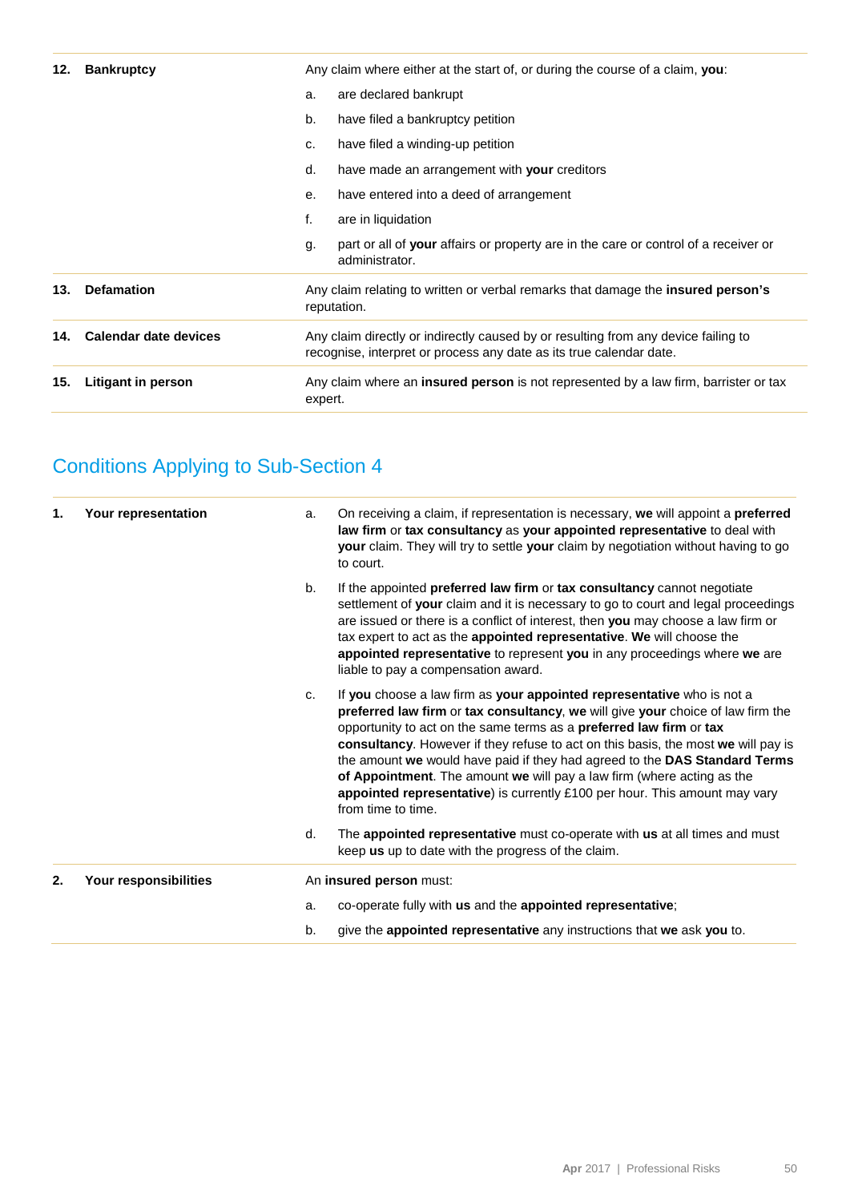| | | |
|---|---|---|
| **12.** | **Bankruptcy** | Any claim where either at the start of, or during the course of a claim, **you**:<br>a. are declared bankrupt<br>b. have filed a bankruptcy petition<br>c. have filed a winding-up petition<br>d. have made an arrangement with **your** creditors<br>e. have entered into a deed of arrangement<br>f. are in liquidation<br>g. part or all of **your** affairs or property are in the care or control of a receiver or administrator. |
| **13.** | **Defamation** | Any claim relating to written or verbal remarks that damage the **insured person's** reputation. |
| **14.** | **Calendar date devices** | Any claim directly or indirectly caused by or resulting from any device failing to recognise, interpret or process any date as its true calendar date. |
| **15.** | **Litigant in person** | Any claim where an **insured person** is not represented by a law firm, barrister or tax expert. |

## Conditions Applying to Sub-Section 4

| | | |
|---|---|---|
| **1.** | **Your representation** | a. On receiving a claim, if representation is necessary, **we** will appoint a **preferred law firm** or **tax consultancy** as **your appointed representative** to deal with **your** claim. They will try to settle **your** claim by negotiation without having to go to court.<br>b. If the appointed **preferred law firm** or **tax consultancy** cannot negotiate settlement of **your** claim and it is necessary to go to court and legal proceedings are issued or there is a conflict of interest, then **you** may choose a law firm or tax expert to act as the **appointed representative**. **We** will choose the **appointed representative** to represent **you** in any proceedings where **we** are liable to pay a compensation award.<br>c. If **you** choose a law firm as **your appointed representative** who is not a **preferred law firm** or **tax consultancy**, **we** will give **your** choice of law firm the opportunity to act on the same terms as a **preferred law firm** or **tax consultancy**. However if they refuse to act on this basis, the most **we** will pay is the amount **we** would have paid if they had agreed to the **DAS Standard Terms of Appointment**. The amount **we** will pay a law firm (where acting as the **appointed representative**) is currently £100 per hour. This amount may vary from time to time.<br>d. The **appointed representative** must co-operate with **us** at all times and must keep **us** up to date with the progress of the claim. |
| **2.** | **Your responsibilities** | An **insured person** must:<br>a. co-operate fully with **us** and the **appointed representative**;<br>b. give the **appointed representative** any instructions that **we** ask **you** to. |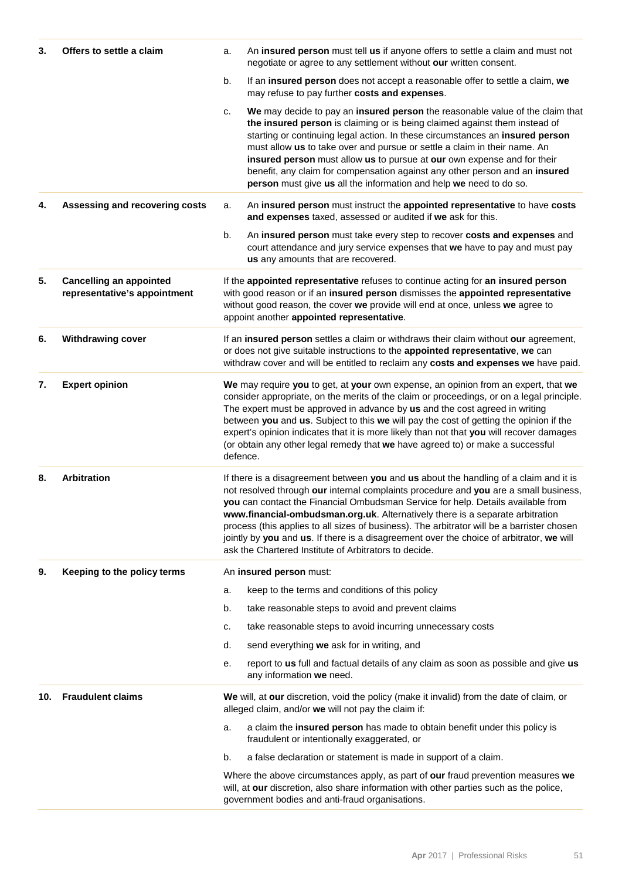**3. Offers to settle a claim**

a. An **insured person** must tell **us** if anyone offers to settle a claim and must not negotiate or agree to any settlement without **our** written consent.

b. If an **insured person** does not accept a reasonable offer to settle a claim, **we** may refuse to pay further **costs and expenses**.

c. **We** may decide to pay an **insured person** the reasonable value of the claim that **the insured person** is claiming or is being claimed against them instead of starting or continuing legal action. In these circumstances an **insured person** must allow **us** to take over and pursue or settle a claim in their name. An **insured person** must allow **us** to pursue at **our** own expense and for their benefit, any claim for compensation against any other person and an **insured person** must give **us** all the information and help **we** need to do so.

**4. Assessing and recovering costs**

a. An **insured person** must instruct the **appointed representative** to have **costs and expenses** taxed, assessed or audited if **we** ask for this.

b. An **insured person** must take every step to recover **costs and expenses** and court attendance and jury service expenses that **we** have to pay and must pay **us** any amounts that are recovered.

**5. Cancelling an appointed representative's appointment**

If the **appointed representative** refuses to continue acting for **an insured person** with good reason or if an **insured person** dismisses the **appointed representative** without good reason, the cover **we** provide will end at once, unless **we** agree to appoint another **appointed representative**.

**6. Withdrawing cover**

If an **insured person** settles a claim or withdraws their claim without **our** agreement, or does not give suitable instructions to the **appointed representative**, **we** can withdraw cover and will be entitled to reclaim any **costs and expenses we** have paid.

**7. Expert opinion**

**We** may require **you** to get, at **your** own expense, an opinion from an expert, that **we** consider appropriate, on the merits of the claim or proceedings, or on a legal principle. The expert must be approved in advance by **us** and the cost agreed in writing between **you** and **us**. Subject to this **we** will pay the cost of getting the opinion if the expert's opinion indicates that it is more likely than not that **you** will recover damages (or obtain any other legal remedy that **we** have agreed to) or make a successful defence.

**8. Arbitration**

If there is a disagreement between **you** and **us** about the handling of a claim and it is not resolved through **our** internal complaints procedure and **you** are a small business, **you** can contact the Financial Ombudsman Service for help. Details available from **www.financial-ombudsman.org.uk**. Alternatively there is a separate arbitration process (this applies to all sizes of business). The arbitrator will be a barrister chosen jointly by **you** and **us**. If there is a disagreement over the choice of arbitrator, **we** will ask the Chartered Institute of Arbitrators to decide.

**9. Keeping to the policy terms**

An **insured person** must:

a. keep to the terms and conditions of this policy

b. take reasonable steps to avoid and prevent claims

c. take reasonable steps to avoid incurring unnecessary costs

d. send everything **we** ask for in writing, and

e. report to **us** full and factual details of any claim as soon as possible and give **us** any information **we** need.

**10. Fraudulent claims**

**We** will, at **our** discretion, void the policy (make it invalid) from the date of claim, or alleged claim, and/or **we** will not pay the claim if:

a. a claim the **insured person** has made to obtain benefit under this policy is fraudulent or intentionally exaggerated, or

b. a false declaration or statement is made in support of a claim.

Where the above circumstances apply, as part of **our** fraud prevention measures **we** will, at **our** discretion, also share information with other parties such as the police, government bodies and anti-fraud organisations.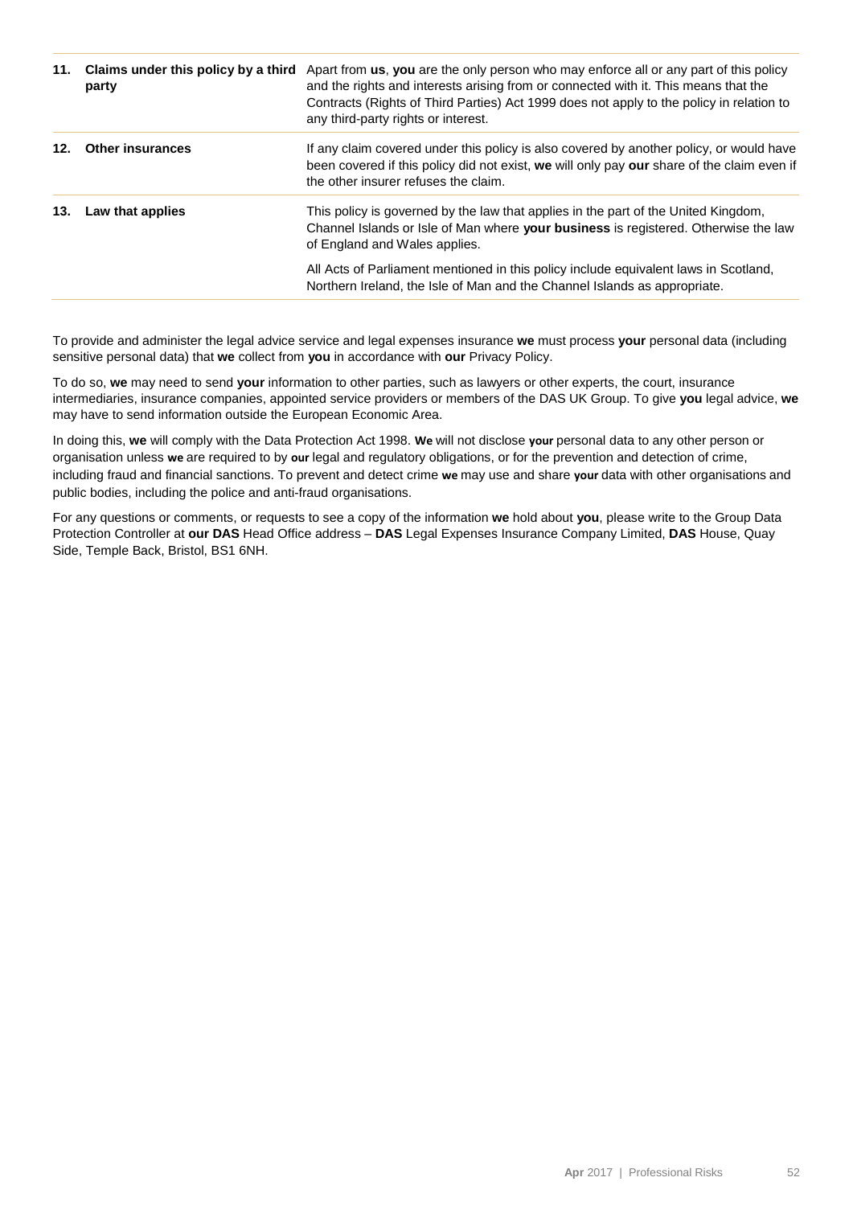| | | |
|---|---|---|
| **11.** | **Claims under this policy by a third party** | Apart from **us**, **you** are the only person who may enforce all or any part of this policy and the rights and interests arising from or connected with it. This means that the Contracts (Rights of Third Parties) Act 1999 does not apply to the policy in relation to any third-party rights or interest. |
| **12.** | **Other insurances** | If any claim covered under this policy is also covered by another policy, or would have been covered if this policy did not exist, **we** will only pay **our** share of the claim even if the other insurer refuses the claim. |
| **13.** | **Law that applies** | This policy is governed by the law that applies in the part of the United Kingdom, Channel Islands or Isle of Man where **your business** is registered. Otherwise the law of England and Wales applies.<br><br>All Acts of Parliament mentioned in this policy include equivalent laws in Scotland, Northern Ireland, the Isle of Man and the Channel Islands as appropriate. |

To provide and administer the legal advice service and legal expenses insurance **we** must process **your** personal data (including sensitive personal data) that **we** collect from **you** in accordance with **our** Privacy Policy.

To do so, **we** may need to send **your** information to other parties, such as lawyers or other experts, the court, insurance intermediaries, insurance companies, appointed service providers or members of the DAS UK Group. To give **you** legal advice, **we** may have to send information outside the European Economic Area.

In doing this, **we** will comply with the Data Protection Act 1998. **We** will not disclose **your** personal data to any other person or organisation unless **we** are required to by **our** legal and regulatory obligations, or for the prevention and detection of crime, including fraud and financial sanctions. To prevent and detect crime **we** may use and share **your** data with other organisations and public bodies, including the police and anti-fraud organisations.

For any questions or comments, or requests to see a copy of the information **we** hold about **you**, please write to the Group Data Protection Controller at **our DAS** Head Office address – **DAS** Legal Expenses Insurance Company Limited, **DAS** House, Quay Side, Temple Back, Bristol, BS1 6NH.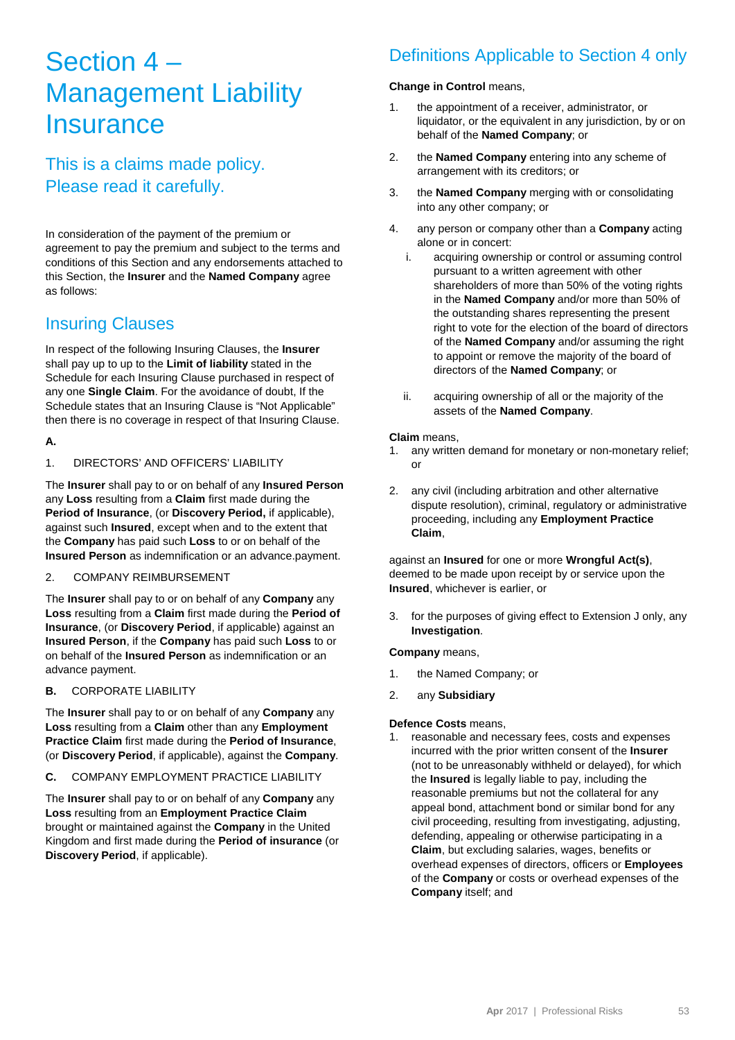# Section 4 – Management Liability Insurance

## This is a claims made policy. Please read it carefully.

In consideration of the payment of the premium or agreement to pay the premium and subject to the terms and conditions of this Section and any endorsements attached to this Section, the **Insurer** and the **Named Company** agree as follows:

## Insuring Clauses

In respect of the following Insuring Clauses, the **Insurer** shall pay up to up to the **Limit of liability** stated in the Schedule for each Insuring Clause purchased in respect of any one **Single Claim**. For the avoidance of doubt, If the Schedule states that an Insuring Clause is "Not Applicable" then there is no coverage in respect of that Insuring Clause.

**A.**

1. DIRECTORS' AND OFFICERS' LIABILITY

The **Insurer** shall pay to or on behalf of any **Insured Person** any **Loss** resulting from a **Claim** first made during the **Period of Insurance**, (or **Discovery Period,** if applicable), against such **Insured**, except when and to the extent that the **Company** has paid such **Loss** to or on behalf of the **Insured Person** as indemnification or an advance.payment.

2. COMPANY REIMBURSEMENT

The **Insurer** shall pay to or on behalf of any **Company** any **Loss** resulting from a **Claim** first made during the **Period of Insurance**, (or **Discovery Period**, if applicable) against an **Insured Person**, if the **Company** has paid such **Loss** to or on behalf of the **Insured Person** as indemnification or an advance payment.

**B.** CORPORATE LIABILITY

The **Insurer** shall pay to or on behalf of any **Company** any **Loss** resulting from a **Claim** other than any **Employment Practice Claim** first made during the **Period of Insurance**, (or **Discovery Period**, if applicable), against the **Company**.

**C.** COMPANY EMPLOYMENT PRACTICE LIABILITY

The **Insurer** shall pay to or on behalf of any **Company** any **Loss** resulting from an **Employment Practice Claim** brought or maintained against the **Company** in the United Kingdom and first made during the **Period of insurance** (or **Discovery Period**, if applicable).

## Definitions Applicable to Section 4 only

**Change in Control** means,

1. the appointment of a receiver, administrator, or liquidator, or the equivalent in any jurisdiction, by or on behalf of the **Named Company**; or
2. the **Named Company** entering into any scheme of arrangement with its creditors; or
3. the **Named Company** merging with or consolidating into any other company; or
4. any person or company other than a **Company** acting alone or in concert:
   i. acquiring ownership or control or assuming control pursuant to a written agreement with other shareholders of more than 50% of the voting rights in the **Named Company** and/or more than 50% of the outstanding shares representing the present right to vote for the election of the board of directors of the **Named Company** and/or assuming the right to appoint or remove the majority of the board of directors of the **Named Company**; or
   ii. acquiring ownership of all or the majority of the assets of the **Named Company**.

**Claim** means,

1. any written demand for monetary or non-monetary relief; or
2. any civil (including arbitration and other alternative dispute resolution), criminal, regulatory or administrative proceeding, including any **Employment Practice Claim**,

against an **Insured** for one or more **Wrongful Act(s)**, deemed to be made upon receipt by or service upon the **Insured**, whichever is earlier, or

3. for the purposes of giving effect to Extension J only, any **Investigation**.

**Company** means,

1. the Named Company; or
2. any **Subsidiary**

**Defence Costs** means,

1. reasonable and necessary fees, costs and expenses incurred with the prior written consent of the **Insurer** (not to be unreasonably withheld or delayed), for which the **Insured** is legally liable to pay, including the reasonable premiums but not the collateral for any appeal bond, attachment bond or similar bond for any civil proceeding, resulting from investigating, adjusting, defending, appealing or otherwise participating in a **Claim**, but excluding salaries, wages, benefits or overhead expenses of directors, officers or **Employees** of the **Company** or costs or overhead expenses of the **Company** itself; and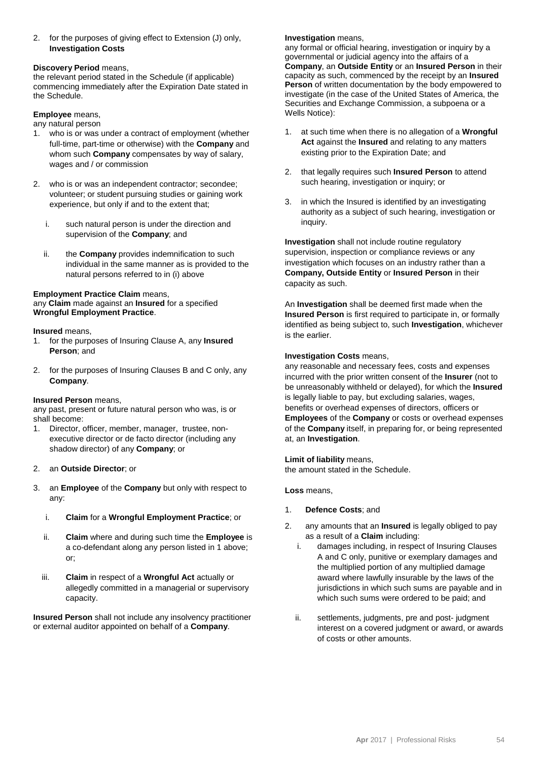2. for the purposes of giving effect to Extension (J) only, **Investigation Costs**

**Discovery Period** means,
the relevant period stated in the Schedule (if applicable) commencing immediately after the Expiration Date stated in the Schedule.

**Employee** means,
any natural person

1. who is or was under a contract of employment (whether full-time, part-time or otherwise) with the **Company** and whom such **Company** compensates by way of salary, wages and / or commission
2. who is or was an independent contractor; secondee; volunteer; or student pursuing studies or gaining work experience, but only if and to the extent that;
   i. such natural person is under the direction and supervision of the **Company**; and
   ii. the **Company** provides indemnification to such individual in the same manner as is provided to the natural persons referred to in (i) above

**Employment Practice Claim** means,
any **Claim** made against an **Insured** for a specified **Wrongful Employment Practice**.

**Insured** means,

1. for the purposes of Insuring Clause A, any **Insured Person**; and
2. for the purposes of Insuring Clauses B and C only, any **Company**.

**Insured Person** means,
any past, present or future natural person who was, is or shall become:

1. Director, officer, member, manager, trustee, non-executive director or de facto director (including any shadow director) of any **Company**; or
2. an **Outside Director**; or
3. an **Employee** of the **Company** but only with respect to any:
   i. **Claim** for a **Wrongful Employment Practice**; or
   ii. **Claim** where and during such time the **Employee** is a co-defendant along any person listed in 1 above; or;
   iii. **Claim** in respect of a **Wrongful Act** actually or allegedly committed in a managerial or supervisory capacity.

**Insured Person** shall not include any insolvency practitioner or external auditor appointed on behalf of a **Company**.

**Investigation** means,
any formal or official hearing, investigation or inquiry by a governmental or judicial agency into the affairs of a **Company**, an **Outside Entity** or an **Insured Person** in their capacity as such, commenced by the receipt by an **Insured Person** of written documentation by the body empowered to investigate (in the case of the United States of America, the Securities and Exchange Commission, a subpoena or a Wells Notice):

1. at such time when there is no allegation of a **Wrongful Act** against the **Insured** and relating to any matters existing prior to the Expiration Date; and
2. that legally requires such **Insured Person** to attend such hearing, investigation or inquiry; or
3. in which the Insured is identified by an investigating authority as a subject of such hearing, investigation or inquiry.

**Investigation** shall not include routine regulatory supervision, inspection or compliance reviews or any investigation which focuses on an industry rather than a **Company, Outside Entity** or **Insured Person** in their capacity as such.

An **Investigation** shall be deemed first made when the **Insured Person** is first required to participate in, or formally identified as being subject to, such **Investigation**, whichever is the earlier.

**Investigation Costs** means,
any reasonable and necessary fees, costs and expenses incurred with the prior written consent of the **Insurer** (not to be unreasonably withheld or delayed), for which the **Insured** is legally liable to pay, but excluding salaries, wages, benefits or overhead expenses of directors, officers or **Employees** of the **Company** or costs or overhead expenses of the **Company** itself, in preparing for, or being represented at, an **Investigation**.

**Limit of liability** means,
the amount stated in the Schedule.

**Loss** means,

1. **Defence Costs**; and
2. any amounts that an **Insured** is legally obliged to pay as a result of a **Claim** including:
   i. damages including, in respect of Insuring Clauses A and C only, punitive or exemplary damages and the multiplied portion of any multiplied damage award where lawfully insurable by the laws of the jurisdictions in which such sums are payable and in which such sums were ordered to be paid; and
   ii. settlements, judgments, pre and post- judgment interest on a covered judgment or award, or awards of costs or other amounts.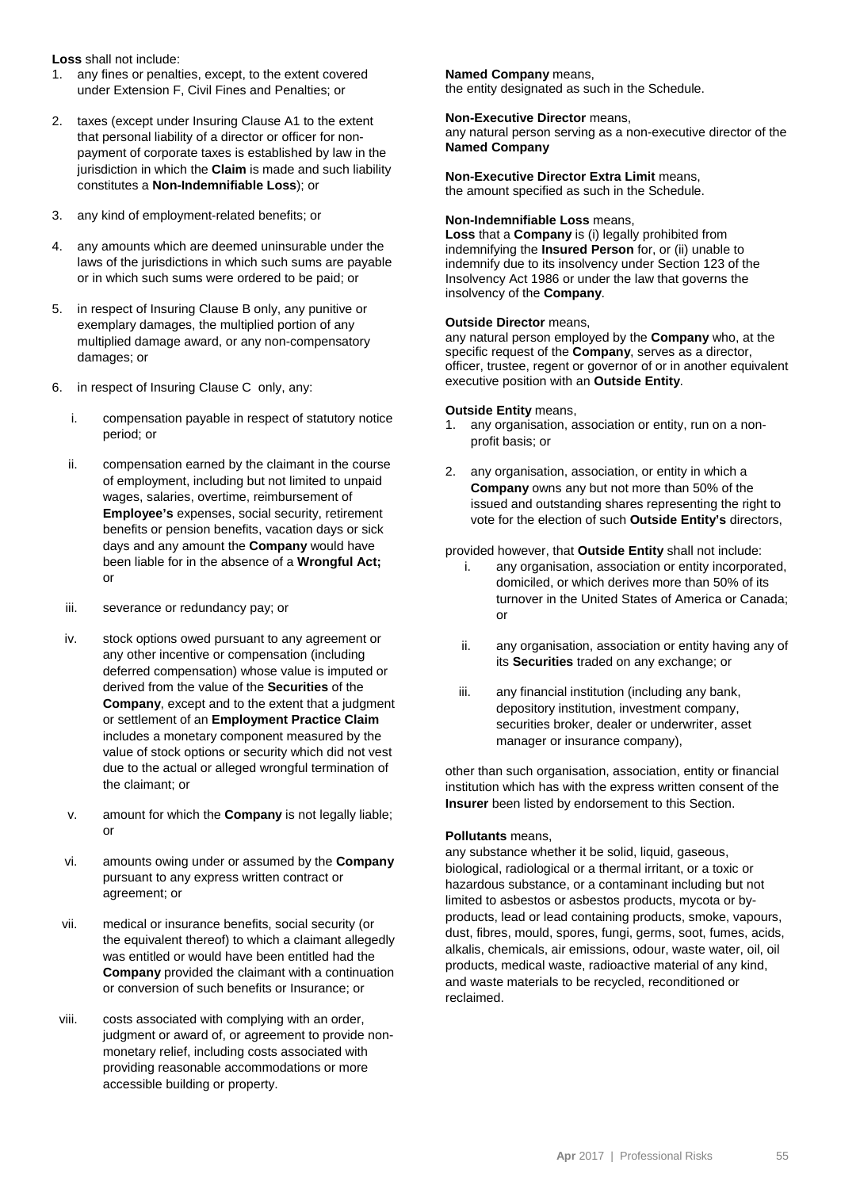**Loss** shall not include:

1. any fines or penalties, except, to the extent covered under Extension F, Civil Fines and Penalties; or
2. taxes (except under Insuring Clause A1 to the extent that personal liability of a director or officer for non-payment of corporate taxes is established by law in the jurisdiction in which the **Claim** is made and such liability constitutes a **Non-Indemnifiable Loss**); or
3. any kind of employment-related benefits; or
4. any amounts which are deemed uninsurable under the laws of the jurisdictions in which such sums are payable or in which such sums were ordered to be paid; or
5. in respect of Insuring Clause B only, any punitive or exemplary damages, the multiplied portion of any multiplied damage award, or any non-compensatory damages; or
6. in respect of Insuring Clause C only, any:
   i. compensation payable in respect of statutory notice period; or
   ii. compensation earned by the claimant in the course of employment, including but not limited to unpaid wages, salaries, overtime, reimbursement of **Employee's** expenses, social security, retirement benefits or pension benefits, vacation days or sick days and any amount the **Company** would have been liable for in the absence of a **Wrongful Act;** or
   iii. severance or redundancy pay; or
   iv. stock options owed pursuant to any agreement or any other incentive or compensation (including deferred compensation) whose value is imputed or derived from the value of the **Securities** of the **Company**, except and to the extent that a judgment or settlement of an **Employment Practice Claim** includes a monetary component measured by the value of stock options or security which did not vest due to the actual or alleged wrongful termination of the claimant; or
   v. amount for which the **Company** is not legally liable; or
   vi. amounts owing under or assumed by the **Company** pursuant to any express written contract or agreement; or
   vii. medical or insurance benefits, social security (or the equivalent thereof) to which a claimant allegedly was entitled or would have been entitled had the **Company** provided the claimant with a continuation or conversion of such benefits or Insurance; or
   viii. costs associated with complying with an order, judgment or award of, or agreement to provide non-monetary relief, including costs associated with providing reasonable accommodations or more accessible building or property.

**Named Company** means,
the entity designated as such in the Schedule.

**Non-Executive Director** means,
any natural person serving as a non-executive director of the **Named Company**

**Non-Executive Director Extra Limit** means,
the amount specified as such in the Schedule.

**Non-Indemnifiable Loss** means,
**Loss** that a **Company** is (i) legally prohibited from indemnifying the **Insured Person** for, or (ii) unable to indemnify due to its insolvency under Section 123 of the Insolvency Act 1986 or under the law that governs the insolvency of the **Company**.

**Outside Director** means,
any natural person employed by the **Company** who, at the specific request of the **Company**, serves as a director, officer, trustee, regent or governor of or in another equivalent executive position with an **Outside Entity**.

**Outside Entity** means,

1. any organisation, association or entity, run on a non-profit basis; or
2. any organisation, association, or entity in which a **Company** owns any but not more than 50% of the issued and outstanding shares representing the right to vote for the election of such **Outside Entity's** directors,

provided however, that **Outside Entity** shall not include:

   i. any organisation, association or entity incorporated, domiciled, or which derives more than 50% of its turnover in the United States of America or Canada; or
   ii. any organisation, association or entity having any of its **Securities** traded on any exchange; or
   iii. any financial institution (including any bank, depository institution, investment company, securities broker, dealer or underwriter, asset manager or insurance company),

other than such organisation, association, entity or financial institution which has with the express written consent of the **Insurer** been listed by endorsement to this Section.

**Pollutants** means,
any substance whether it be solid, liquid, gaseous, biological, radiological or a thermal irritant, or a toxic or hazardous substance, or a contaminant including but not limited to asbestos or asbestos products, mycota or by-products, lead or lead containing products, smoke, vapours, dust, fibres, mould, spores, fungi, germs, soot, fumes, acids, alkalis, chemicals, air emissions, odour, waste water, oil, oil products, medical waste, radioactive material of any kind, and waste materials to be recycled, reconditioned or reclaimed.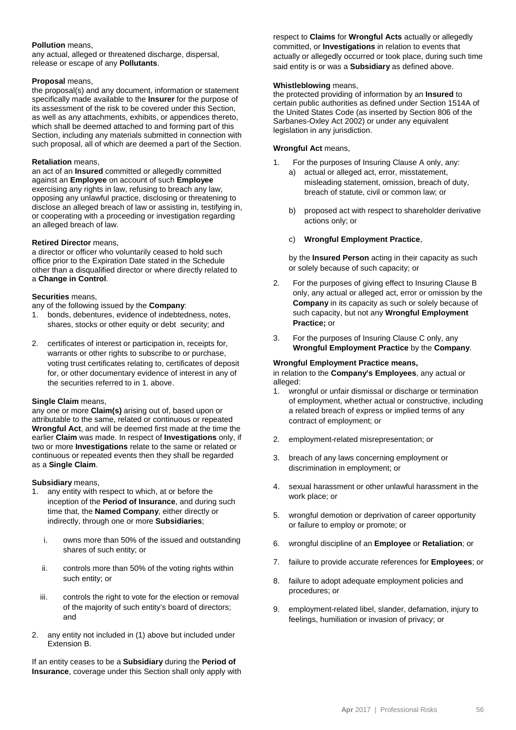**Pollution** means,
any actual, alleged or threatened discharge, dispersal, release or escape of any **Pollutants**.

**Proposal** means,
the proposal(s) and any document, information or statement specifically made available to the **Insurer** for the purpose of its assessment of the risk to be covered under this Section, as well as any attachments, exhibits, or appendices thereto, which shall be deemed attached to and forming part of this Section, including any materials submitted in connection with such proposal, all of which are deemed a part of the Section.

**Retaliation** means,
an act of an **Insured** committed or allegedly committed against an **Employee** on account of such **Employee** exercising any rights in law, refusing to breach any law, opposing any unlawful practice, disclosing or threatening to disclose an alleged breach of law or assisting in, testifying in, or cooperating with a proceeding or investigation regarding an alleged breach of law.

**Retired Director** means,
a director or officer who voluntarily ceased to hold such office prior to the Expiration Date stated in the Schedule other than a disqualified director or where directly related to a **Change in Control**.

**Securities** means,
any of the following issued by the **Company**:

1. bonds, debentures, evidence of indebtedness, notes, shares, stocks or other equity or debt security; and
2. certificates of interest or participation in, receipts for, warrants or other rights to subscribe to or purchase, voting trust certificates relating to, certificates of deposit for, or other documentary evidence of interest in any of the securities referred to in 1. above.

**Single Claim** means,
any one or more **Claim(s)** arising out of, based upon or attributable to the same, related or continuous or repeated **Wrongful Act**, and will be deemed first made at the time the earlier **Claim** was made. In respect of **Investigations** only, if two or more **Investigations** relate to the same or related or continuous or repeated events then they shall be regarded as a **Single Claim**.

**Subsidiary** means,

1. any entity with respect to which, at or before the inception of the **Period of Insurance**, and during such time that, the **Named Company**, either directly or indirectly, through one or more **Subsidiaries**;
   i. owns more than 50% of the issued and outstanding shares of such entity; or
   ii. controls more than 50% of the voting rights within such entity; or
   iii. controls the right to vote for the election or removal of the majority of such entity's board of directors; and
2. any entity not included in (1) above but included under Extension B.

If an entity ceases to be a **Subsidiary** during the **Period of Insurance**, coverage under this Section shall only apply with respect to **Claims** for **Wrongful Acts** actually or allegedly committed, or **Investigations** in relation to events that actually or allegedly occurred or took place, during such time said entity is or was a **Subsidiary** as defined above.

**Whistleblowing** means,
the protected providing of information by an **Insured** to certain public authorities as defined under Section 1514A of the United States Code (as inserted by Section 806 of the Sarbanes-Oxley Act 2002) or under any equivalent legislation in any jurisdiction.

**Wrongful Act** means,

1. For the purposes of Insuring Clause A only, any:
   a) actual or alleged act, error, misstatement, misleading statement, omission, breach of duty, breach of statute, civil or common law; or
   b) proposed act with respect to shareholder derivative actions only; or
   c) **Wrongful Employment Practice**,

   by the **Insured Person** acting in their capacity as such or solely because of such capacity; or
2. For the purposes of giving effect to Insuring Clause B only, any actual or alleged act, error or omission by the **Company** in its capacity as such or solely because of such capacity, but not any **Wrongful Employment Practice;** or
3. For the purposes of Insuring Clause C only, any **Wrongful Employment Practice** by the **Company**.

**Wrongful Employment Practice means,**
in relation to the **Company's Employees**, any actual or alleged:

1. wrongful or unfair dismissal or discharge or termination of employment, whether actual or constructive, including a related breach of express or implied terms of any contract of employment; or
2. employment-related misrepresentation; or
3. breach of any laws concerning employment or discrimination in employment; or
4. sexual harassment or other unlawful harassment in the work place; or
5. wrongful demotion or deprivation of career opportunity or failure to employ or promote; or
6. wrongful discipline of an **Employee** or **Retaliation**; or
7. failure to provide accurate references for **Employees**; or
8. failure to adopt adequate employment policies and procedures; or
9. employment-related libel, slander, defamation, injury to feelings, humiliation or invasion of privacy; or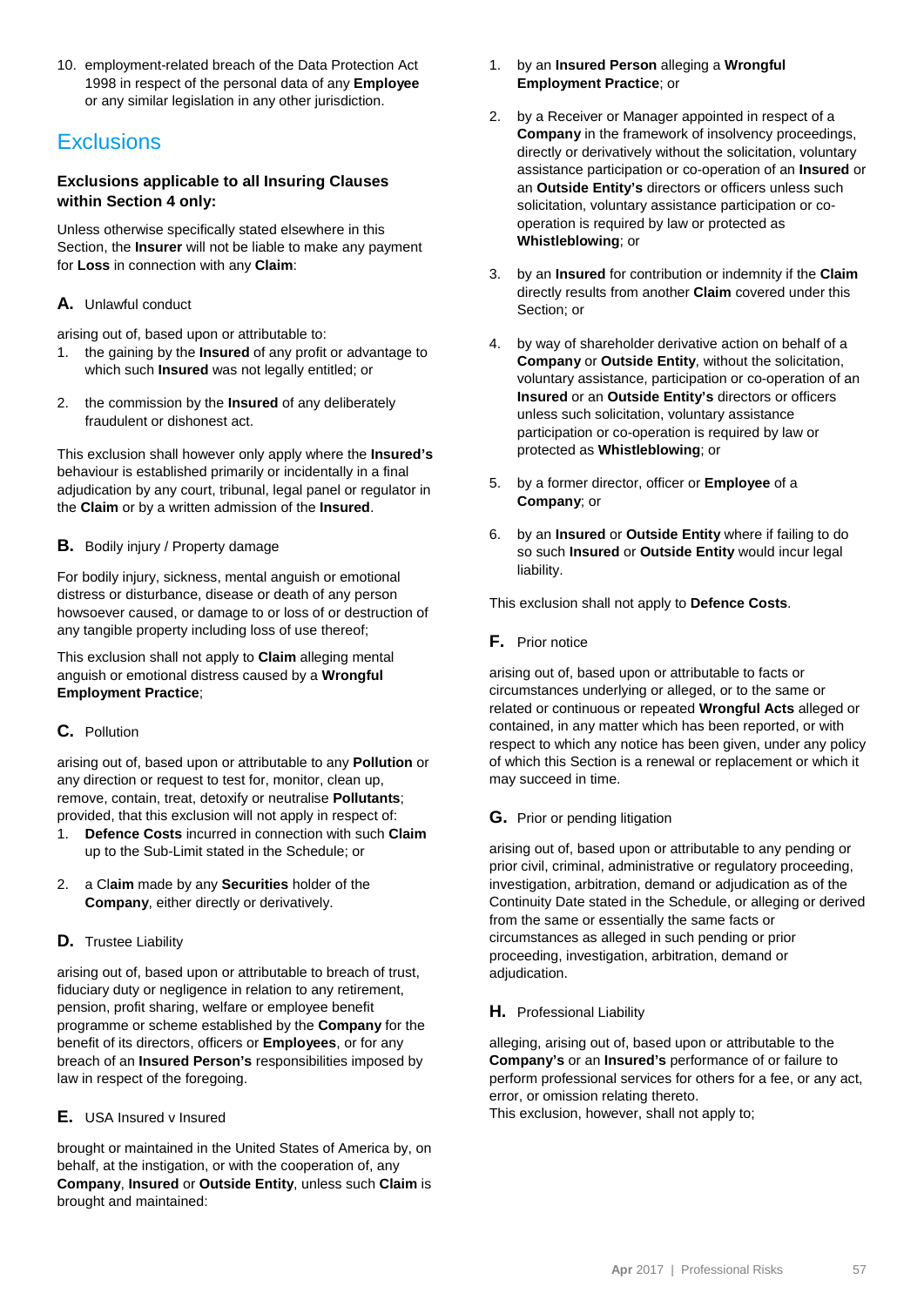10. employment-related breach of the Data Protection Act 1998 in respect of the personal data of any **Employee** or any similar legislation in any other jurisdiction.

## Exclusions

### Exclusions applicable to all Insuring Clauses within Section 4 only:

Unless otherwise specifically stated elsewhere in this Section, the **Insurer** will not be liable to make any payment for **Loss** in connection with any **Claim**:

**A.** Unlawful conduct

arising out of, based upon or attributable to:

1. the gaining by the **Insured** of any profit or advantage to which such **Insured** was not legally entitled; or
2. the commission by the **Insured** of any deliberately fraudulent or dishonest act.

This exclusion shall however only apply where the **Insured's** behaviour is established primarily or incidentally in a final adjudication by any court, tribunal, legal panel or regulator in the **Claim** or by a written admission of the **Insured**.

**B.** Bodily injury / Property damage

For bodily injury, sickness, mental anguish or emotional distress or disturbance, disease or death of any person howsoever caused, or damage to or loss of or destruction of any tangible property including loss of use thereof;

This exclusion shall not apply to **Claim** alleging mental anguish or emotional distress caused by a **Wrongful Employment Practice**;

**C.** Pollution

arising out of, based upon or attributable to any **Pollution** or any direction or request to test for, monitor, clean up, remove, contain, treat, detoxify or neutralise **Pollutants**; provided, that this exclusion will not apply in respect of:

1. **Defence Costs** incurred in connection with such **Claim** up to the Sub-Limit stated in the Schedule; or
2. a Cl**aim** made by any **Securities** holder of the **Company**, either directly or derivatively.

**D.** Trustee Liability

arising out of, based upon or attributable to breach of trust, fiduciary duty or negligence in relation to any retirement, pension, profit sharing, welfare or employee benefit programme or scheme established by the **Company** for the benefit of its directors, officers or **Employees**, or for any breach of an **Insured Person's** responsibilities imposed by law in respect of the foregoing.

**E.** USA Insured v Insured

brought or maintained in the United States of America by, on behalf, at the instigation, or with the cooperation of, any **Company**, **Insured** or **Outside Entity**, unless such **Claim** is brought and maintained:

1. by an **Insured Person** alleging a **Wrongful Employment Practice**; or
2. by a Receiver or Manager appointed in respect of a **Company** in the framework of insolvency proceedings, directly or derivatively without the solicitation, voluntary assistance participation or co-operation of an **Insured** or an **Outside Entity's** directors or officers unless such solicitation, voluntary assistance participation or co-operation is required by law or protected as **Whistleblowing**; or
3. by an **Insured** for contribution or indemnity if the **Claim** directly results from another **Claim** covered under this Section; or
4. by way of shareholder derivative action on behalf of a **Company** or **Outside Entity**, without the solicitation, voluntary assistance, participation or co-operation of an **Insured** or an **Outside Entity's** directors or officers unless such solicitation, voluntary assistance participation or co-operation is required by law or protected as **Whistleblowing**; or
5. by a former director, officer or **Employee** of a **Company**; or
6. by an **Insured** or **Outside Entity** where if failing to do so such **Insured** or **Outside Entity** would incur legal liability.

This exclusion shall not apply to **Defence Costs**.

**F.** Prior notice

arising out of, based upon or attributable to facts or circumstances underlying or alleged, or to the same or related or continuous or repeated **Wrongful Acts** alleged or contained, in any matter which has been reported, or with respect to which any notice has been given, under any policy of which this Section is a renewal or replacement or which it may succeed in time.

**G.** Prior or pending litigation

arising out of, based upon or attributable to any pending or prior civil, criminal, administrative or regulatory proceeding, investigation, arbitration, demand or adjudication as of the Continuity Date stated in the Schedule, or alleging or derived from the same or essentially the same facts or circumstances as alleged in such pending or prior proceeding, investigation, arbitration, demand or adjudication.

**H.** Professional Liability

alleging, arising out of, based upon or attributable to the **Company's** or an **Insured's** performance of or failure to perform professional services for others for a fee, or any act, error, or omission relating thereto.
This exclusion, however, shall not apply to;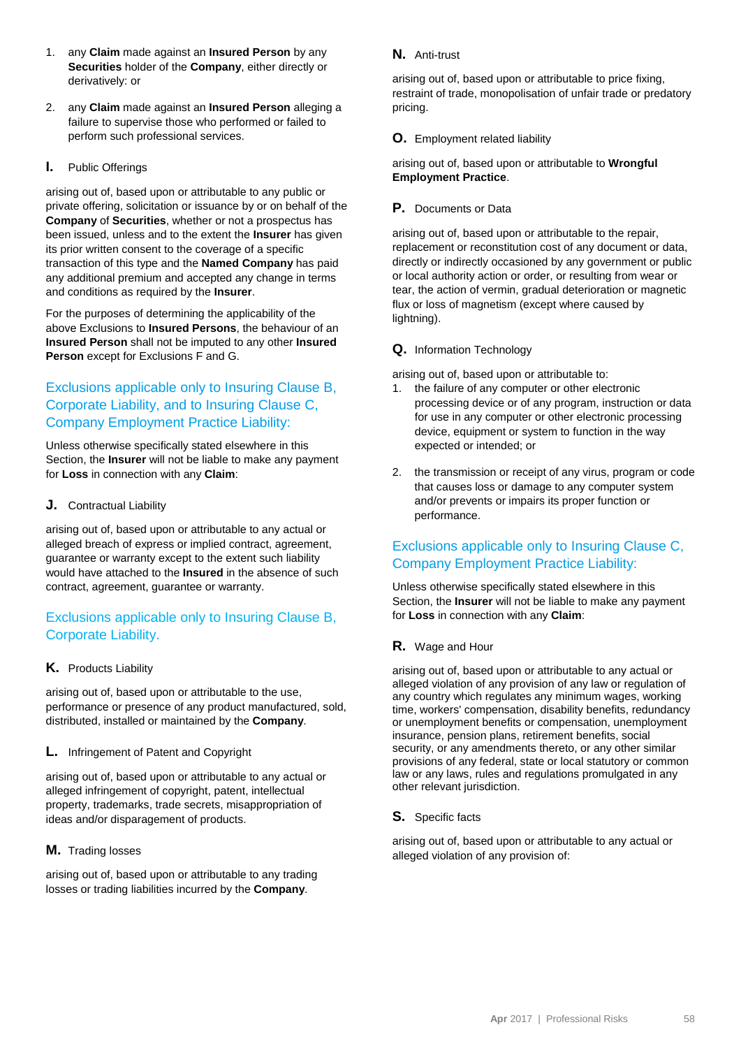1. any **Claim** made against an **Insured Person** by any **Securities** holder of the **Company**, either directly or derivatively: or

2. any **Claim** made against an **Insured Person** alleging a failure to supervise those who performed or failed to perform such professional services.

**I.** Public Offerings

arising out of, based upon or attributable to any public or private offering, solicitation or issuance by or on behalf of the **Company** of **Securities**, whether or not a prospectus has been issued, unless and to the extent the **Insurer** has given its prior written consent to the coverage of a specific transaction of this type and the **Named Company** has paid any additional premium and accepted any change in terms and conditions as required by the **Insurer**.

For the purposes of determining the applicability of the above Exclusions to **Insured Persons**, the behaviour of an **Insured Person** shall not be imputed to any other **Insured Person** except for Exclusions F and G.

## Exclusions applicable only to Insuring Clause B, Corporate Liability, and to Insuring Clause C, Company Employment Practice Liability:

Unless otherwise specifically stated elsewhere in this Section, the **Insurer** will not be liable to make any payment for **Loss** in connection with any **Claim**:

**J.** Contractual Liability

arising out of, based upon or attributable to any actual or alleged breach of express or implied contract, agreement, guarantee or warranty except to the extent such liability would have attached to the **Insured** in the absence of such contract, agreement, guarantee or warranty.

## Exclusions applicable only to Insuring Clause B, Corporate Liability.

**K.** Products Liability

arising out of, based upon or attributable to the use, performance or presence of any product manufactured, sold, distributed, installed or maintained by the **Company**.

**L.** Infringement of Patent and Copyright

arising out of, based upon or attributable to any actual or alleged infringement of copyright, patent, intellectual property, trademarks, trade secrets, misappropriation of ideas and/or disparagement of products.

**M.** Trading losses

arising out of, based upon or attributable to any trading losses or trading liabilities incurred by the **Company**.

**N.** Anti-trust

arising out of, based upon or attributable to price fixing, restraint of trade, monopolisation of unfair trade or predatory pricing.

**O.** Employment related liability

arising out of, based upon or attributable to **Wrongful Employment Practice**.

**P.** Documents or Data

arising out of, based upon or attributable to the repair, replacement or reconstitution cost of any document or data, directly or indirectly occasioned by any government or public or local authority action or order, or resulting from wear or tear, the action of vermin, gradual deterioration or magnetic flux or loss of magnetism (except where caused by lightning).

**Q.** Information Technology

arising out of, based upon or attributable to:

1. the failure of any computer or other electronic processing device or of any program, instruction or data for use in any computer or other electronic processing device, equipment or system to function in the way expected or intended; or

2. the transmission or receipt of any virus, program or code that causes loss or damage to any computer system and/or prevents or impairs its proper function or performance.

## Exclusions applicable only to Insuring Clause C, Company Employment Practice Liability:

Unless otherwise specifically stated elsewhere in this Section, the **Insurer** will not be liable to make any payment for **Loss** in connection with any **Claim**:

**R.** Wage and Hour

arising out of, based upon or attributable to any actual or alleged violation of any provision of any law or regulation of any country which regulates any minimum wages, working time, workers' compensation, disability benefits, redundancy or unemployment benefits or compensation, unemployment insurance, pension plans, retirement benefits, social security, or any amendments thereto, or any other similar provisions of any federal, state or local statutory or common law or any laws, rules and regulations promulgated in any other relevant jurisdiction.

**S.** Specific facts

arising out of, based upon or attributable to any actual or alleged violation of any provision of: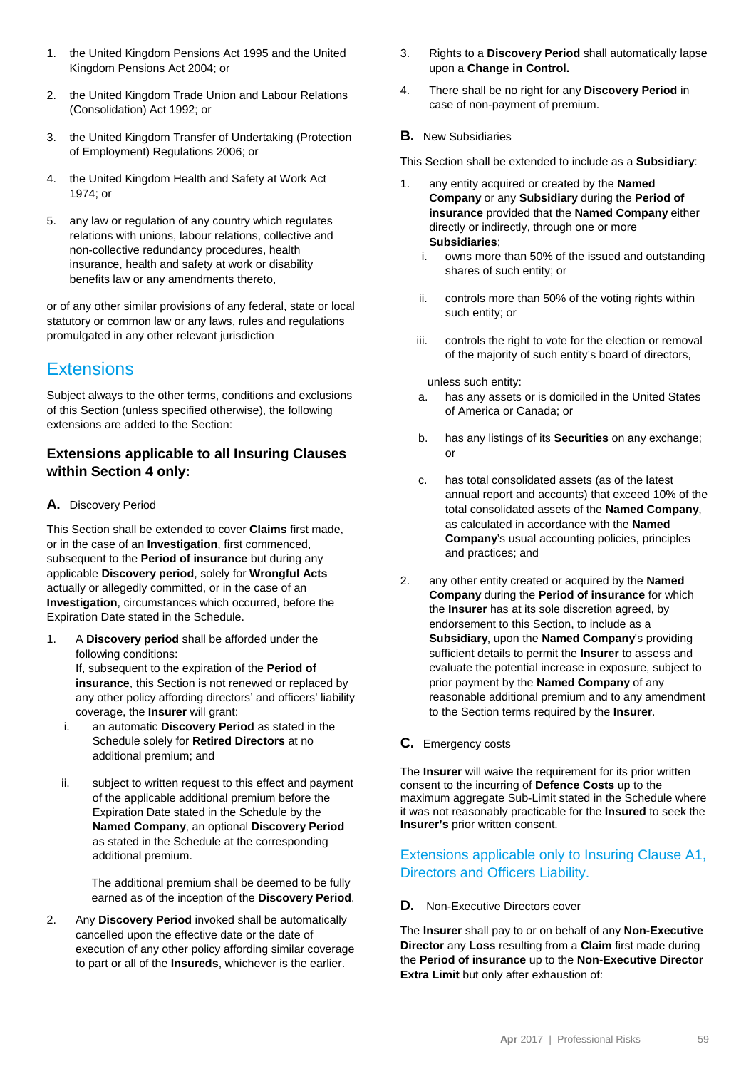1. the United Kingdom Pensions Act 1995 and the United Kingdom Pensions Act 2004; or
2. the United Kingdom Trade Union and Labour Relations (Consolidation) Act 1992; or
3. the United Kingdom Transfer of Undertaking (Protection of Employment) Regulations 2006; or
4. the United Kingdom Health and Safety at Work Act 1974; or
5. any law or regulation of any country which regulates relations with unions, labour relations, collective and non-collective redundancy procedures, health insurance, health and safety at work or disability benefits law or any amendments thereto,

or of any other similar provisions of any federal, state or local statutory or common law or any laws, rules and regulations promulgated in any other relevant jurisdiction

## Extensions

Subject always to the other terms, conditions and exclusions of this Section (unless specified otherwise), the following extensions are added to the Section:

### Extensions applicable to all Insuring Clauses within Section 4 only:

**A.** Discovery Period

This Section shall be extended to cover **Claims** first made, or in the case of an **Investigation**, first commenced, subsequent to the **Period of insurance** but during any applicable **Discovery period**, solely for **Wrongful Acts** actually or allegedly committed, or in the case of an **Investigation**, circumstances which occurred, before the Expiration Date stated in the Schedule.

1. A **Discovery period** shall be afforded under the following conditions:
   If, subsequent to the expiration of the **Period of insurance**, this Section is not renewed or replaced by any other policy affording directors' and officers' liability coverage, the **Insurer** will grant:
   i. an automatic **Discovery Period** as stated in the Schedule solely for **Retired Directors** at no additional premium; and
   ii. subject to written request to this effect and payment of the applicable additional premium before the Expiration Date stated in the Schedule by the **Named Company**, an optional **Discovery Period** as stated in the Schedule at the corresponding additional premium.

   The additional premium shall be deemed to be fully earned as of the inception of the **Discovery Period**.
2. Any **Discovery Period** invoked shall be automatically cancelled upon the effective date or the date of execution of any other policy affording similar coverage to part or all of the **Insureds**, whichever is the earlier.
3. Rights to a **Discovery Period** shall automatically lapse upon a **Change in Control.**
4. There shall be no right for any **Discovery Period** in case of non-payment of premium.

**B.** New Subsidiaries

This Section shall be extended to include as a **Subsidiary**:

1. any entity acquired or created by the **Named Company** or any **Subsidiary** during the **Period of insurance** provided that the **Named Company** either directly or indirectly, through one or more **Subsidiaries**;
   i. owns more than 50% of the issued and outstanding shares of such entity; or
   ii. controls more than 50% of the voting rights within such entity; or
   iii. controls the right to vote for the election or removal of the majority of such entity's board of directors,

   unless such entity:
   a. has any assets or is domiciled in the United States of America or Canada; or
   b. has any listings of its **Securities** on any exchange; or
   c. has total consolidated assets (as of the latest annual report and accounts) that exceed 10% of the total consolidated assets of the **Named Company**, as calculated in accordance with the **Named Company**'s usual accounting policies, principles and practices; and
2. any other entity created or acquired by the **Named Company** during the **Period of insurance** for which the **Insurer** has at its sole discretion agreed, by endorsement to this Section, to include as a **Subsidiary**, upon the **Named Company**'s providing sufficient details to permit the **Insurer** to assess and evaluate the potential increase in exposure, subject to prior payment by the **Named Company** of any reasonable additional premium and to any amendment to the Section terms required by the **Insurer**.

**C.** Emergency costs

The **Insurer** will waive the requirement for its prior written consent to the incurring of **Defence Costs** up to the maximum aggregate Sub-Limit stated in the Schedule where it was not reasonably practicable for the **Insured** to seek the **Insurer's** prior written consent.

### Extensions applicable only to Insuring Clause A1, Directors and Officers Liability.

**D.** Non-Executive Directors cover

The **Insurer** shall pay to or on behalf of any **Non-Executive Director** any **Loss** resulting from a **Claim** first made during the **Period of insurance** up to the **Non-Executive Director Extra Limit** but only after exhaustion of: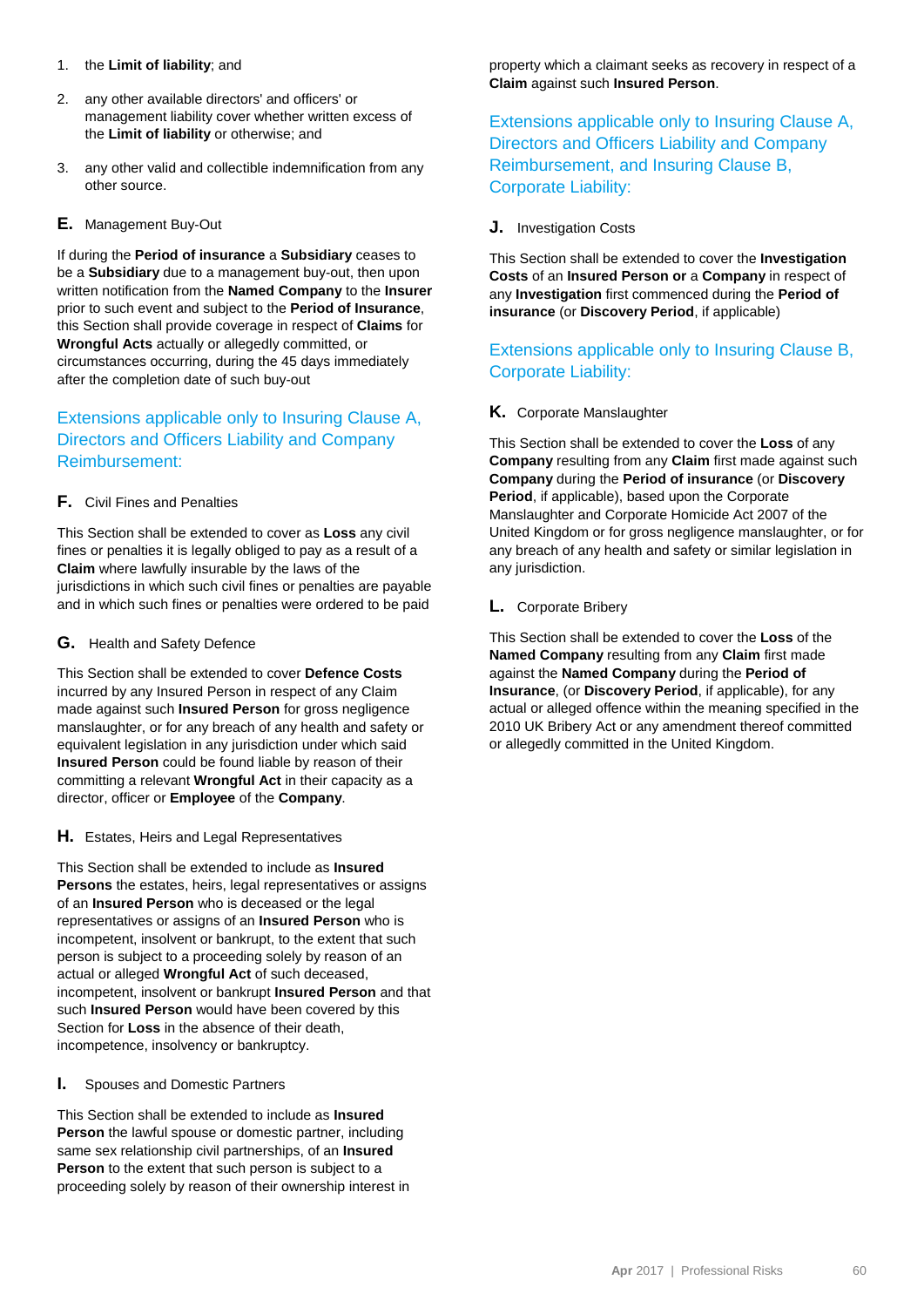1. the **Limit of liability**; and

2. any other available directors' and officers' or management liability cover whether written excess of the **Limit of liability** or otherwise; and

3. any other valid and collectible indemnification from any other source.

**E.** Management Buy-Out

If during the **Period of insurance** a **Subsidiary** ceases to be a **Subsidiary** due to a management buy-out, then upon written notification from the **Named Company** to the **Insurer** prior to such event and subject to the **Period of Insurance**, this Section shall provide coverage in respect of **Claims** for **Wrongful Acts** actually or allegedly committed, or circumstances occurring, during the 45 days immediately after the completion date of such buy-out

## Extensions applicable only to Insuring Clause A, Directors and Officers Liability and Company Reimbursement:

**F.** Civil Fines and Penalties

This Section shall be extended to cover as **Loss** any civil fines or penalties it is legally obliged to pay as a result of a **Claim** where lawfully insurable by the laws of the jurisdictions in which such civil fines or penalties are payable and in which such fines or penalties were ordered to be paid

**G.** Health and Safety Defence

This Section shall be extended to cover **Defence Costs** incurred by any Insured Person in respect of any Claim made against such **Insured Person** for gross negligence manslaughter, or for any breach of any health and safety or equivalent legislation in any jurisdiction under which said **Insured Person** could be found liable by reason of their committing a relevant **Wrongful Act** in their capacity as a director, officer or **Employee** of the **Company**.

**H.** Estates, Heirs and Legal Representatives

This Section shall be extended to include as **Insured Persons** the estates, heirs, legal representatives or assigns of an **Insured Person** who is deceased or the legal representatives or assigns of an **Insured Person** who is incompetent, insolvent or bankrupt, to the extent that such person is subject to a proceeding solely by reason of an actual or alleged **Wrongful Act** of such deceased, incompetent, insolvent or bankrupt **Insured Person** and that such **Insured Person** would have been covered by this Section for **Loss** in the absence of their death, incompetence, insolvency or bankruptcy.

**I.** Spouses and Domestic Partners

This Section shall be extended to include as **Insured Person** the lawful spouse or domestic partner, including same sex relationship civil partnerships, of an **Insured Person** to the extent that such person is subject to a proceeding solely by reason of their ownership interest in property which a claimant seeks as recovery in respect of a **Claim** against such **Insured Person**.

## Extensions applicable only to Insuring Clause A, Directors and Officers Liability and Company Reimbursement, and Insuring Clause B, Corporate Liability:

**J.** Investigation Costs

This Section shall be extended to cover the **Investigation Costs** of an **Insured Person or** a **Company** in respect of any **Investigation** first commenced during the **Period of insurance** (or **Discovery Period**, if applicable)

## Extensions applicable only to Insuring Clause B, Corporate Liability:

**K.** Corporate Manslaughter

This Section shall be extended to cover the **Loss** of any **Company** resulting from any **Claim** first made against such **Company** during the **Period of insurance** (or **Discovery Period**, if applicable), based upon the Corporate Manslaughter and Corporate Homicide Act 2007 of the United Kingdom or for gross negligence manslaughter, or for any breach of any health and safety or similar legislation in any jurisdiction.

**L.** Corporate Bribery

This Section shall be extended to cover the **Loss** of the **Named Company** resulting from any **Claim** first made against the **Named Company** during the **Period of Insurance**, (or **Discovery Period**, if applicable), for any actual or alleged offence within the meaning specified in the 2010 UK Bribery Act or any amendment thereof committed or allegedly committed in the United Kingdom.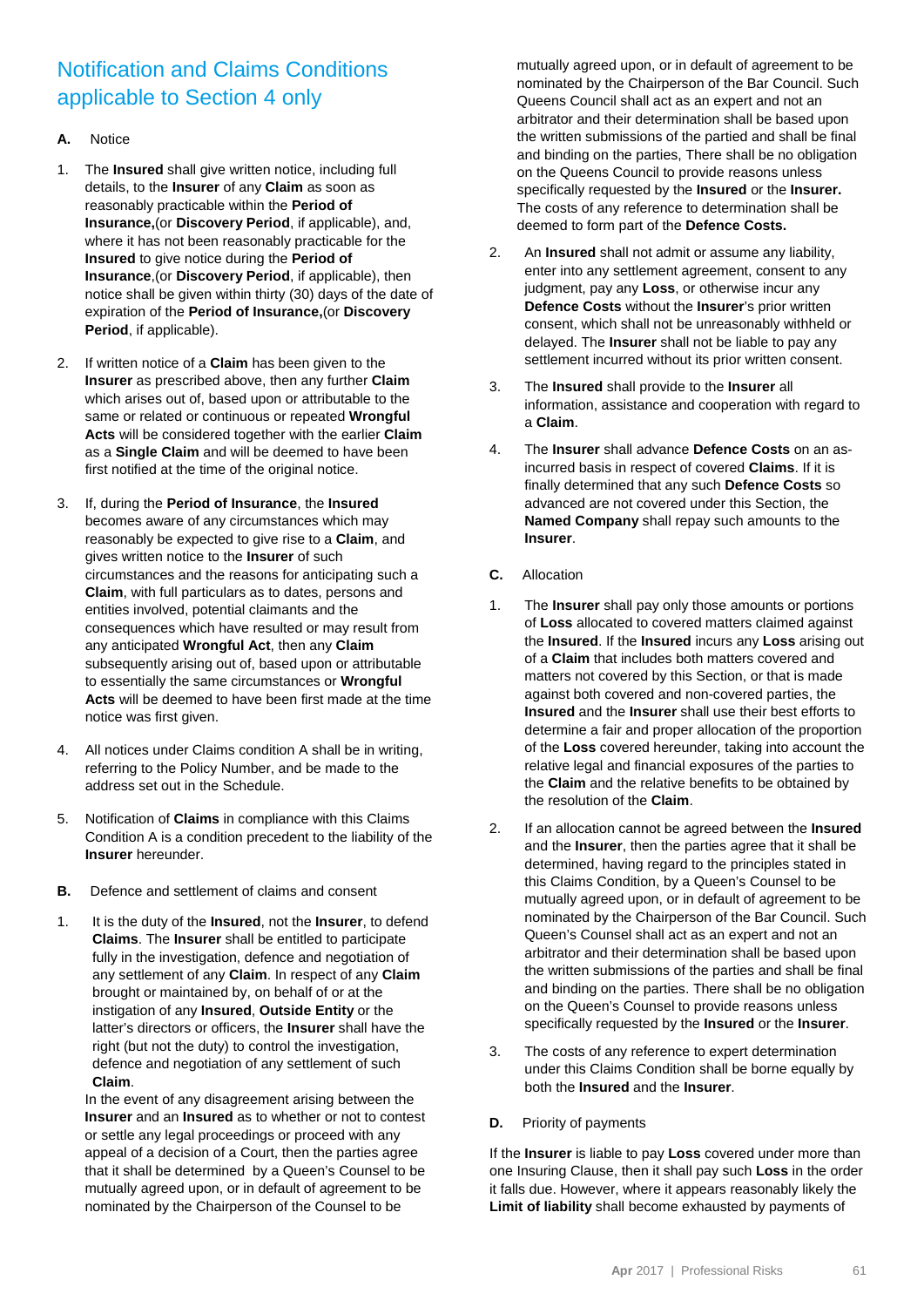## Notification and Claims Conditions applicable to Section 4 only

**A.** Notice

1. The **Insured** shall give written notice, including full details, to the **Insurer** of any **Claim** as soon as reasonably practicable within the **Period of Insurance,**(or **Discovery Period**, if applicable), and, where it has not been reasonably practicable for the **Insured** to give notice during the **Period of Insurance**,(or **Discovery Period**, if applicable), then notice shall be given within thirty (30) days of the date of expiration of the **Period of Insurance,**(or **Discovery Period**, if applicable).

2. If written notice of a **Claim** has been given to the **Insurer** as prescribed above, then any further **Claim** which arises out of, based upon or attributable to the same or related or continuous or repeated **Wrongful Acts** will be considered together with the earlier **Claim** as a **Single Claim** and will be deemed to have been first notified at the time of the original notice.

3. If, during the **Period of Insurance**, the **Insured** becomes aware of any circumstances which may reasonably be expected to give rise to a **Claim**, and gives written notice to the **Insurer** of such circumstances and the reasons for anticipating such a **Claim**, with full particulars as to dates, persons and entities involved, potential claimants and the consequences which have resulted or may result from any anticipated **Wrongful Act**, then any **Claim** subsequently arising out of, based upon or attributable to essentially the same circumstances or **Wrongful Acts** will be deemed to have been first made at the time notice was first given.

4. All notices under Claims condition A shall be in writing, referring to the Policy Number, and be made to the address set out in the Schedule.

5. Notification of **Claims** in compliance with this Claims Condition A is a condition precedent to the liability of the **Insurer** hereunder.

**B.** Defence and settlement of claims and consent

1. It is the duty of the **Insured**, not the **Insurer**, to defend **Claims**. The **Insurer** shall be entitled to participate fully in the investigation, defence and negotiation of any settlement of any **Claim**. In respect of any **Claim** brought or maintained by, on behalf of or at the instigation of any **Insured**, **Outside Entity** or the latter's directors or officers, the **Insurer** shall have the right (but not the duty) to control the investigation, defence and negotiation of any settlement of such **Claim**.

   In the event of any disagreement arising between the **Insurer** and an **Insured** as to whether or not to contest or settle any legal proceedings or proceed with any appeal of a decision of a Court, then the parties agree that it shall be determined by a Queen's Counsel to be mutually agreed upon, or in default of agreement to be nominated by the Chairperson of the Counsel to be mutually agreed upon, or in default of agreement to be nominated by the Chairperson of the Bar Council. Such Queens Council shall act as an expert and not an arbitrator and their determination shall be based upon the written submissions of the partied and shall be final and binding on the parties, There shall be no obligation on the Queens Council to provide reasons unless specifically requested by the **Insured** or the **Insurer.** The costs of any reference to determination shall be deemed to form part of the **Defence Costs.**

2. An **Insured** shall not admit or assume any liability, enter into any settlement agreement, consent to any judgment, pay any **Loss**, or otherwise incur any **Defence Costs** without the **Insurer**'s prior written consent, which shall not be unreasonably withheld or delayed. The **Insurer** shall not be liable to pay any settlement incurred without its prior written consent.

3. The **Insured** shall provide to the **Insurer** all information, assistance and cooperation with regard to a **Claim**.

4. The **Insurer** shall advance **Defence Costs** on an as-incurred basis in respect of covered **Claims**. If it is finally determined that any such **Defence Costs** so advanced are not covered under this Section, the **Named Company** shall repay such amounts to the **Insurer**.

**C.** Allocation

1. The **Insurer** shall pay only those amounts or portions of **Loss** allocated to covered matters claimed against the **Insured**. If the **Insured** incurs any **Loss** arising out of a **Claim** that includes both matters covered and matters not covered by this Section, or that is made against both covered and non-covered parties, the **Insured** and the **Insurer** shall use their best efforts to determine a fair and proper allocation of the proportion of the **Loss** covered hereunder, taking into account the relative legal and financial exposures of the parties to the **Claim** and the relative benefits to be obtained by the resolution of the **Claim**.

2. If an allocation cannot be agreed between the **Insured** and the **Insurer**, then the parties agree that it shall be determined, having regard to the principles stated in this Claims Condition, by a Queen's Counsel to be mutually agreed upon, or in default of agreement to be nominated by the Chairperson of the Bar Council. Such Queen's Counsel shall act as an expert and not an arbitrator and their determination shall be based upon the written submissions of the parties and shall be final and binding on the parties. There shall be no obligation on the Queen's Counsel to provide reasons unless specifically requested by the **Insured** or the **Insurer**.

3. The costs of any reference to expert determination under this Claims Condition shall be borne equally by both the **Insured** and the **Insurer**.

**D.** Priority of payments

If the **Insurer** is liable to pay **Loss** covered under more than one Insuring Clause, then it shall pay such **Loss** in the order it falls due. However, where it appears reasonably likely the **Limit of liability** shall become exhausted by payments of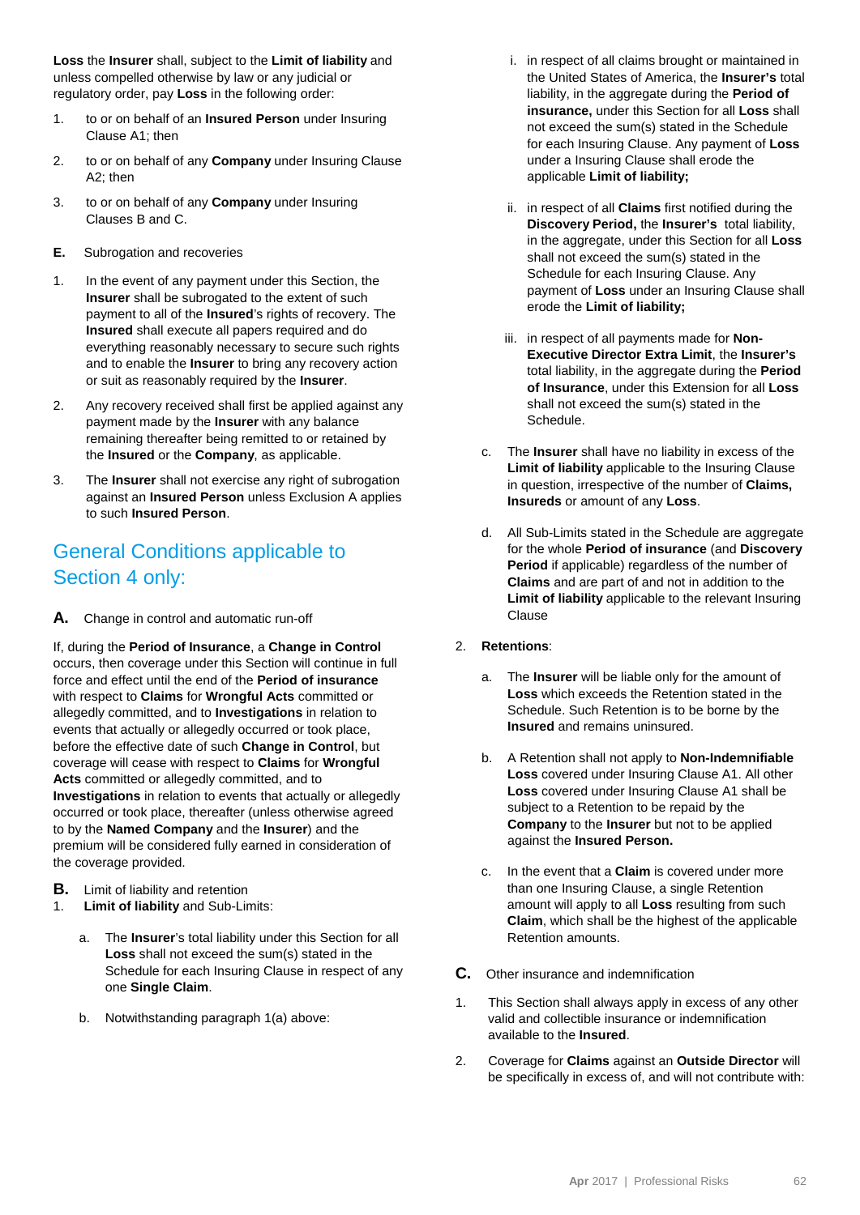**Loss** the **Insurer** shall, subject to the **Limit of liability** and unless compelled otherwise by law or any judicial or regulatory order, pay **Loss** in the following order:

1. to or on behalf of an **Insured Person** under Insuring Clause A1; then
2. to or on behalf of any **Company** under Insuring Clause A2; then
3. to or on behalf of any **Company** under Insuring Clauses B and C.

**E.** Subrogation and recoveries

1. In the event of any payment under this Section, the **Insurer** shall be subrogated to the extent of such payment to all of the **Insured**'s rights of recovery. The **Insured** shall execute all papers required and do everything reasonably necessary to secure such rights and to enable the **Insurer** to bring any recovery action or suit as reasonably required by the **Insurer**.
2. Any recovery received shall first be applied against any payment made by the **Insurer** with any balance remaining thereafter being remitted to or retained by the **Insured** or the **Company**, as applicable.
3. The **Insurer** shall not exercise any right of subrogation against an **Insured Person** unless Exclusion A applies to such **Insured Person**.

## General Conditions applicable to Section 4 only:

**A.** Change in control and automatic run-off

If, during the **Period of Insurance**, a **Change in Control** occurs, then coverage under this Section will continue in full force and effect until the end of the **Period of insurance** with respect to **Claims** for **Wrongful Acts** committed or allegedly committed, and to **Investigations** in relation to events that actually or allegedly occurred or took place, before the effective date of such **Change in Control**, but coverage will cease with respect to **Claims** for **Wrongful Acts** committed or allegedly committed, and to **Investigations** in relation to events that actually or allegedly occurred or took place, thereafter (unless otherwise agreed to by the **Named Company** and the **Insurer**) and the premium will be considered fully earned in consideration of the coverage provided.

**B.** Limit of liability and retention

1. **Limit of liability** and Sub-Limits:

   a. The **Insurer**'s total liability under this Section for all **Loss** shall not exceed the sum(s) stated in the Schedule for each Insuring Clause in respect of any one **Single Claim**.

   b. Notwithstanding paragraph 1(a) above:

      i. in respect of all claims brought or maintained in the United States of America, the **Insurer's** total liability, in the aggregate during the **Period of insurance,** under this Section for all **Loss** shall not exceed the sum(s) stated in the Schedule for each Insuring Clause. Any payment of **Loss** under a Insuring Clause shall erode the applicable **Limit of liability;**

      ii. in respect of all **Claims** first notified during the **Discovery Period,** the **Insurer's** total liability, in the aggregate, under this Section for all **Loss** shall not exceed the sum(s) stated in the Schedule for each Insuring Clause. Any payment of **Loss** under an Insuring Clause shall erode the **Limit of liability;**

      iii. in respect of all payments made for **Non-Executive Director Extra Limit**, the **Insurer's** total liability, in the aggregate during the **Period of Insurance**, under this Extension for all **Loss** shall not exceed the sum(s) stated in the Schedule.

   c. The **Insurer** shall have no liability in excess of the **Limit of liability** applicable to the Insuring Clause in question, irrespective of the number of **Claims, Insureds** or amount of any **Loss**.

   d. All Sub-Limits stated in the Schedule are aggregate for the whole **Period of insurance** (and **Discovery Period** if applicable) regardless of the number of **Claims** and are part of and not in addition to the **Limit of liability** applicable to the relevant Insuring Clause

2. **Retentions**:

   a. The **Insurer** will be liable only for the amount of **Loss** which exceeds the Retention stated in the Schedule. Such Retention is to be borne by the **Insured** and remains uninsured.

   b. A Retention shall not apply to **Non-Indemnifiable Loss** covered under Insuring Clause A1. All other **Loss** covered under Insuring Clause A1 shall be subject to a Retention to be repaid by the **Company** to the **Insurer** but not to be applied against the **Insured Person.**

   c. In the event that a **Claim** is covered under more than one Insuring Clause, a single Retention amount will apply to all **Loss** resulting from such **Claim**, which shall be the highest of the applicable Retention amounts.

**C.** Other insurance and indemnification

1. This Section shall always apply in excess of any other valid and collectible insurance or indemnification available to the **Insured**.
2. Coverage for **Claims** against an **Outside Director** will be specifically in excess of, and will not contribute with: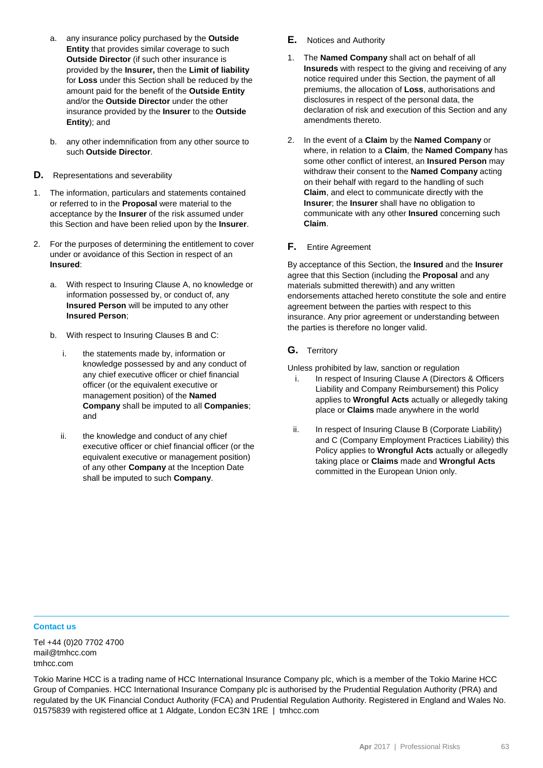a. any insurance policy purchased by the **Outside Entity** that provides similar coverage to such **Outside Director** (if such other insurance is provided by the **Insurer,** then the **Limit of liability** for **Loss** under this Section shall be reduced by the amount paid for the benefit of the **Outside Entity** and/or the **Outside Director** under the other insurance provided by the **Insurer** to the **Outside Entity**); and

b. any other indemnification from any other source to such **Outside Director**.

## D. Representations and severability

1. The information, particulars and statements contained or referred to in the **Proposal** were material to the acceptance by the **Insurer** of the risk assumed under this Section and have been relied upon by the **Insurer**.

2. For the purposes of determining the entitlement to cover under or avoidance of this Section in respect of an **Insured**:

   a. With respect to Insuring Clause A, no knowledge or information possessed by, or conduct of, any **Insured Person** will be imputed to any other **Insured Person**;

   b. With respect to Insuring Clauses B and C:

      i. the statements made by, information or knowledge possessed by and any conduct of any chief executive officer or chief financial officer (or the equivalent executive or management position) of the **Named Company** shall be imputed to all **Companies**; and

      ii. the knowledge and conduct of any chief executive officer or chief financial officer (or the equivalent executive or management position) of any other **Company** at the Inception Date shall be imputed to such **Company**.

## E. Notices and Authority

1. The **Named Company** shall act on behalf of all **Insureds** with respect to the giving and receiving of any notice required under this Section, the payment of all premiums, the allocation of **Loss**, authorisations and disclosures in respect of the personal data, the declaration of risk and execution of this Section and any amendments thereto.

2. In the event of a **Claim** by the **Named Company** or where, in relation to a **Claim**, the **Named Company** has some other conflict of interest, an **Insured Person** may withdraw their consent to the **Named Company** acting on their behalf with regard to the handling of such **Claim**, and elect to communicate directly with the **Insurer**; the **Insurer** shall have no obligation to communicate with any other **Insured** concerning such **Claim**.

## F. Entire Agreement

By acceptance of this Section, the **Insured** and the **Insurer** agree that this Section (including the **Proposal** and any materials submitted therewith) and any written endorsements attached hereto constitute the sole and entire agreement between the parties with respect to this insurance. Any prior agreement or understanding between the parties is therefore no longer valid.

## G. Territory

Unless prohibited by law, sanction or regulation

i. In respect of Insuring Clause A (Directors & Officers Liability and Company Reimbursement) this Policy applies to **Wrongful Acts** actually or allegedly taking place or **Claims** made anywhere in the world

ii. In respect of Insuring Clause B (Corporate Liability) and C (Company Employment Practices Liability) this Policy applies to **Wrongful Acts** actually or allegedly taking place or **Claims** made and **Wrongful Acts** committed in the European Union only.

**Contact us**

Tel +44 (0)20 7702 4700
mail@tmhcc.com
tmhcc.com

Tokio Marine HCC is a trading name of HCC International Insurance Company plc, which is a member of the Tokio Marine HCC Group of Companies. HCC International Insurance Company plc is authorised by the Prudential Regulation Authority (PRA) and regulated by the UK Financial Conduct Authority (FCA) and Prudential Regulation Authority. Registered in England and Wales No. 01575839 with registered office at 1 Aldgate, London EC3N 1RE | tmhcc.com